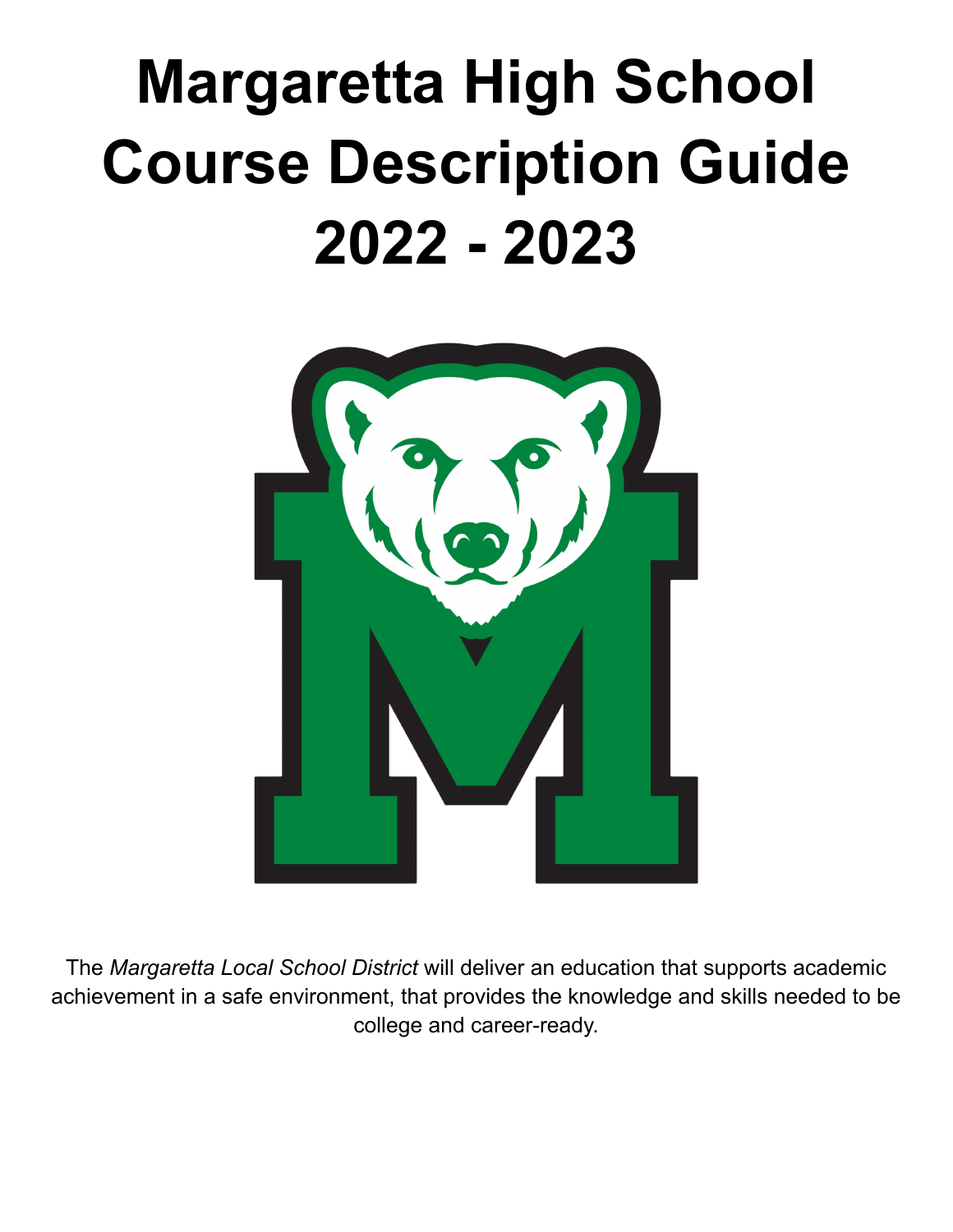# Margaretta High School Course Description Guide 2022 - 2023

The *Margaretta Local School District* will deliver an education that supports academic achievement in a safe environment, that provides the knowledge and skills needed to be college and career-ready.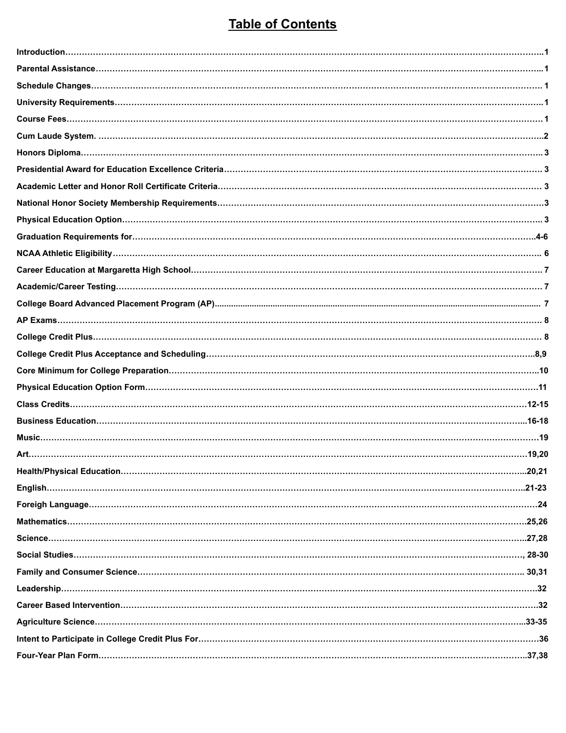# Table of Contents

| Section | Page |
|---|---|
| **Introduction** | 1 |
| **Parental Assistance** | 1 |
| **Schedule Changes** | 1 |
| **University Requirements** | 1 |
| **Course Fees** | 1 |
| **Cum Laude System.** | 2 |
| **Honors Diploma** | 3 |
| **Presidential Award for Education Excellence Criteria** | 3 |
| **Academic Letter and Honor Roll Certificate Criteria** | 3 |
| **National Honor Society Membership Requirements** | 3 |
| **Physical Education Option** | 3 |
| **Graduation Requirements for** | 4-6 |
| **NCAA Athletic Eligibility** | 6 |
| **Career Education at Margaretta High School** | 7 |
| **Academic/Career Testing** | 7 |
| **College Board Advanced Placement Program (AP)** | 7 |
| **AP Exams** | 8 |
| **College Credit Plus** | 8 |
| **College Credit Plus Acceptance and Scheduling** | 8,9 |
| **Core Minimum for College Preparation** | 10 |
| **Physical Education Option Form** | 11 |
| **Class Credits** | 12-15 |
| **Business Education** | 16-18 |
| **Music** | 19 |
| **Art** | 19,20 |
| **Health/Physical Education** | 20,21 |
| **English** | 21-23 |
| **Foreigh Language** | 24 |
| **Mathematics** | 25,26 |
| **Science** | 27,28 |
| **Social Studies** | 28-30 |
| **Family and Consumer Science** | 30,31 |
| **Leadership** | 32 |
| **Career Based Intervention** | 32 |
| **Agriculture Science** | 33-35 |
| **Intent to Participate in College Credit Plus For** | 36 |
| **Four-Year Plan Form** | 37,38 |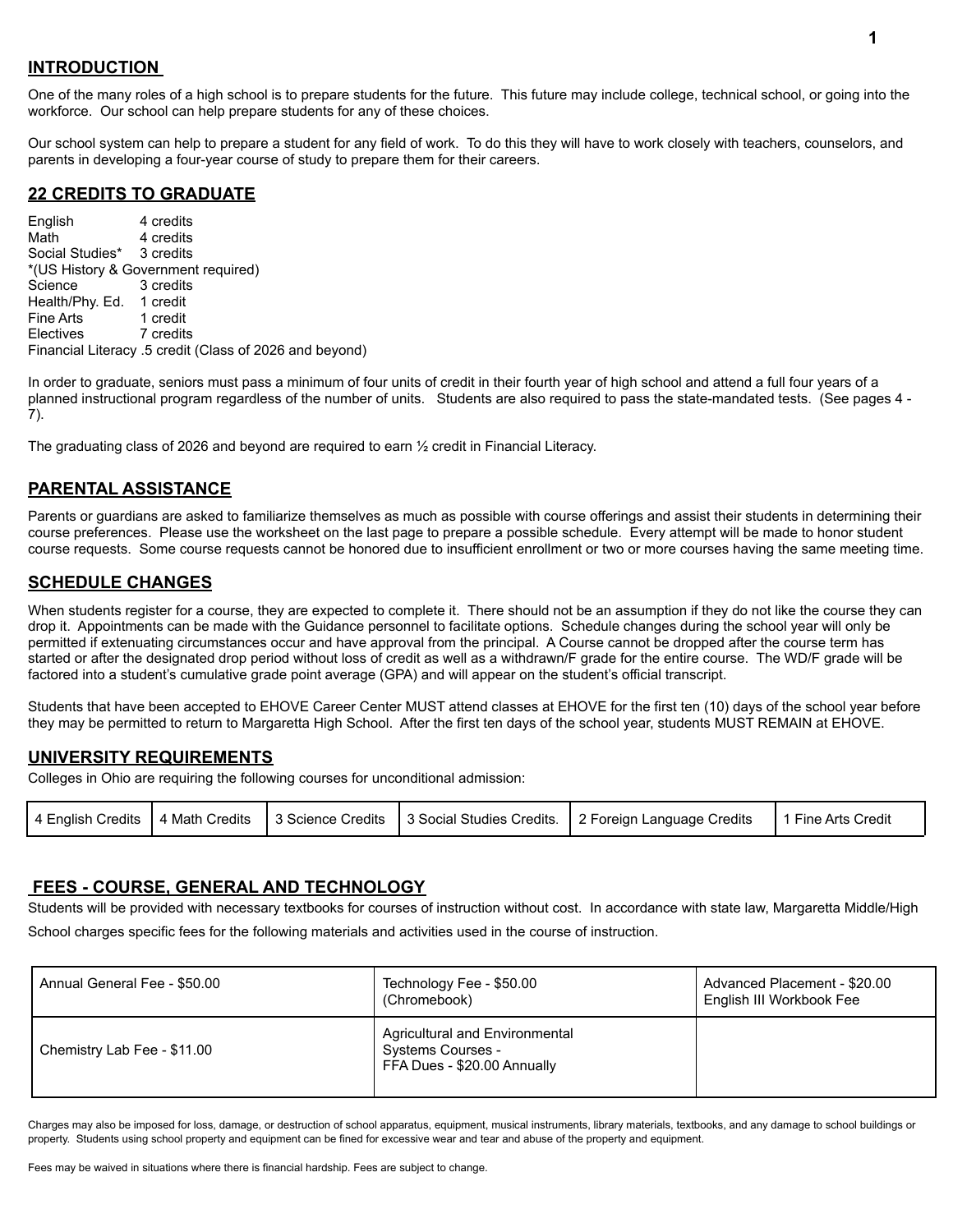## INTRODUCTION

One of the many roles of a high school is to prepare students for the future. This future may include college, technical school, or going into the workforce. Our school can help prepare students for any of these choices.

Our school system can help to prepare a student for any field of work. To do this they will have to work closely with teachers, counselors, and parents in developing a four-year course of study to prepare them for their careers.

## 22 CREDITS TO GRADUATE

English 4 credits
Math 4 credits
Social Studies* 3 credits
*(US History & Government required)
Science 3 credits
Health/Phy. Ed. 1 credit
Fine Arts 1 credit
Electives 7 credits
Financial Literacy .5 credit (Class of 2026 and beyond)

In order to graduate, seniors must pass a minimum of four units of credit in their fourth year of high school and attend a full four years of a planned instructional program regardless of the number of units. Students are also required to pass the state-mandated tests. (See pages 4 - 7).

The graduating class of 2026 and beyond are required to earn ½ credit in Financial Literacy.

## PARENTAL ASSISTANCE

Parents or guardians are asked to familiarize themselves as much as possible with course offerings and assist their students in determining their course preferences. Please use the worksheet on the last page to prepare a possible schedule. Every attempt will be made to honor student course requests. Some course requests cannot be honored due to insufficient enrollment or two or more courses having the same meeting time.

## SCHEDULE CHANGES

When students register for a course, they are expected to complete it. There should not be an assumption if they do not like the course they can drop it. Appointments can be made with the Guidance personnel to facilitate options. Schedule changes during the school year will only be permitted if extenuating circumstances occur and have approval from the principal. A Course cannot be dropped after the course term has started or after the designated drop period without loss of credit as well as a withdrawn/F grade for the entire course. The WD/F grade will be factored into a student's cumulative grade point average (GPA) and will appear on the student's official transcript.

Students that have been accepted to EHOVE Career Center MUST attend classes at EHOVE for the first ten (10) days of the school year before they may be permitted to return to Margaretta High School. After the first ten days of the school year, students MUST REMAIN at EHOVE.

## UNIVERSITY REQUIREMENTS

Colleges in Ohio are requiring the following courses for unconditional admission:

| 4 English Credits | 4 Math Credits | 3 Science Credits | 3 Social Studies Credits. | 2 Foreign Language Credits | 1 Fine Arts Credit |
|---|---|---|---|---|---|

## FEES - COURSE, GENERAL AND TECHNOLOGY

Students will be provided with necessary textbooks for courses of instruction without cost. In accordance with state law, Margaretta Middle/High School charges specific fees for the following materials and activities used in the course of instruction.

| Annual General Fee - $50.00 | Technology Fee - $50.00 (Chromebook) | Advanced Placement - $20.00 English III Workbook Fee |
|---|---|---|
| Chemistry Lab Fee - $11.00 | Agricultural and Environmental Systems Courses - FFA Dues - $20.00 Annually | |

Charges may also be imposed for loss, damage, or destruction of school apparatus, equipment, musical instruments, library materials, textbooks, and any damage to school buildings or property. Students using school property and equipment can be fined for excessive wear and tear and abuse of the property and equipment.

Fees may be waived in situations where there is financial hardship. Fees are subject to change.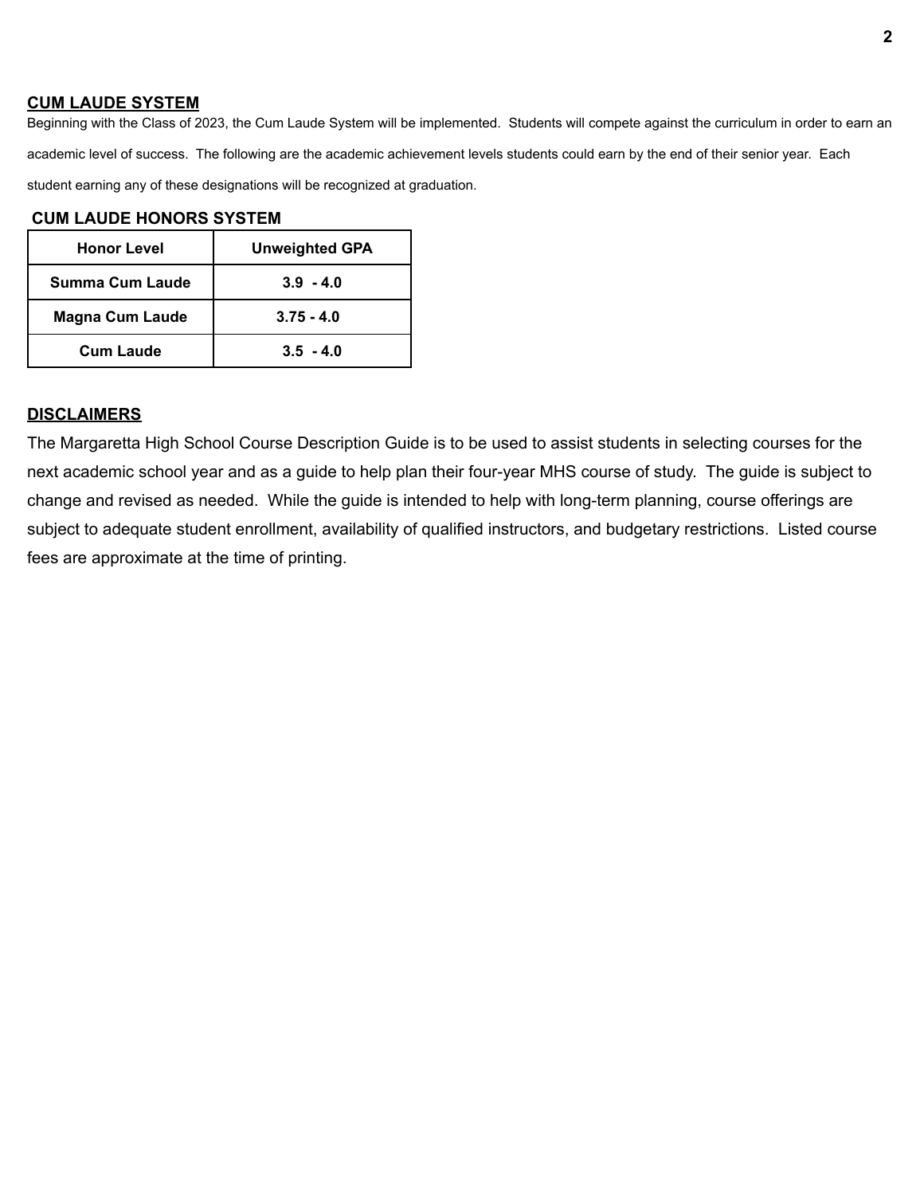## CUM LAUDE SYSTEM

Beginning with the Class of 2023, the Cum Laude System will be implemented. Students will compete against the curriculum in order to earn an academic level of success. The following are the academic achievement levels students could earn by the end of their senior year. Each student earning any of these designations will be recognized at graduation.

### CUM LAUDE HONORS SYSTEM

| Honor Level | Unweighted GPA |
|---|---|
| Summa Cum Laude | 3.9 - 4.0 |
| Magna Cum Laude | 3.75 - 4.0 |
| Cum Laude | 3.5 - 4.0 |

## DISCLAIMERS

The Margaretta High School Course Description Guide is to be used to assist students in selecting courses for the next academic school year and as a guide to help plan their four-year MHS course of study. The guide is subject to change and revised as needed. While the guide is intended to help with long-term planning, course offerings are subject to adequate student enrollment, availability of qualified instructors, and budgetary restrictions. Listed course fees are approximate at the time of printing.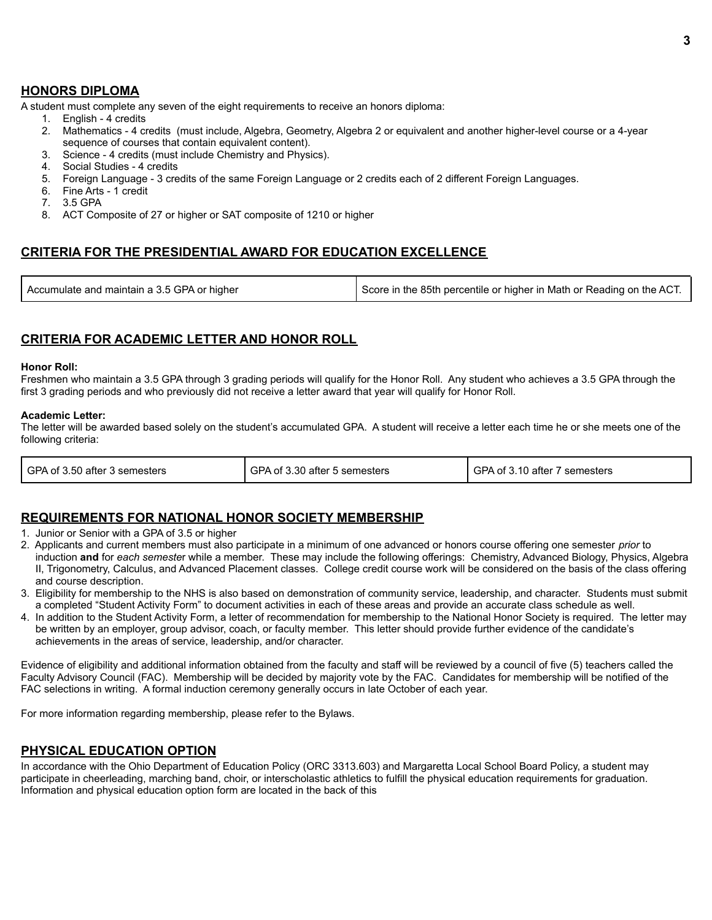## HONORS DIPLOMA

A student must complete any seven of the eight requirements to receive an honors diploma:

1. English - 4 credits
2. Mathematics - 4 credits (must include, Algebra, Geometry, Algebra 2 or equivalent and another higher-level course or a 4-year sequence of courses that contain equivalent content).
3. Science - 4 credits (must include Chemistry and Physics).
4. Social Studies - 4 credits
5. Foreign Language - 3 credits of the same Foreign Language or 2 credits each of 2 different Foreign Languages.
6. Fine Arts - 1 credit
7. 3.5 GPA
8. ACT Composite of 27 or higher or SAT composite of 1210 or higher

## CRITERIA FOR THE PRESIDENTIAL AWARD FOR EDUCATION EXCELLENCE

| Accumulate and maintain a 3.5 GPA or higher | Score in the 85th percentile or higher in Math or Reading on the ACT. |
|---|---|

## CRITERIA FOR ACADEMIC LETTER AND HONOR ROLL

**Honor Roll:**
Freshmen who maintain a 3.5 GPA through 3 grading periods will qualify for the Honor Roll. Any student who achieves a 3.5 GPA through the first 3 grading periods and who previously did not receive a letter award that year will qualify for Honor Roll.

**Academic Letter:**
The letter will be awarded based solely on the student's accumulated GPA. A student will receive a letter each time he or she meets one of the following criteria:

| GPA of 3.50 after 3 semesters | GPA of 3.30 after 5 semesters | GPA of 3.10 after 7 semesters |
|---|---|---|

## REQUIREMENTS FOR NATIONAL HONOR SOCIETY MEMBERSHIP

1. Junior or Senior with a GPA of 3.5 or higher
2. Applicants and current members must also participate in a minimum of one advanced or honors course offering one semester *prior* to induction **and** for *each semester* while a member. These may include the following offerings: Chemistry, Advanced Biology, Physics, Algebra II, Trigonometry, Calculus, and Advanced Placement classes. College credit course work will be considered on the basis of the class offering and course description.
3. Eligibility for membership to the NHS is also based on demonstration of community service, leadership, and character. Students must submit a completed "Student Activity Form" to document activities in each of these areas and provide an accurate class schedule as well.
4. In addition to the Student Activity Form, a letter of recommendation for membership to the National Honor Society is required. The letter may be written by an employer, group advisor, coach, or faculty member. This letter should provide further evidence of the candidate's achievements in the areas of service, leadership, and/or character.

Evidence of eligibility and additional information obtained from the faculty and staff will be reviewed by a council of five (5) teachers called the Faculty Advisory Council (FAC). Membership will be decided by majority vote by the FAC. Candidates for membership will be notified of the FAC selections in writing. A formal induction ceremony generally occurs in late October of each year.

For more information regarding membership, please refer to the Bylaws.

## PHYSICAL EDUCATION OPTION

In accordance with the Ohio Department of Education Policy (ORC 3313.603) and Margaretta Local School Board Policy, a student may participate in cheerleading, marching band, choir, or interscholastic athletics to fulfill the physical education requirements for graduation. Information and physical education option form are located in the back of this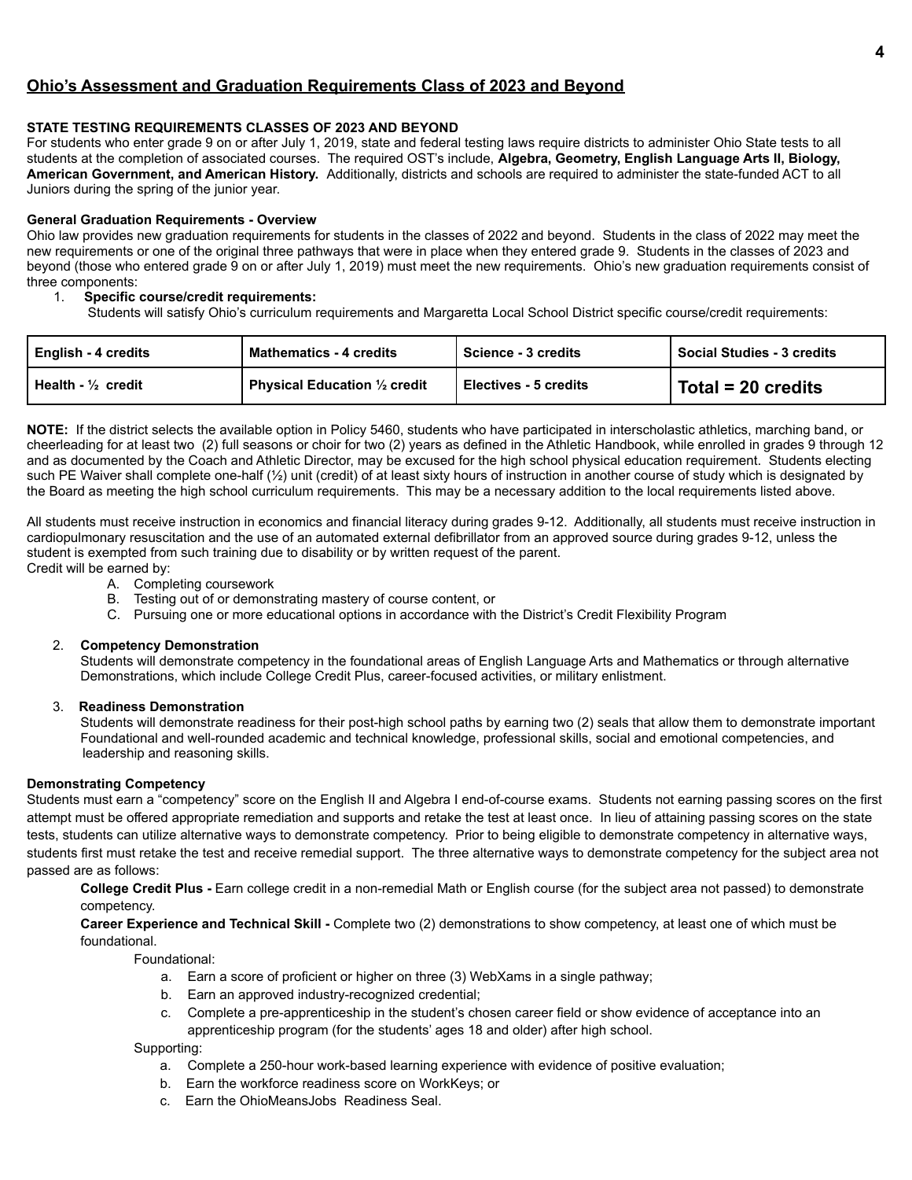## Ohio's Assessment and Graduation Requirements Class of 2023 and Beyond

**STATE TESTING REQUIREMENTS CLASSES OF 2023 AND BEYOND**

For students who enter grade 9 on or after July 1, 2019, state and federal testing laws require districts to administer Ohio State tests to all students at the completion of associated courses. The required OST's include, **Algebra, Geometry, English Language Arts II, Biology, American Government, and American History.** Additionally, districts and schools are required to administer the state-funded ACT to all Juniors during the spring of the junior year.

**General Graduation Requirements - Overview**

Ohio law provides new graduation requirements for students in the classes of 2022 and beyond. Students in the class of 2022 may meet the new requirements or one of the original three pathways that were in place when they entered grade 9. Students in the classes of 2023 and beyond (those who entered grade 9 on or after July 1, 2019) must meet the new requirements. Ohio's new graduation requirements consist of three components:

1. **Specific course/credit requirements:**
   Students will satisfy Ohio's curriculum requirements and Margaretta Local School District specific course/credit requirements:

| English - 4 credits | Mathematics - 4 credits | Science - 3 credits | Social Studies - 3 credits |
|---|---|---|---|
| Health - ½ credit | Physical Education ½ credit | Electives - 5 credits | Total = 20 credits |

**NOTE:** If the district selects the available option in Policy 5460, students who have participated in interscholastic athletics, marching band, or cheerleading for at least two (2) full seasons or choir for two (2) years as defined in the Athletic Handbook, while enrolled in grades 9 through 12 and as documented by the Coach and Athletic Director, may be excused for the high school physical education requirement. Students electing such PE Waiver shall complete one-half (½) unit (credit) of at least sixty hours of instruction in another course of study which is designated by the Board as meeting the high school curriculum requirements. This may be a necessary addition to the local requirements listed above.

All students must receive instruction in economics and financial literacy during grades 9-12. Additionally, all students must receive instruction in cardiopulmonary resuscitation and the use of an automated external defibrillator from an approved source during grades 9-12, unless the student is exempted from such training due to disability or by written request of the parent.
Credit will be earned by:

A. Completing coursework
B. Testing out of or demonstrating mastery of course content, or
C. Pursuing one or more educational options in accordance with the District's Credit Flexibility Program

2. **Competency Demonstration**
   Students will demonstrate competency in the foundational areas of English Language Arts and Mathematics or through alternative Demonstrations, which include College Credit Plus, career-focused activities, or military enlistment.

3. **Readiness Demonstration**
   Students will demonstrate readiness for their post-high school paths by earning two (2) seals that allow them to demonstrate important Foundational and well-rounded academic and technical knowledge, professional skills, social and emotional competencies, and leadership and reasoning skills.

**Demonstrating Competency**

Students must earn a "competency" score on the English II and Algebra I end-of-course exams. Students not earning passing scores on the first attempt must be offered appropriate remediation and supports and retake the test at least once. In lieu of attaining passing scores on the state tests, students can utilize alternative ways to demonstrate competency. Prior to being eligible to demonstrate competency in alternative ways, students first must retake the test and receive remedial support. The three alternative ways to demonstrate competency for the subject area not passed are as follows:

**College Credit Plus -** Earn college credit in a non-remedial Math or English course (for the subject area not passed) to demonstrate competency.

**Career Experience and Technical Skill -** Complete two (2) demonstrations to show competency, at least one of which must be foundational.

Foundational:

a. Earn a score of proficient or higher on three (3) WebXams in a single pathway;
b. Earn an approved industry-recognized credential;
c. Complete a pre-apprenticeship in the student's chosen career field or show evidence of acceptance into an apprenticeship program (for the students' ages 18 and older) after high school.

Supporting:

a. Complete a 250-hour work-based learning experience with evidence of positive evaluation;
b. Earn the workforce readiness score on WorkKeys; or
c. Earn the OhioMeansJobs Readiness Seal.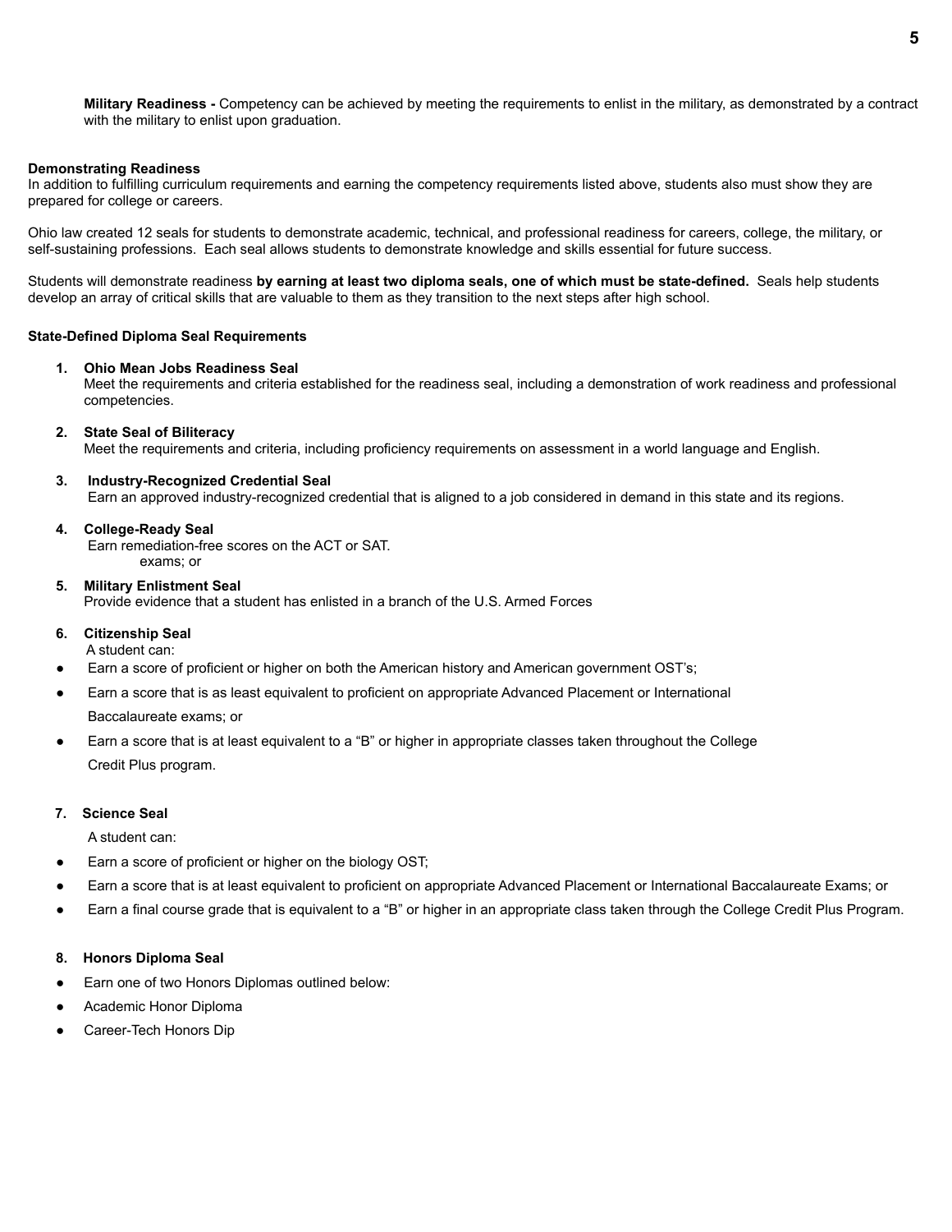**Military Readiness -** Competency can be achieved by meeting the requirements to enlist in the military, as demonstrated by a contract with the military to enlist upon graduation.

**Demonstrating Readiness**
In addition to fulfilling curriculum requirements and earning the competency requirements listed above, students also must show they are prepared for college or careers.

Ohio law created 12 seals for students to demonstrate academic, technical, and professional readiness for careers, college, the military, or self-sustaining professions. Each seal allows students to demonstrate knowledge and skills essential for future success.

Students will demonstrate readiness **by earning at least two diploma seals, one of which must be state-defined.** Seals help students develop an array of critical skills that are valuable to them as they transition to the next steps after high school.

**State-Defined Diploma Seal Requirements**

1. **Ohio Mean Jobs Readiness Seal**
   Meet the requirements and criteria established for the readiness seal, including a demonstration of work readiness and professional competencies.

2. **State Seal of Biliteracy**
   Meet the requirements and criteria, including proficiency requirements on assessment in a world language and English.

3. **Industry-Recognized Credential Seal**
   Earn an approved industry-recognized credential that is aligned to a job considered in demand in this state and its regions.

4. **College-Ready Seal**
   Earn remediation-free scores on the ACT or SAT.
   exams; or

5. **Military Enlistment Seal**
   Provide evidence that a student has enlisted in a branch of the U.S. Armed Forces

6. **Citizenship Seal**
   A student can:

- Earn a score of proficient or higher on both the American history and American government OST's;
- Earn a score that is as least equivalent to proficient on appropriate Advanced Placement or International Baccalaureate exams; or
- Earn a score that is at least equivalent to a "B" or higher in appropriate classes taken throughout the College Credit Plus program.

7. **Science Seal**

   A student can:

- Earn a score of proficient or higher on the biology OST;
- Earn a score that is at least equivalent to proficient on appropriate Advanced Placement or International Baccalaureate Exams; or
- Earn a final course grade that is equivalent to a "B" or higher in an appropriate class taken through the College Credit Plus Program.

8. **Honors Diploma Seal**

- Earn one of two Honors Diplomas outlined below:
- Academic Honor Diploma
- Career-Tech Honors Dip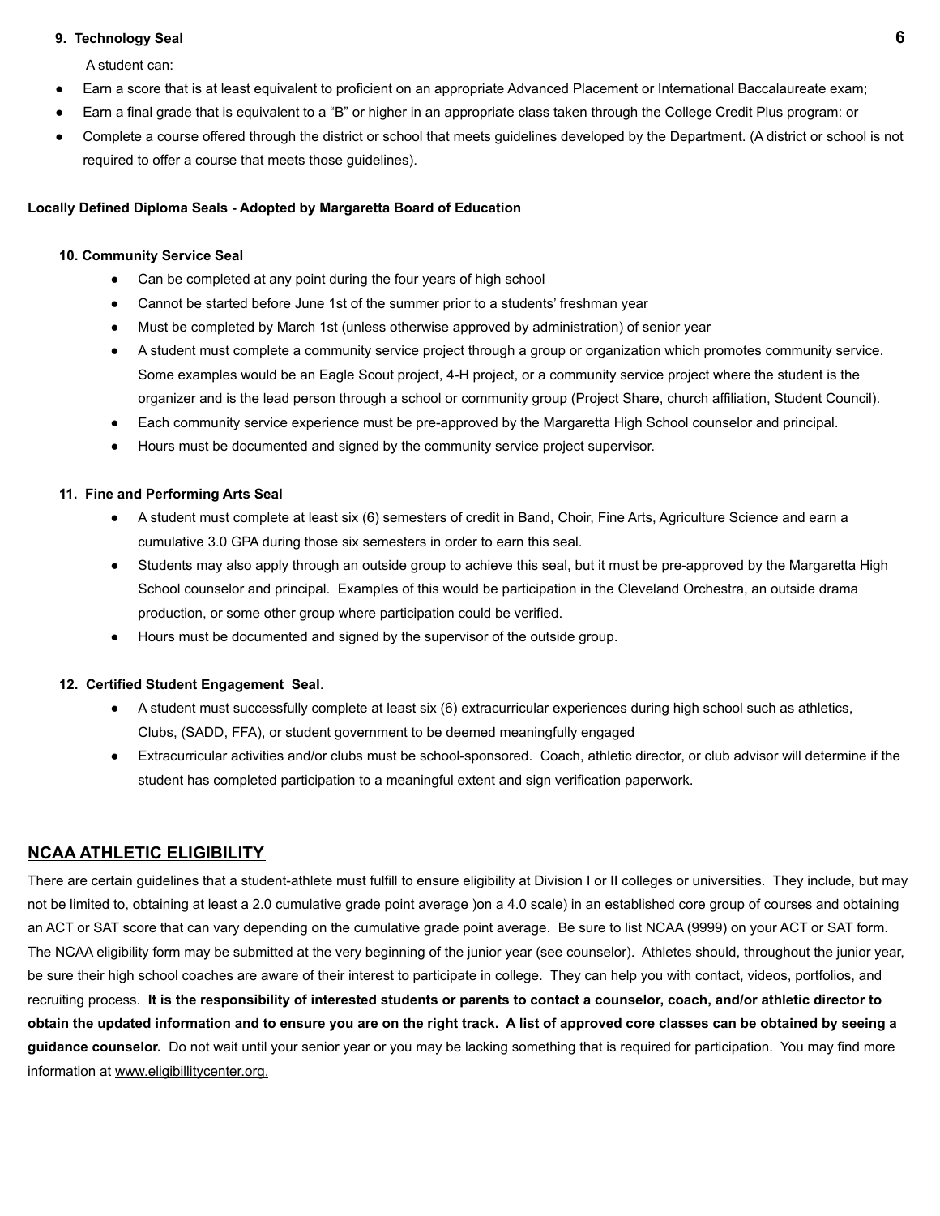**9. Technology Seal**

A student can:

- Earn a score that is at least equivalent to proficient on an appropriate Advanced Placement or International Baccalaureate exam;
- Earn a final grade that is equivalent to a "B" or higher in an appropriate class taken through the College Credit Plus program: or
- Complete a course offered through the district or school that meets guidelines developed by the Department. (A district or school is not required to offer a course that meets those guidelines).

**Locally Defined Diploma Seals - Adopted by Margaretta Board of Education**

**10. Community Service Seal**

- Can be completed at any point during the four years of high school
- Cannot be started before June 1st of the summer prior to a students' freshman year
- Must be completed by March 1st (unless otherwise approved by administration) of senior year
- A student must complete a community service project through a group or organization which promotes community service. Some examples would be an Eagle Scout project, 4-H project, or a community service project where the student is the organizer and is the lead person through a school or community group (Project Share, church affiliation, Student Council).
- Each community service experience must be pre-approved by the Margaretta High School counselor and principal.
- Hours must be documented and signed by the community service project supervisor.

**11. Fine and Performing Arts Seal**

- A student must complete at least six (6) semesters of credit in Band, Choir, Fine Arts, Agriculture Science and earn a cumulative 3.0 GPA during those six semesters in order to earn this seal.
- Students may also apply through an outside group to achieve this seal, but it must be pre-approved by the Margaretta High School counselor and principal. Examples of this would be participation in the Cleveland Orchestra, an outside drama production, or some other group where participation could be verified.
- Hours must be documented and signed by the supervisor of the outside group.

**12. Certified Student Engagement Seal**.

- A student must successfully complete at least six (6) extracurricular experiences during high school such as athletics, Clubs, (SADD, FFA), or student government to be deemed meaningfully engaged
- Extracurricular activities and/or clubs must be school-sponsored. Coach, athletic director, or club advisor will determine if the student has completed participation to a meaningful extent and sign verification paperwork.

## NCAA ATHLETIC ELIGIBILITY

There are certain guidelines that a student-athlete must fulfill to ensure eligibility at Division I or II colleges or universities. They include, but may not be limited to, obtaining at least a 2.0 cumulative grade point average )on a 4.0 scale) in an established core group of courses and obtaining an ACT or SAT score that can vary depending on the cumulative grade point average. Be sure to list NCAA (9999) on your ACT or SAT form. The NCAA eligibility form may be submitted at the very beginning of the junior year (see counselor). Athletes should, throughout the junior year, be sure their high school coaches are aware of their interest to participate in college. They can help you with contact, videos, portfolios, and recruiting process. **It is the responsibility of interested students or parents to contact a counselor, coach, and/or athletic director to obtain the updated information and to ensure you are on the right track. A list of approved core classes can be obtained by seeing a guidance counselor.** Do not wait until your senior year or you may be lacking something that is required for participation. You may find more information at www.eligibillitycenter.org.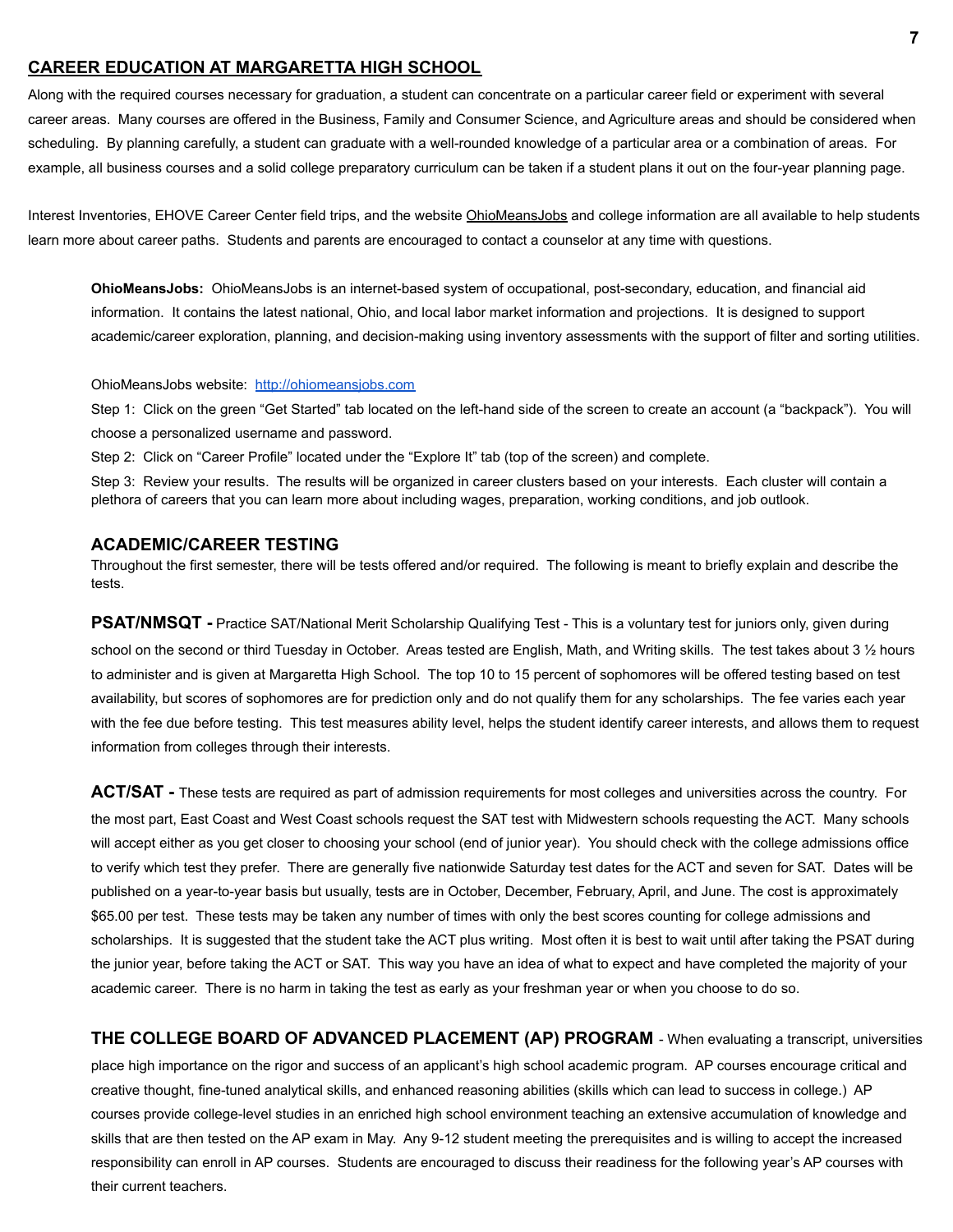## CAREER EDUCATION AT MARGARETTA HIGH SCHOOL

Along with the required courses necessary for graduation, a student can concentrate on a particular career field or experiment with several career areas. Many courses are offered in the Business, Family and Consumer Science, and Agriculture areas and should be considered when scheduling. By planning carefully, a student can graduate with a well-rounded knowledge of a particular area or a combination of areas. For example, all business courses and a solid college preparatory curriculum can be taken if a student plans it out on the four-year planning page.

Interest Inventories, EHOVE Career Center field trips, and the website OhioMeansJobs and college information are all available to help students learn more about career paths. Students and parents are encouraged to contact a counselor at any time with questions.

**OhioMeansJobs:** OhioMeansJobs is an internet-based system of occupational, post-secondary, education, and financial aid information. It contains the latest national, Ohio, and local labor market information and projections. It is designed to support academic/career exploration, planning, and decision-making using inventory assessments with the support of filter and sorting utilities.

OhioMeansJobs website: [http://ohiomeansjobs.com](http://ohiomeansjobs.com)

Step 1: Click on the green "Get Started" tab located on the left-hand side of the screen to create an account (a "backpack"). You will choose a personalized username and password.

Step 2: Click on "Career Profile" located under the "Explore It" tab (top of the screen) and complete.

Step 3: Review your results. The results will be organized in career clusters based on your interests. Each cluster will contain a plethora of careers that you can learn more about including wages, preparation, working conditions, and job outlook.

### ACADEMIC/CAREER TESTING

Throughout the first semester, there will be tests offered and/or required. The following is meant to briefly explain and describe the tests.

**PSAT/NMSQT -** Practice SAT/National Merit Scholarship Qualifying Test - This is a voluntary test for juniors only, given during school on the second or third Tuesday in October. Areas tested are English, Math, and Writing skills. The test takes about 3 ½ hours to administer and is given at Margaretta High School. The top 10 to 15 percent of sophomores will be offered testing based on test availability, but scores of sophomores are for prediction only and do not qualify them for any scholarships. The fee varies each year with the fee due before testing. This test measures ability level, helps the student identify career interests, and allows them to request information from colleges through their interests.

**ACT/SAT -** These tests are required as part of admission requirements for most colleges and universities across the country. For the most part, East Coast and West Coast schools request the SAT test with Midwestern schools requesting the ACT. Many schools will accept either as you get closer to choosing your school (end of junior year). You should check with the college admissions office to verify which test they prefer. There are generally five nationwide Saturday test dates for the ACT and seven for SAT. Dates will be published on a year-to-year basis but usually, tests are in October, December, February, April, and June. The cost is approximately $65.00 per test. These tests may be taken any number of times with only the best scores counting for college admissions and scholarships. It is suggested that the student take the ACT plus writing. Most often it is best to wait until after taking the PSAT during the junior year, before taking the ACT or SAT. This way you have an idea of what to expect and have completed the majority of your academic career. There is no harm in taking the test as early as your freshman year or when you choose to do so.

**THE COLLEGE BOARD OF ADVANCED PLACEMENT (AP) PROGRAM** - When evaluating a transcript, universities place high importance on the rigor and success of an applicant's high school academic program. AP courses encourage critical and creative thought, fine-tuned analytical skills, and enhanced reasoning abilities (skills which can lead to success in college.) AP courses provide college-level studies in an enriched high school environment teaching an extensive accumulation of knowledge and skills that are then tested on the AP exam in May. Any 9-12 student meeting the prerequisites and is willing to accept the increased responsibility can enroll in AP courses. Students are encouraged to discuss their readiness for the following year's AP courses with their current teachers.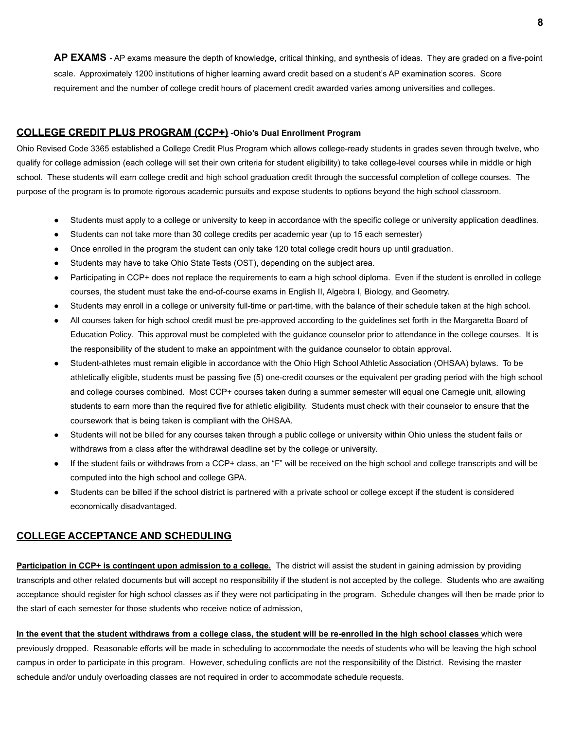**AP EXAMS** - AP exams measure the depth of knowledge, critical thinking, and synthesis of ideas. They are graded on a five-point scale. Approximately 1200 institutions of higher learning award credit based on a student's AP examination scores. Score requirement and the number of college credit hours of placement credit awarded varies among universities and colleges.

## COLLEGE CREDIT PLUS PROGRAM (CCP+) -**Ohio's Dual Enrollment Program**

Ohio Revised Code 3365 established a College Credit Plus Program which allows college-ready students in grades seven through twelve, who qualify for college admission (each college will set their own criteria for student eligibility) to take college-level courses while in middle or high school. These students will earn college credit and high school graduation credit through the successful completion of college courses. The purpose of the program is to promote rigorous academic pursuits and expose students to options beyond the high school classroom.

- Students must apply to a college or university to keep in accordance with the specific college or university application deadlines.
- Students can not take more than 30 college credits per academic year (up to 15 each semester)
- Once enrolled in the program the student can only take 120 total college credit hours up until graduation.
- Students may have to take Ohio State Tests (OST), depending on the subject area.
- Participating in CCP+ does not replace the requirements to earn a high school diploma. Even if the student is enrolled in college courses, the student must take the end-of-course exams in English II, Algebra I, Biology, and Geometry.
- Students may enroll in a college or university full-time or part-time, with the balance of their schedule taken at the high school.
- All courses taken for high school credit must be pre-approved according to the guidelines set forth in the Margaretta Board of Education Policy. This approval must be completed with the guidance counselor prior to attendance in the college courses. It is the responsibility of the student to make an appointment with the guidance counselor to obtain approval.
- Student-athletes must remain eligible in accordance with the Ohio High School Athletic Association (OHSAA) bylaws. To be athletically eligible, students must be passing five (5) one-credit courses or the equivalent per grading period with the high school and college courses combined. Most CCP+ courses taken during a summer semester will equal one Carnegie unit, allowing students to earn more than the required five for athletic eligibility. Students must check with their counselor to ensure that the coursework that is being taken is compliant with the OHSAA.
- Students will not be billed for any courses taken through a public college or university within Ohio unless the student fails or withdraws from a class after the withdrawal deadline set by the college or university.
- If the student fails or withdraws from a CCP+ class, an "F" will be received on the high school and college transcripts and will be computed into the high school and college GPA.
- Students can be billed if the school district is partnered with a private school or college except if the student is considered economically disadvantaged.

## COLLEGE ACCEPTANCE AND SCHEDULING

**Participation in CCP+ is contingent upon admission to a college.** The district will assist the student in gaining admission by providing transcripts and other related documents but will accept no responsibility if the student is not accepted by the college. Students who are awaiting acceptance should register for high school classes as if they were not participating in the program. Schedule changes will then be made prior to the start of each semester for those students who receive notice of admission,

**In the event that the student withdraws from a college class, the student will be re-enrolled in the high school classes** which were previously dropped. Reasonable efforts will be made in scheduling to accommodate the needs of students who will be leaving the high school campus in order to participate in this program. However, scheduling conflicts are not the responsibility of the District. Revising the master schedule and/or unduly overloading classes are not required in order to accommodate schedule requests.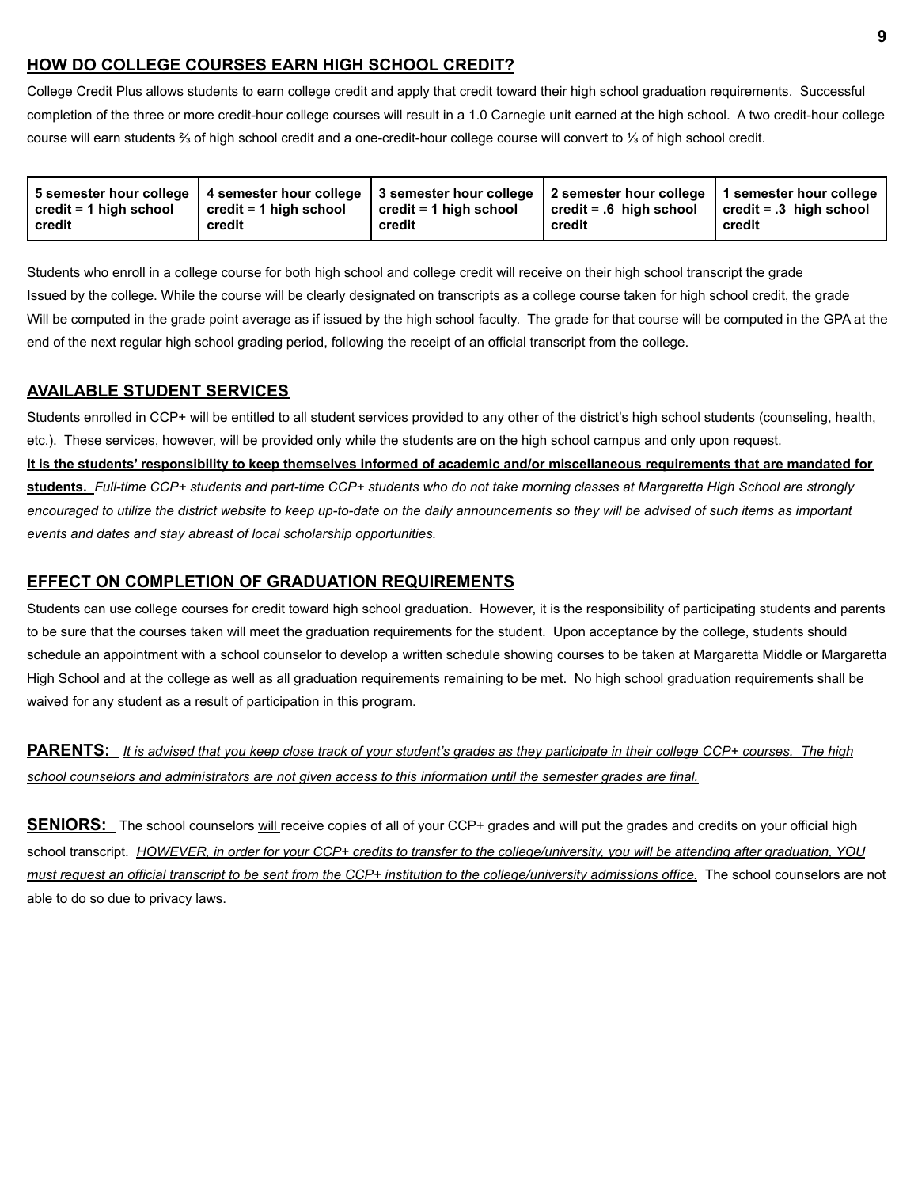## HOW DO COLLEGE COURSES EARN HIGH SCHOOL CREDIT?

College Credit Plus allows students to earn college credit and apply that credit toward their high school graduation requirements. Successful completion of the three or more credit-hour college courses will result in a 1.0 Carnegie unit earned at the high school. A two credit-hour college course will earn students ⅔ of high school credit and a one-credit-hour college course will convert to ⅓ of high school credit.

| 5 semester hour college credit = 1 high school credit | 4 semester hour college credit = 1 high school credit | 3 semester hour college credit = 1 high school credit | 2 semester hour college credit = .6 high school credit | 1 semester hour college credit = .3 high school credit |
|---|---|---|---|---|

Students who enroll in a college course for both high school and college credit will receive on their high school transcript the grade Issued by the college. While the course will be clearly designated on transcripts as a college course taken for high school credit, the grade Will be computed in the grade point average as if issued by the high school faculty. The grade for that course will be computed in the GPA at the end of the next regular high school grading period, following the receipt of an official transcript from the college.

## AVAILABLE STUDENT SERVICES

Students enrolled in CCP+ will be entitled to all student services provided to any other of the district's high school students (counseling, health, etc.). These services, however, will be provided only while the students are on the high school campus and only upon request.

**It is the students' responsibility to keep themselves informed of academic and/or miscellaneous requirements that are mandated for students.** *Full-time CCP+ students and part-time CCP+ students who do not take morning classes at Margaretta High School are strongly encouraged to utilize the district website to keep up-to-date on the daily announcements so they will be advised of such items as important events and dates and stay abreast of local scholarship opportunities.*

## EFFECT ON COMPLETION OF GRADUATION REQUIREMENTS

Students can use college courses for credit toward high school graduation. However, it is the responsibility of participating students and parents to be sure that the courses taken will meet the graduation requirements for the student. Upon acceptance by the college, students should schedule an appointment with a school counselor to develop a written schedule showing courses to be taken at Margaretta Middle or Margaretta High School and at the college as well as all graduation requirements remaining to be met. No high school graduation requirements shall be waived for any student as a result of participation in this program.

**PARENTS:** *It is advised that you keep close track of your student's grades as they participate in their college CCP+ courses. The high school counselors and administrators are not given access to this information until the semester grades are final.*

**SENIORS:** The school counselors will receive copies of all of your CCP+ grades and will put the grades and credits on your official high school transcript. *HOWEVER, in order for your CCP+ credits to transfer to the college/university, you will be attending after graduation, YOU must request an official transcript to be sent from the CCP+ institution to the college/university admissions office.* The school counselors are not able to do so due to privacy laws.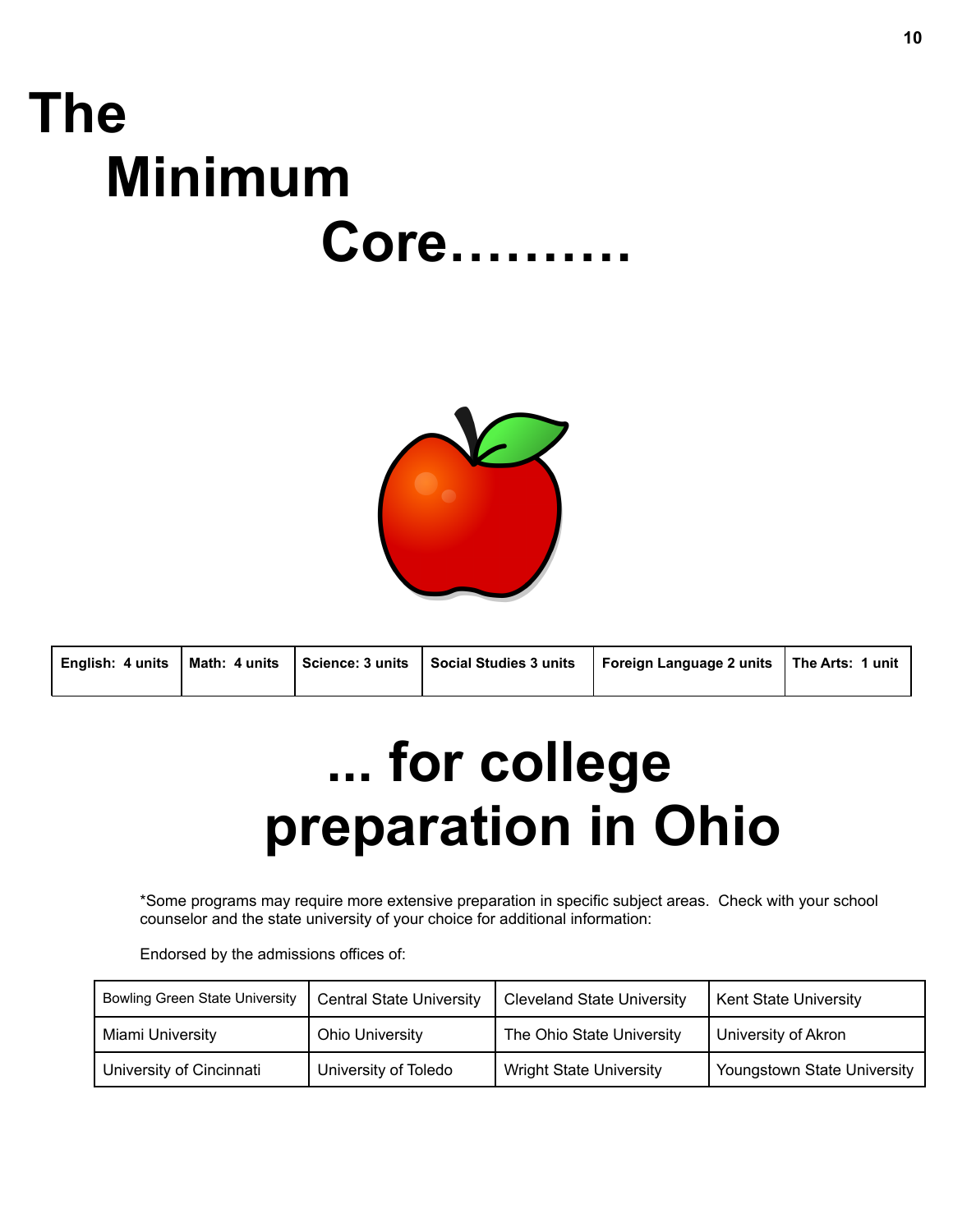# The Minimum Core……….

| English: 4 units | Math: 4 units | Science: 3 units | Social Studies 3 units | Foreign Language 2 units | The Arts: 1 unit |
|---|---|---|---|---|---|

# … for college preparation in Ohio

*Some programs may require more extensive preparation in specific subject areas. Check with your school counselor and the state university of your choice for additional information:

Endorsed by the admissions offices of:

| | | | |
|---|---|---|---|
| Bowling Green State University | Central State University | Cleveland State University | Kent State University |
| Miami University | Ohio University | The Ohio State University | University of Akron |
| University of Cincinnati | University of Toledo | Wright State University | Youngstown State University |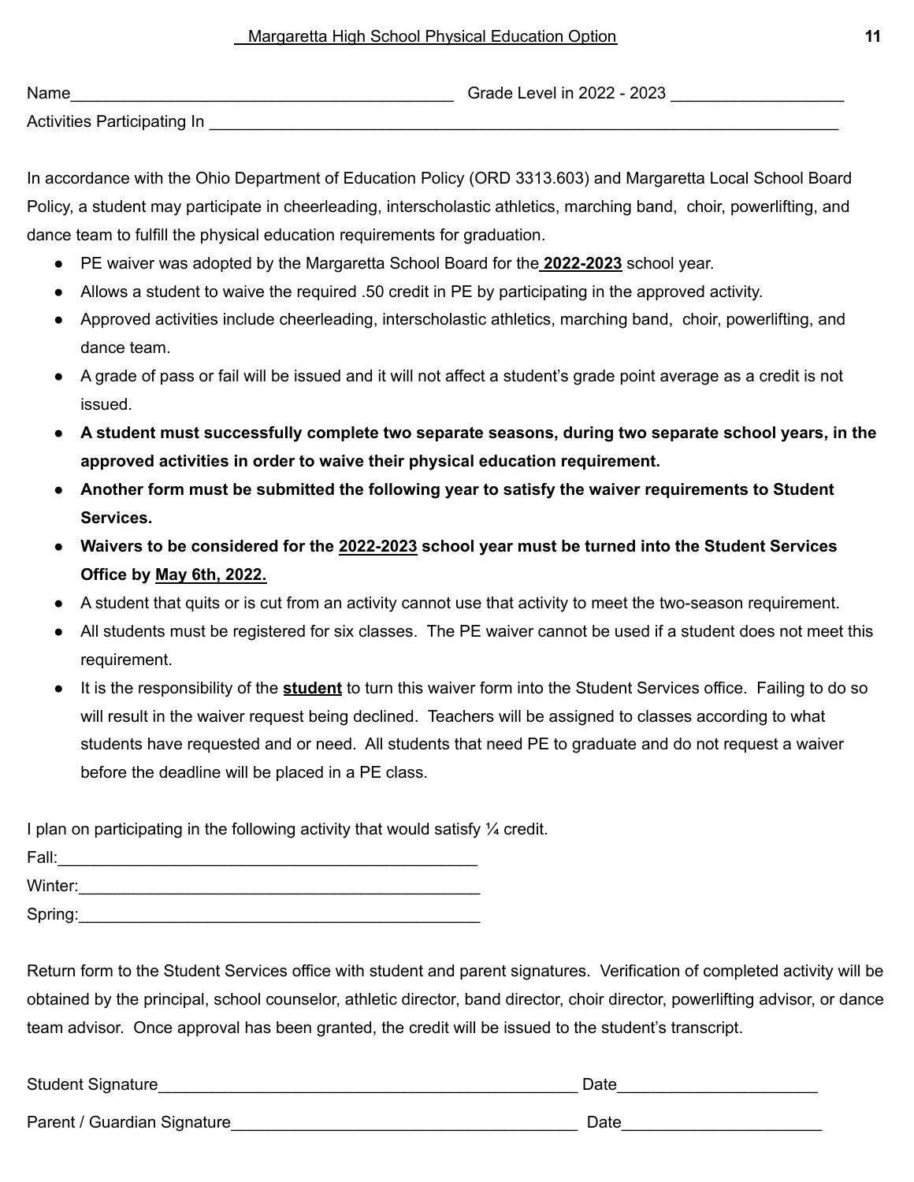# Margaretta High School Physical Education Option

Name___________________________________________ Grade Level in 2022 - 2023 __________________

Activities Participating In _______________________________________________________________________

In accordance with the Ohio Department of Education Policy (ORD 3313.603) and Margaretta Local School Board Policy, a student may participate in cheerleading, interscholastic athletics, marching band, choir, powerlifting, and dance team to fulfill the physical education requirements for graduation.

- PE waiver was adopted by the Margaretta School Board for the **2022-2023** school year.
- Allows a student to waive the required .50 credit in PE by participating in the approved activity.
- Approved activities include cheerleading, interscholastic athletics, marching band, choir, powerlifting, and dance team.
- A grade of pass or fail will be issued and it will not affect a student's grade point average as a credit is not issued.
- **A student must successfully complete two separate seasons, during two separate school years, in the approved activities in order to waive their physical education requirement.**
- **Another form must be submitted the following year to satisfy the waiver requirements to Student Services.**
- **Waivers to be considered for the 2022-2023 school year must be turned into the Student Services Office by May 6th, 2022.**
- A student that quits or is cut from an activity cannot use that activity to meet the two-season requirement.
- All students must be registered for six classes. The PE waiver cannot be used if a student does not meet this requirement.
- It is the responsibility of the **student** to turn this waiver form into the Student Services office. Failing to do so will result in the waiver request being declined. Teachers will be assigned to classes according to what students have requested and or need. All students that need PE to graduate and do not request a waiver before the deadline will be placed in a PE class.

I plan on participating in the following activity that would satisfy ¼ credit.

Fall:_____________________________________________

Winter:___________________________________________

Spring:___________________________________________

Return form to the Student Services office with student and parent signatures. Verification of completed activity will be obtained by the principal, school counselor, athletic director, band director, choir director, powerlifting advisor, or dance team advisor. Once approval has been granted, the credit will be issued to the student's transcript.

Student Signature_______________________________________________ Date______________________

Parent / Guardian Signature_______________________________________ Date______________________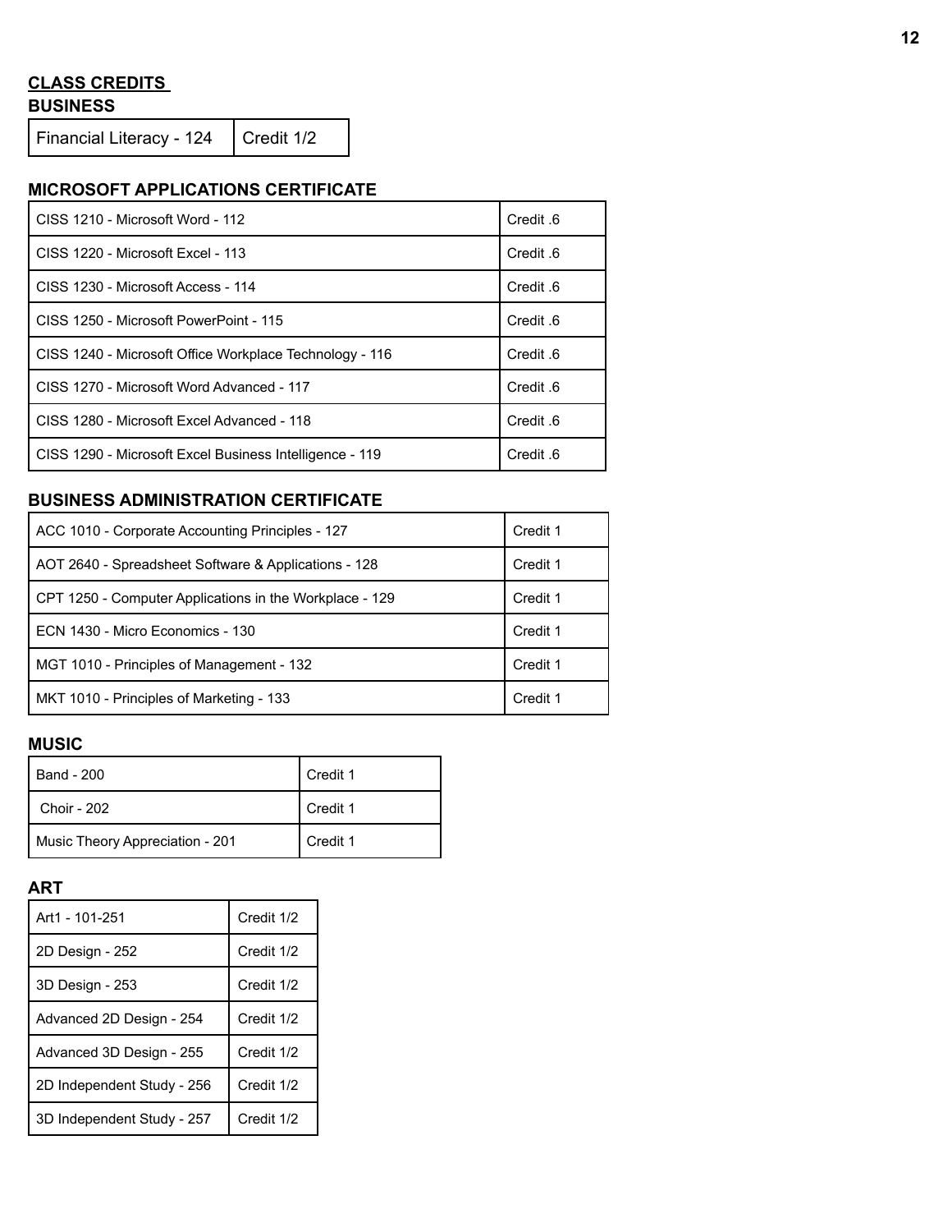## CLASS CREDITS

### BUSINESS

| Financial Literacy - 124 | Credit 1/2 |
|---|---|

### MICROSOFT APPLICATIONS CERTIFICATE

| CISS 1210 - Microsoft Word - 112 | Credit .6 |
|---|---|
| CISS 1220 - Microsoft Excel - 113 | Credit .6 |
| CISS 1230 - Microsoft Access - 114 | Credit .6 |
| CISS 1250 - Microsoft PowerPoint - 115 | Credit .6 |
| CISS 1240 - Microsoft Office Workplace Technology - 116 | Credit .6 |
| CISS 1270 - Microsoft Word Advanced - 117 | Credit .6 |
| CISS 1280 - Microsoft Excel Advanced - 118 | Credit .6 |
| CISS 1290 - Microsoft Excel Business Intelligence - 119 | Credit .6 |

### BUSINESS ADMINISTRATION CERTIFICATE

| ACC 1010 - Corporate Accounting Principles - 127 | Credit 1 |
|---|---|
| AOT 2640 - Spreadsheet Software & Applications - 128 | Credit 1 |
| CPT 1250 - Computer Applications in the Workplace - 129 | Credit 1 |
| ECN 1430 - Micro Economics - 130 | Credit 1 |
| MGT 1010 - Principles of Management - 132 | Credit 1 |
| MKT 1010 - Principles of Marketing - 133 | Credit 1 |

### MUSIC

| Band - 200 | Credit 1 |
|---|---|
| Choir - 202 | Credit 1 |
| Music Theory Appreciation - 201 | Credit 1 |

### ART

| Art1 - 101-251 | Credit 1/2 |
|---|---|
| 2D Design - 252 | Credit 1/2 |
| 3D Design - 253 | Credit 1/2 |
| Advanced 2D Design - 254 | Credit 1/2 |
| Advanced 3D Design - 255 | Credit 1/2 |
| 2D Independent Study - 256 | Credit 1/2 |
| 3D Independent Study - 257 | Credit 1/2 |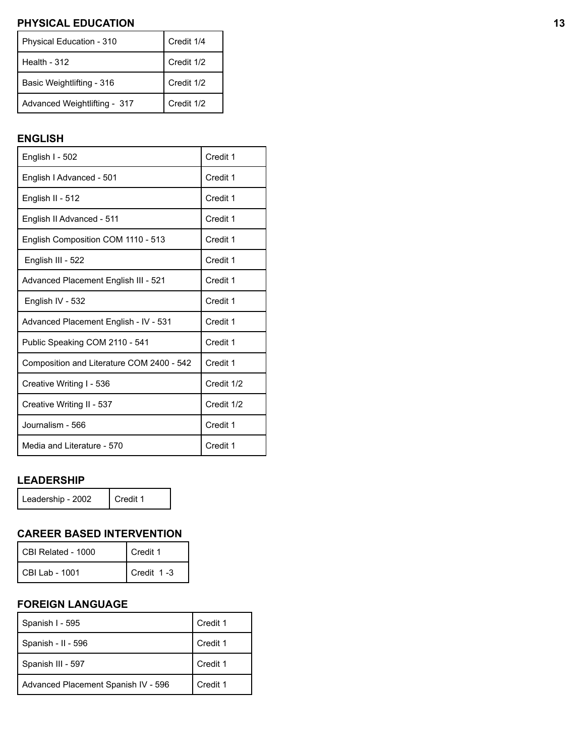## PHYSICAL EDUCATION

| Physical Education - 310 | Credit 1/4 |
|---|---|
| Health - 312 | Credit 1/2 |
| Basic Weightlifting - 316 | Credit 1/2 |
| Advanced Weightlifting - 317 | Credit 1/2 |

## ENGLISH

| English I - 502 | Credit 1 |
|---|---|
| English I Advanced - 501 | Credit 1 |
| English II - 512 | Credit 1 |
| English II Advanced - 511 | Credit 1 |
| English Composition COM 1110 - 513 | Credit 1 |
| English III - 522 | Credit 1 |
| Advanced Placement English III - 521 | Credit 1 |
| English IV - 532 | Credit 1 |
| Advanced Placement English - IV - 531 | Credit 1 |
| Public Speaking COM 2110 - 541 | Credit 1 |
| Composition and Literature COM 2400 - 542 | Credit 1 |
| Creative Writing I - 536 | Credit 1/2 |
| Creative Writing II - 537 | Credit 1/2 |
| Journalism - 566 | Credit 1 |
| Media and Literature - 570 | Credit 1 |

## LEADERSHIP

| Leadership - 2002 | Credit 1 |
|---|---|

## CAREER BASED INTERVENTION

| CBI Related - 1000 | Credit 1 |
|---|---|
| CBI Lab - 1001 | Credit 1 -3 |

## FOREIGN LANGUAGE

| Spanish I - 595 | Credit 1 |
|---|---|
| Spanish - II - 596 | Credit 1 |
| Spanish III - 597 | Credit 1 |
| Advanced Placement Spanish IV - 596 | Credit 1 |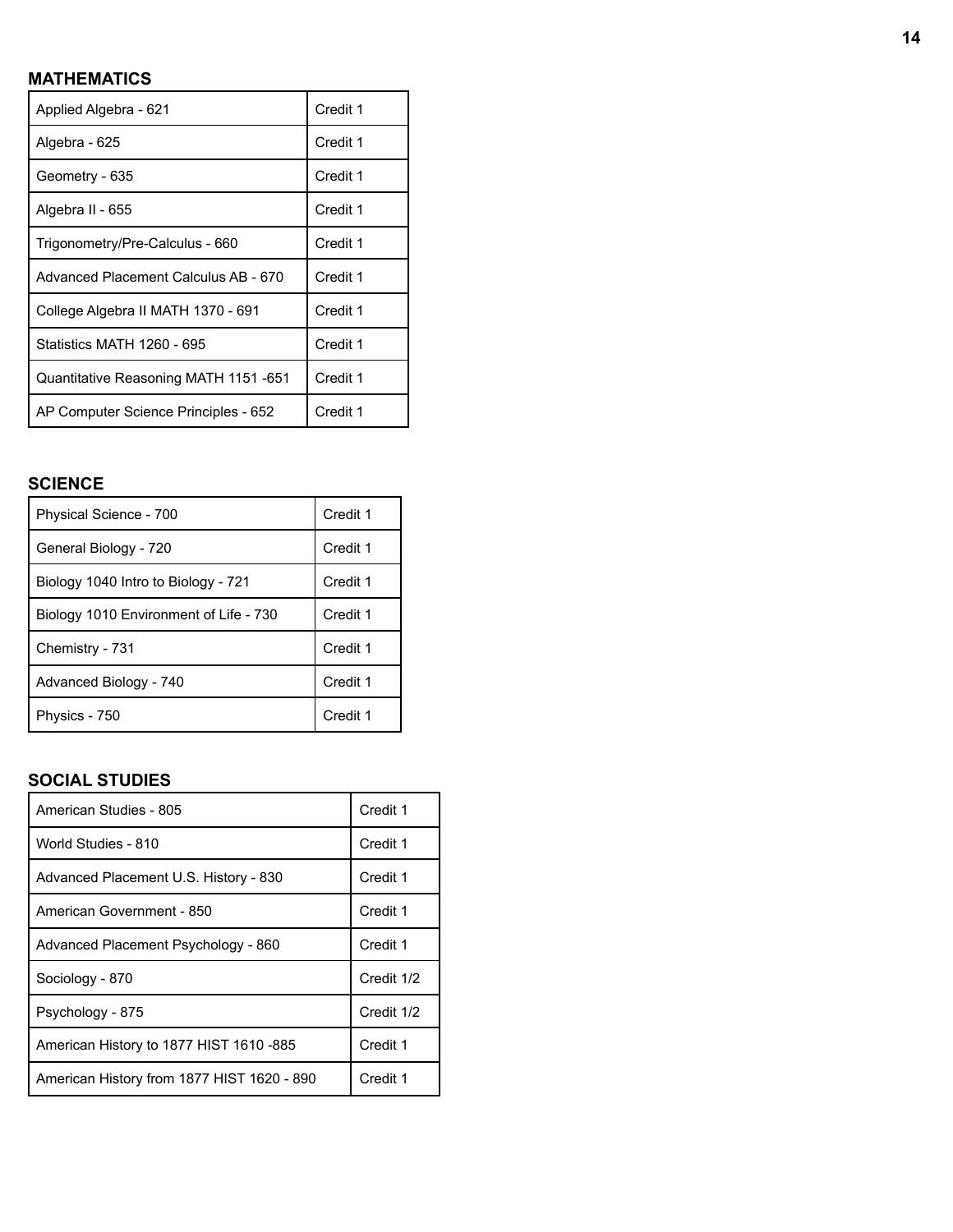## MATHEMATICS

| Course | Credit |
|---|---|
| Applied Algebra - 621 | Credit 1 |
| Algebra - 625 | Credit 1 |
| Geometry - 635 | Credit 1 |
| Algebra II - 655 | Credit 1 |
| Trigonometry/Pre-Calculus - 660 | Credit 1 |
| Advanced Placement Calculus AB - 670 | Credit 1 |
| College Algebra II MATH 1370 - 691 | Credit 1 |
| Statistics MATH 1260 - 695 | Credit 1 |
| Quantitative Reasoning MATH 1151 -651 | Credit 1 |
| AP Computer Science Principles - 652 | Credit 1 |

## SCIENCE

| Course | Credit |
|---|---|
| Physical Science - 700 | Credit 1 |
| General Biology - 720 | Credit 1 |
| Biology 1040 Intro to Biology - 721 | Credit 1 |
| Biology 1010 Environment of Life - 730 | Credit 1 |
| Chemistry - 731 | Credit 1 |
| Advanced Biology - 740 | Credit 1 |
| Physics - 750 | Credit 1 |

## SOCIAL STUDIES

| Course | Credit |
|---|---|
| American Studies - 805 | Credit 1 |
| World Studies - 810 | Credit 1 |
| Advanced Placement U.S. History - 830 | Credit 1 |
| American Government - 850 | Credit 1 |
| Advanced Placement Psychology - 860 | Credit 1 |
| Sociology - 870 | Credit 1/2 |
| Psychology - 875 | Credit 1/2 |
| American History to 1877 HIST 1610 -885 | Credit 1 |
| American History from 1877 HIST 1620 - 890 | Credit 1 |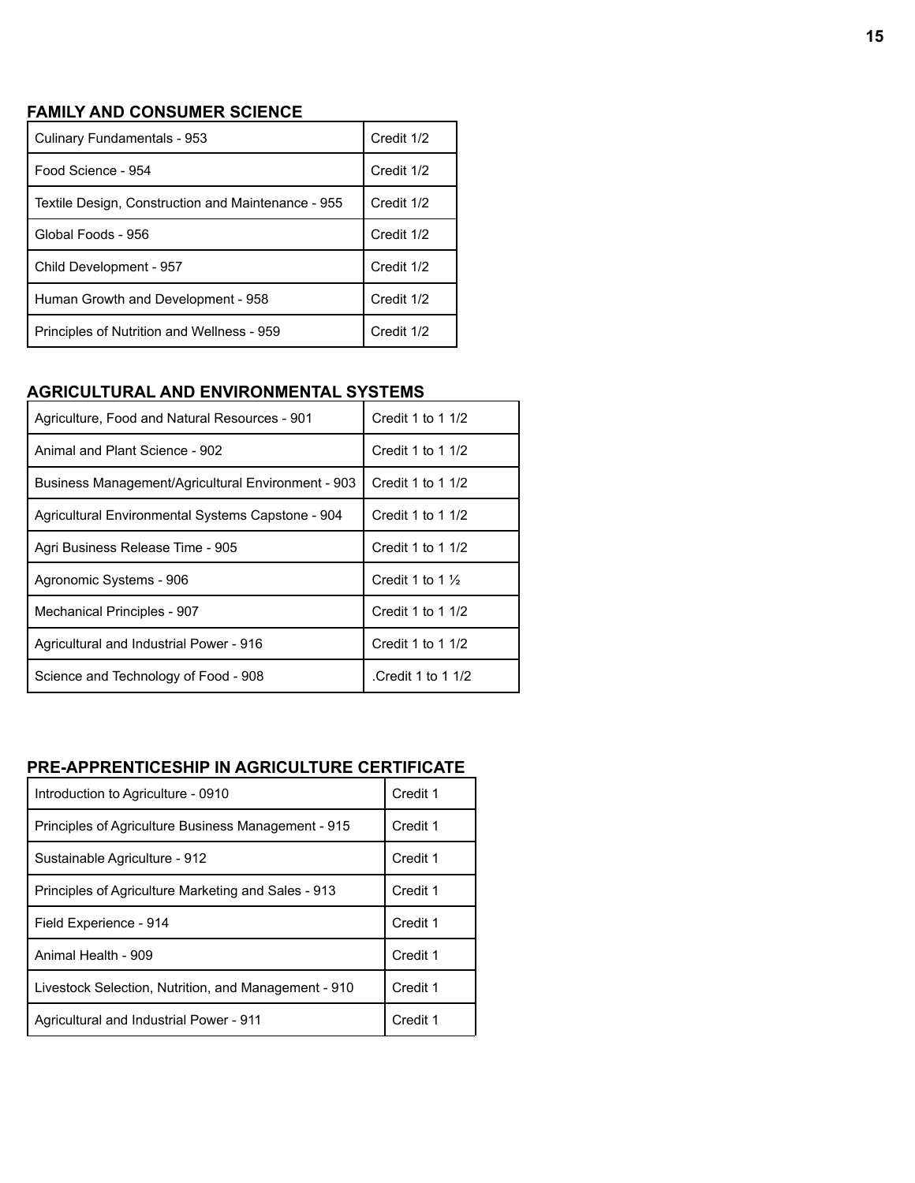### FAMILY AND CONSUMER SCIENCE

| | |
|---|---|
| Culinary Fundamentals - 953 | Credit 1/2 |
| Food Science - 954 | Credit 1/2 |
| Textile Design, Construction and Maintenance - 955 | Credit 1/2 |
| Global Foods - 956 | Credit 1/2 |
| Child Development - 957 | Credit 1/2 |
| Human Growth and Development - 958 | Credit 1/2 |
| Principles of Nutrition and Wellness - 959 | Credit 1/2 |

### AGRICULTURAL AND ENVIRONMENTAL SYSTEMS

| | |
|---|---|
| Agriculture, Food and Natural Resources - 901 | Credit 1 to 1 1/2 |
| Animal and Plant Science - 902 | Credit 1 to 1 1/2 |
| Business Management/Agricultural Environment - 903 | Credit 1 to 1 1/2 |
| Agricultural Environmental Systems Capstone - 904 | Credit 1 to 1 1/2 |
| Agri Business Release Time - 905 | Credit 1 to 1 1/2 |
| Agronomic Systems - 906 | Credit 1 to 1 ½ |
| Mechanical Principles - 907 | Credit 1 to 1 1/2 |
| Agricultural and Industrial Power - 916 | Credit 1 to 1 1/2 |
| Science and Technology of Food - 908 | .Credit 1 to 1 1/2 |

### PRE-APPRENTICESHIP IN AGRICULTURE CERTIFICATE

| | |
|---|---|
| Introduction to Agriculture - 0910 | Credit 1 |
| Principles of Agriculture Business Management - 915 | Credit 1 |
| Sustainable Agriculture - 912 | Credit 1 |
| Principles of Agriculture Marketing and Sales - 913 | Credit 1 |
| Field Experience - 914 | Credit 1 |
| Animal Health - 909 | Credit 1 |
| Livestock Selection, Nutrition, and Management - 910 | Credit 1 |
| Agricultural and Industrial Power - 911 | Credit 1 |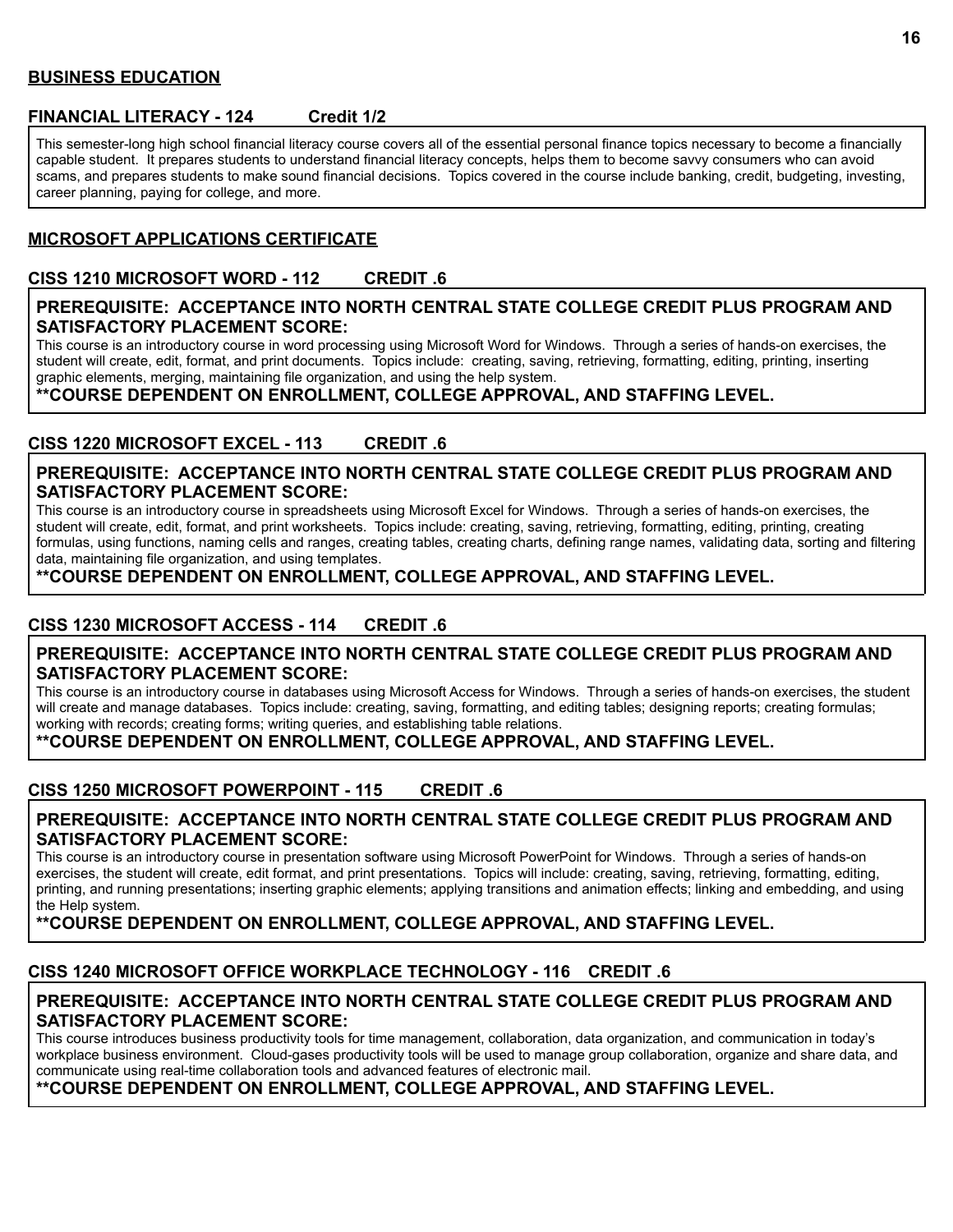## BUSINESS EDUCATION

### FINANCIAL LITERACY - 124 Credit 1/2

This semester-long high school financial literacy course covers all of the essential personal finance topics necessary to become a financially capable student. It prepares students to understand financial literacy concepts, helps them to become savvy consumers who can avoid scams, and prepares students to make sound financial decisions. Topics covered in the course include banking, credit, budgeting, investing, career planning, paying for college, and more.

## MICROSOFT APPLICATIONS CERTIFICATE

### CISS 1210 MICROSOFT WORD - 112 CREDIT .6

**PREREQUISITE: ACCEPTANCE INTO NORTH CENTRAL STATE COLLEGE CREDIT PLUS PROGRAM AND SATISFACTORY PLACEMENT SCORE:**

This course is an introductory course in word processing using Microsoft Word for Windows. Through a series of hands-on exercises, the student will create, edit, format, and print documents. Topics include: creating, saving, retrieving, formatting, editing, printing, inserting graphic elements, merging, maintaining file organization, and using the help system.

**\*\*COURSE DEPENDENT ON ENROLLMENT, COLLEGE APPROVAL, AND STAFFING LEVEL.**

### CISS 1220 MICROSOFT EXCEL - 113 CREDIT .6

**PREREQUISITE: ACCEPTANCE INTO NORTH CENTRAL STATE COLLEGE CREDIT PLUS PROGRAM AND SATISFACTORY PLACEMENT SCORE:**

This course is an introductory course in spreadsheets using Microsoft Excel for Windows. Through a series of hands-on exercises, the student will create, edit, format, and print worksheets. Topics include: creating, saving, retrieving, formatting, editing, printing, creating formulas, using functions, naming cells and ranges, creating tables, creating charts, defining range names, validating data, sorting and filtering data, maintaining file organization, and using templates.

**\*\*COURSE DEPENDENT ON ENROLLMENT, COLLEGE APPROVAL, AND STAFFING LEVEL.**

### CISS 1230 MICROSOFT ACCESS - 114 CREDIT .6

**PREREQUISITE: ACCEPTANCE INTO NORTH CENTRAL STATE COLLEGE CREDIT PLUS PROGRAM AND SATISFACTORY PLACEMENT SCORE:**

This course is an introductory course in databases using Microsoft Access for Windows. Through a series of hands-on exercises, the student will create and manage databases. Topics include: creating, saving, formatting, and editing tables; designing reports; creating formulas; working with records; creating forms; writing queries, and establishing table relations.

**\*\*COURSE DEPENDENT ON ENROLLMENT, COLLEGE APPROVAL, AND STAFFING LEVEL.**

### CISS 1250 MICROSOFT POWERPOINT - 115 CREDIT .6

**PREREQUISITE: ACCEPTANCE INTO NORTH CENTRAL STATE COLLEGE CREDIT PLUS PROGRAM AND SATISFACTORY PLACEMENT SCORE:**

This course is an introductory course in presentation software using Microsoft PowerPoint for Windows. Through a series of hands-on exercises, the student will create, edit format, and print presentations. Topics will include: creating, saving, retrieving, formatting, editing, printing, and running presentations; inserting graphic elements; applying transitions and animation effects; linking and embedding, and using the Help system.

**\*\*COURSE DEPENDENT ON ENROLLMENT, COLLEGE APPROVAL, AND STAFFING LEVEL.**

### CISS 1240 MICROSOFT OFFICE WORKPLACE TECHNOLOGY - 116 CREDIT .6

**PREREQUISITE: ACCEPTANCE INTO NORTH CENTRAL STATE COLLEGE CREDIT PLUS PROGRAM AND SATISFACTORY PLACEMENT SCORE:**

This course introduces business productivity tools for time management, collaboration, data organization, and communication in today's workplace business environment. Cloud-gases productivity tools will be used to manage group collaboration, organize and share data, and communicate using real-time collaboration tools and advanced features of electronic mail.

**\*\*COURSE DEPENDENT ON ENROLLMENT, COLLEGE APPROVAL, AND STAFFING LEVEL.**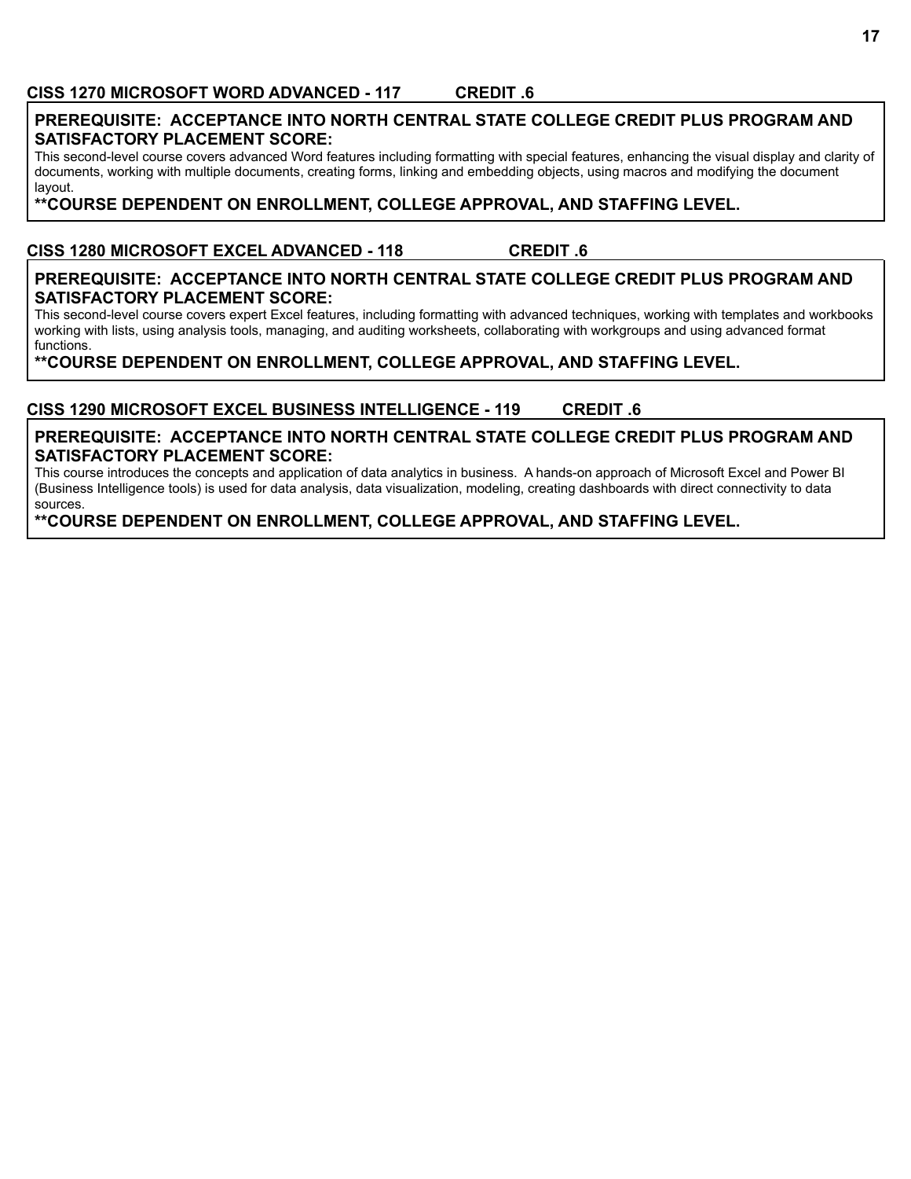### CISS 1270 MICROSOFT WORD ADVANCED - 117 CREDIT .6

**PREREQUISITE: ACCEPTANCE INTO NORTH CENTRAL STATE COLLEGE CREDIT PLUS PROGRAM AND SATISFACTORY PLACEMENT SCORE:**

This second-level course covers advanced Word features including formatting with special features, enhancing the visual display and clarity of documents, working with multiple documents, creating forms, linking and embedding objects, using macros and modifying the document layout.

****COURSE DEPENDENT ON ENROLLMENT, COLLEGE APPROVAL, AND STAFFING LEVEL.**

### CISS 1280 MICROSOFT EXCEL ADVANCED - 118 CREDIT .6

**PREREQUISITE: ACCEPTANCE INTO NORTH CENTRAL STATE COLLEGE CREDIT PLUS PROGRAM AND SATISFACTORY PLACEMENT SCORE:**

This second-level course covers expert Excel features, including formatting with advanced techniques, working with templates and workbooks working with lists, using analysis tools, managing, and auditing worksheets, collaborating with workgroups and using advanced format functions.

****COURSE DEPENDENT ON ENROLLMENT, COLLEGE APPROVAL, AND STAFFING LEVEL.**

### CISS 1290 MICROSOFT EXCEL BUSINESS INTELLIGENCE - 119 CREDIT .6

**PREREQUISITE: ACCEPTANCE INTO NORTH CENTRAL STATE COLLEGE CREDIT PLUS PROGRAM AND SATISFACTORY PLACEMENT SCORE:**

This course introduces the concepts and application of data analytics in business. A hands-on approach of Microsoft Excel and Power BI (Business Intelligence tools) is used for data analysis, data visualization, modeling, creating dashboards with direct connectivity to data sources.

****COURSE DEPENDENT ON ENROLLMENT, COLLEGE APPROVAL, AND STAFFING LEVEL.**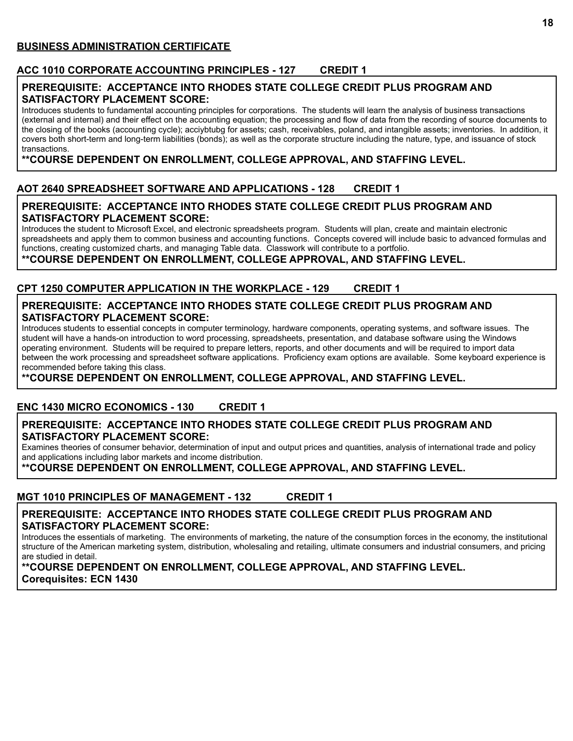## BUSINESS ADMINISTRATION CERTIFICATE

### ACC 1010 CORPORATE ACCOUNTING PRINCIPLES - 127 CREDIT 1

**PREREQUISITE: ACCEPTANCE INTO RHODES STATE COLLEGE CREDIT PLUS PROGRAM AND SATISFACTORY PLACEMENT SCORE:**

Introduces students to fundamental accounting principles for corporations. The students will learn the analysis of business transactions (external and internal) and their effect on the accounting equation; the processing and flow of data from the recording of source documents to the closing of the books (accounting cycle); acciybtubg for assets; cash, receivables, poland, and intangible assets; inventories. In addition, it covers both short-term and long-term liabilities (bonds); as well as the corporate structure including the nature, type, and issuance of stock transactions.

**\*\*COURSE DEPENDENT ON ENROLLMENT, COLLEGE APPROVAL, AND STAFFING LEVEL.**

### AOT 2640 SPREADSHEET SOFTWARE AND APPLICATIONS - 128 CREDIT 1

**PREREQUISITE: ACCEPTANCE INTO RHODES STATE COLLEGE CREDIT PLUS PROGRAM AND SATISFACTORY PLACEMENT SCORE:**

Introduces the student to Microsoft Excel, and electronic spreadsheets program. Students will plan, create and maintain electronic spreadsheets and apply them to common business and accounting functions. Concepts covered will include basic to advanced formulas and functions, creating customized charts, and managing Table data. Classwork will contribute to a portfolio.

**\*\*COURSE DEPENDENT ON ENROLLMENT, COLLEGE APPROVAL, AND STAFFING LEVEL.**

### CPT 1250 COMPUTER APPLICATION IN THE WORKPLACE - 129 CREDIT 1

**PREREQUISITE: ACCEPTANCE INTO RHODES STATE COLLEGE CREDIT PLUS PROGRAM AND SATISFACTORY PLACEMENT SCORE:**

Introduces students to essential concepts in computer terminology, hardware components, operating systems, and software issues. The student will have a hands-on introduction to word processing, spreadsheets, presentation, and database software using the Windows operating environment. Students will be required to prepare letters, reports, and other documents and will be required to import data between the work processing and spreadsheet software applications. Proficiency exam options are available. Some keyboard experience is recommended before taking this class.

**\*\*COURSE DEPENDENT ON ENROLLMENT, COLLEGE APPROVAL, AND STAFFING LEVEL.**

### ENC 1430 MICRO ECONOMICS - 130 CREDIT 1

**PREREQUISITE: ACCEPTANCE INTO RHODES STATE COLLEGE CREDIT PLUS PROGRAM AND SATISFACTORY PLACEMENT SCORE:**

Examines theories of consumer behavior, determination of input and output prices and quantities, analysis of international trade and policy and applications including labor markets and income distribution.

**\*\*COURSE DEPENDENT ON ENROLLMENT, COLLEGE APPROVAL, AND STAFFING LEVEL.**

### MGT 1010 PRINCIPLES OF MANAGEMENT - 132 CREDIT 1

**PREREQUISITE: ACCEPTANCE INTO RHODES STATE COLLEGE CREDIT PLUS PROGRAM AND SATISFACTORY PLACEMENT SCORE:**

Introduces the essentials of marketing. The environments of marketing, the nature of the consumption forces in the economy, the institutional structure of the American marketing system, distribution, wholesaling and retailing, ultimate consumers and industrial consumers, and pricing are studied in detail.

**\*\*COURSE DEPENDENT ON ENROLLMENT, COLLEGE APPROVAL, AND STAFFING LEVEL.**
**Corequisites: ECN 1430**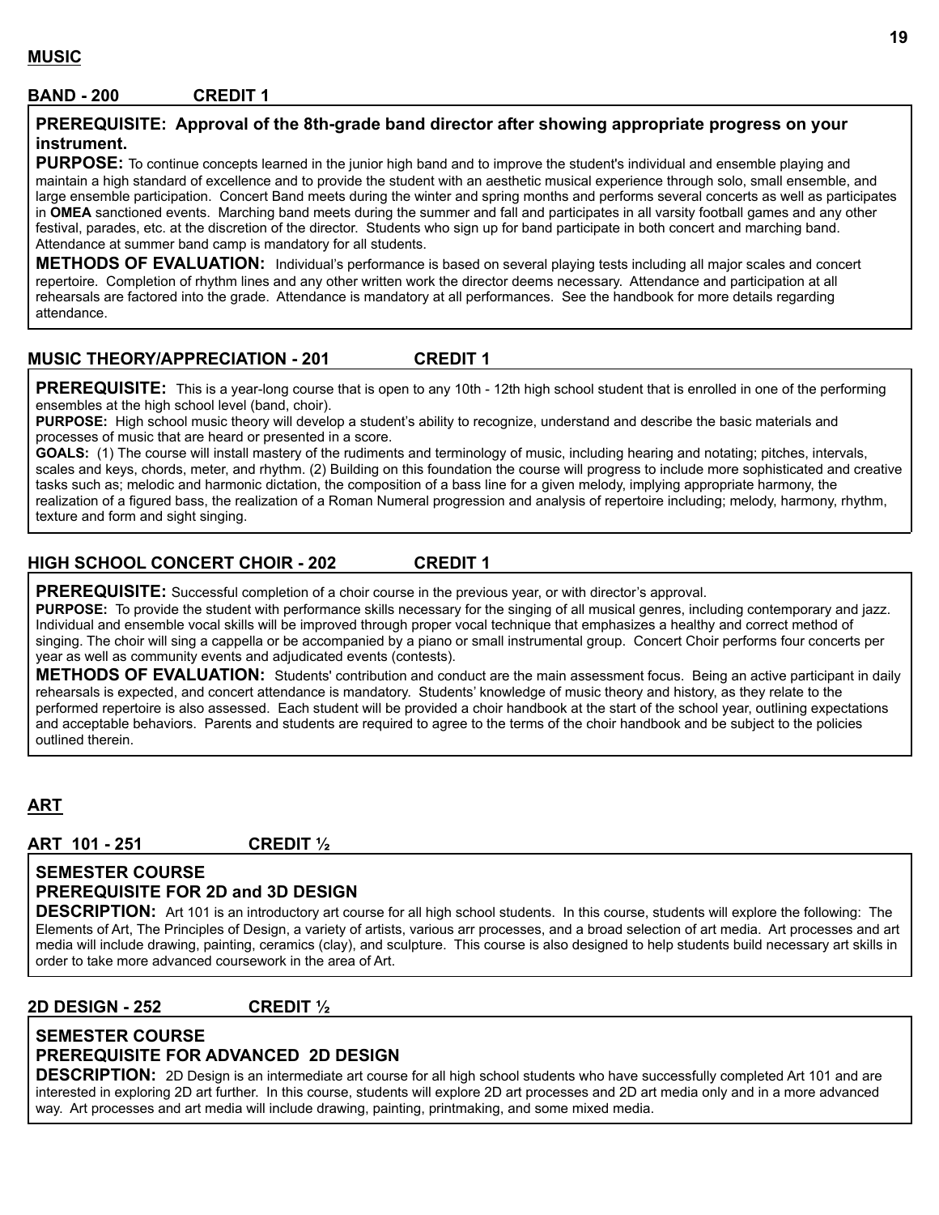## MUSIC

### BAND - 200 CREDIT 1

**PREREQUISITE: Approval of the 8th-grade band director after showing appropriate progress on your instrument.**

**PURPOSE:** To continue concepts learned in the junior high band and to improve the student's individual and ensemble playing and maintain a high standard of excellence and to provide the student with an aesthetic musical experience through solo, small ensemble, and large ensemble participation. Concert Band meets during the winter and spring months and performs several concerts as well as participates in **OMEA** sanctioned events. Marching band meets during the summer and fall and participates in all varsity football games and any other festival, parades, etc. at the discretion of the director. Students who sign up for band participate in both concert and marching band. Attendance at summer band camp is mandatory for all students.

**METHODS OF EVALUATION:** Individual's performance is based on several playing tests including all major scales and concert repertoire. Completion of rhythm lines and any other written work the director deems necessary. Attendance and participation at all rehearsals are factored into the grade. Attendance is mandatory at all performances. See the handbook for more details regarding attendance.

### MUSIC THEORY/APPRECIATION - 201 CREDIT 1

**PREREQUISITE:** This is a year-long course that is open to any 10th - 12th high school student that is enrolled in one of the performing ensembles at the high school level (band, choir).

**PURPOSE:** High school music theory will develop a student's ability to recognize, understand and describe the basic materials and processes of music that are heard or presented in a score.

**GOALS:** (1) The course will install mastery of the rudiments and terminology of music, including hearing and notating; pitches, intervals, scales and keys, chords, meter, and rhythm. (2) Building on this foundation the course will progress to include more sophisticated and creative tasks such as; melodic and harmonic dictation, the composition of a bass line for a given melody, implying appropriate harmony, the realization of a figured bass, the realization of a Roman Numeral progression and analysis of repertoire including; melody, harmony, rhythm, texture and form and sight singing.

### HIGH SCHOOL CONCERT CHOIR - 202 CREDIT 1

**PREREQUISITE:** Successful completion of a choir course in the previous year, or with director's approval.

**PURPOSE:** To provide the student with performance skills necessary for the singing of all musical genres, including contemporary and jazz. Individual and ensemble vocal skills will be improved through proper vocal technique that emphasizes a healthy and correct method of singing. The choir will sing a cappella or be accompanied by a piano or small instrumental group. Concert Choir performs four concerts per year as well as community events and adjudicated events (contests).

**METHODS OF EVALUATION:** Students' contribution and conduct are the main assessment focus. Being an active participant in daily rehearsals is expected, and concert attendance is mandatory. Students' knowledge of music theory and history, as they relate to the performed repertoire is also assessed. Each student will be provided a choir handbook at the start of the school year, outlining expectations and acceptable behaviors. Parents and students are required to agree to the terms of the choir handbook and be subject to the policies outlined therein.

## ART

### ART 101 - 251 CREDIT ½

**SEMESTER COURSE**
**PREREQUISITE FOR 2D and 3D DESIGN**

**DESCRIPTION:** Art 101 is an introductory art course for all high school students. In this course, students will explore the following: The Elements of Art, The Principles of Design, a variety of artists, various arr processes, and a broad selection of art media. Art processes and art media will include drawing, painting, ceramics (clay), and sculpture. This course is also designed to help students build necessary art skills in order to take more advanced coursework in the area of Art.

### 2D DESIGN - 252 CREDIT ½

**SEMESTER COURSE**
**PREREQUISITE FOR ADVANCED 2D DESIGN**

**DESCRIPTION:** 2D Design is an intermediate art course for all high school students who have successfully completed Art 101 and are interested in exploring 2D art further. In this course, students will explore 2D art processes and 2D art media only and in a more advanced way. Art processes and art media will include drawing, painting, printmaking, and some mixed media.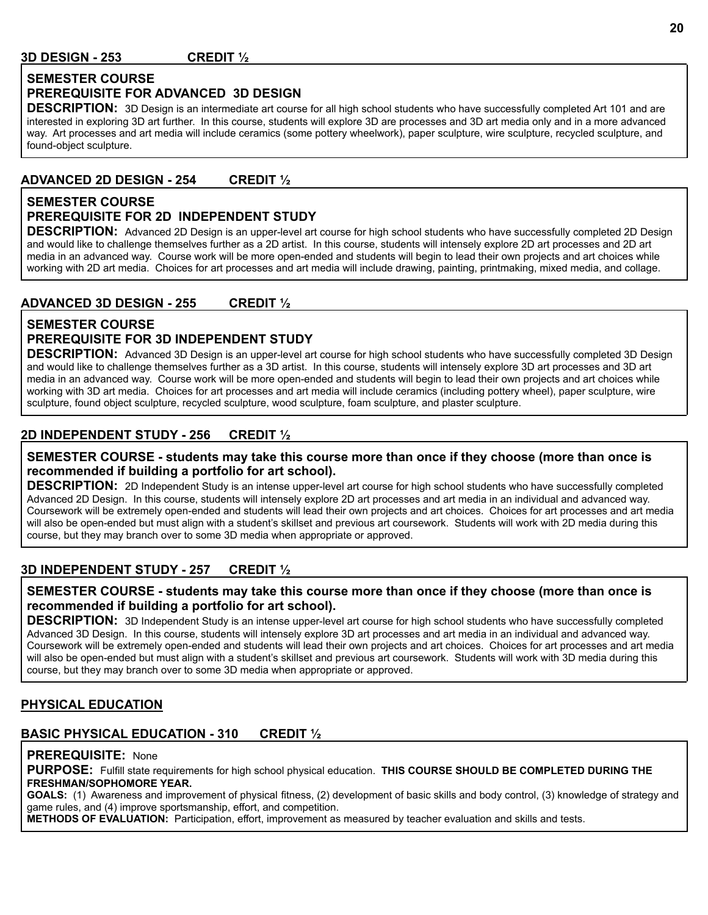### 3D DESIGN - 253 CREDIT ½

**SEMESTER COURSE**
**PREREQUISITE FOR ADVANCED 3D DESIGN**

**DESCRIPTION:** 3D Design is an intermediate art course for all high school students who have successfully completed Art 101 and are interested in exploring 3D art further. In this course, students will explore 3D are processes and 3D art media only and in a more advanced way. Art processes and art media will include ceramics (some pottery wheelwork), paper sculpture, wire sculpture, recycled sculpture, and found-object sculpture.

### ADVANCED 2D DESIGN - 254 CREDIT ½

**SEMESTER COURSE**
**PREREQUISITE FOR 2D INDEPENDENT STUDY**

**DESCRIPTION:** Advanced 2D Design is an upper-level art course for high school students who have successfully completed 2D Design and would like to challenge themselves further as a 2D artist. In this course, students will intensely explore 2D art processes and 2D art media in an advanced way. Course work will be more open-ended and students will begin to lead their own projects and art choices while working with 2D art media. Choices for art processes and art media will include drawing, painting, printmaking, mixed media, and collage.

### ADVANCED 3D DESIGN - 255 CREDIT ½

**SEMESTER COURSE**
**PREREQUISITE FOR 3D INDEPENDENT STUDY**

**DESCRIPTION:** Advanced 3D Design is an upper-level art course for high school students who have successfully completed 3D Design and would like to challenge themselves further as a 3D artist. In this course, students will intensely explore 3D art processes and 3D art media in an advanced way. Course work will be more open-ended and students will begin to lead their own projects and art choices while working with 3D art media. Choices for art processes and art media will include ceramics (including pottery wheel), paper sculpture, wire sculpture, found object sculpture, recycled sculpture, wood sculpture, foam sculpture, and plaster sculpture.

### 2D INDEPENDENT STUDY - 256 CREDIT ½

**SEMESTER COURSE - students may take this course more than once if they choose (more than once is recommended if building a portfolio for art school).**

**DESCRIPTION:** 2D Independent Study is an intense upper-level art course for high school students who have successfully completed Advanced 2D Design. In this course, students will intensely explore 2D art processes and art media in an individual and advanced way. Coursework will be extremely open-ended and students will lead their own projects and art choices. Choices for art processes and art media will also be open-ended but must align with a student's skillset and previous art coursework. Students will work with 2D media during this course, but they may branch over to some 3D media when appropriate or approved.

### 3D INDEPENDENT STUDY - 257 CREDIT ½

**SEMESTER COURSE - students may take this course more than once if they choose (more than once is recommended if building a portfolio for art school).**

**DESCRIPTION:** 3D Independent Study is an intense upper-level art course for high school students who have successfully completed Advanced 3D Design. In this course, students will intensely explore 3D art processes and art media in an individual and advanced way. Coursework will be extremely open-ended and students will lead their own projects and art choices. Choices for art processes and art media will also be open-ended but must align with a student's skillset and previous art coursework. Students will work with 3D media during this course, but they may branch over to some 3D media when appropriate or approved.

## PHYSICAL EDUCATION

### BASIC PHYSICAL EDUCATION - 310 CREDIT ½

**PREREQUISITE:** None

**PURPOSE:** Fulfill state requirements for high school physical education. **THIS COURSE SHOULD BE COMPLETED DURING THE FRESHMAN/SOPHOMORE YEAR.**

**GOALS:** (1) Awareness and improvement of physical fitness, (2) development of basic skills and body control, (3) knowledge of strategy and game rules, and (4) improve sportsmanship, effort, and competition.

**METHODS OF EVALUATION:** Participation, effort, improvement as measured by teacher evaluation and skills and tests.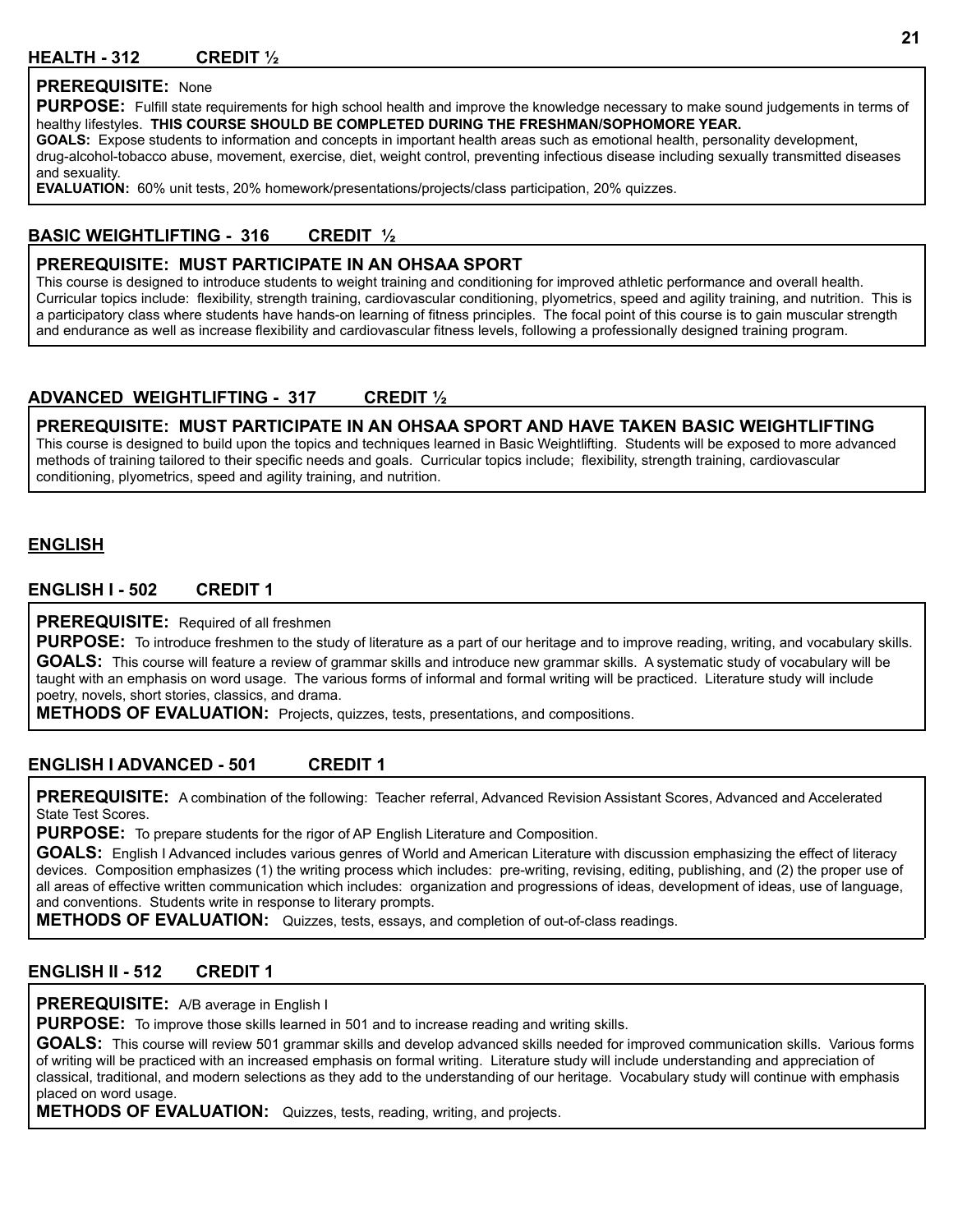### HEALTH - 312 CREDIT ½

**PREREQUISITE:** None

**PURPOSE:** Fulfill state requirements for high school health and improve the knowledge necessary to make sound judgements in terms of healthy lifestyles. **THIS COURSE SHOULD BE COMPLETED DURING THE FRESHMAN/SOPHOMORE YEAR.**

**GOALS:** Expose students to information and concepts in important health areas such as emotional health, personality development, drug-alcohol-tobacco abuse, movement, exercise, diet, weight control, preventing infectious disease including sexually transmitted diseases and sexuality.

**EVALUATION:** 60% unit tests, 20% homework/presentations/projects/class participation, 20% quizzes.

### BASIC WEIGHTLIFTING - 316 CREDIT ½

**PREREQUISITE: MUST PARTICIPATE IN AN OHSAA SPORT**

This course is designed to introduce students to weight training and conditioning for improved athletic performance and overall health. Curricular topics include: flexibility, strength training, cardiovascular conditioning, plyometrics, speed and agility training, and nutrition. This is a participatory class where students have hands-on learning of fitness principles. The focal point of this course is to gain muscular strength and endurance as well as increase flexibility and cardiovascular fitness levels, following a professionally designed training program.

### ADVANCED WEIGHTLIFTING - 317 CREDIT ½

**PREREQUISITE: MUST PARTICIPATE IN AN OHSAA SPORT AND HAVE TAKEN BASIC WEIGHTLIFTING**

This course is designed to build upon the topics and techniques learned in Basic Weightlifting. Students will be exposed to more advanced methods of training tailored to their specific needs and goals. Curricular topics include; flexibility, strength training, cardiovascular conditioning, plyometrics, speed and agility training, and nutrition.

## ENGLISH

### ENGLISH I - 502 CREDIT 1

**PREREQUISITE:** Required of all freshmen

**PURPOSE:** To introduce freshmen to the study of literature as a part of our heritage and to improve reading, writing, and vocabulary skills.

**GOALS:** This course will feature a review of grammar skills and introduce new grammar skills. A systematic study of vocabulary will be taught with an emphasis on word usage. The various forms of informal and formal writing will be practiced. Literature study will include poetry, novels, short stories, classics, and drama.

**METHODS OF EVALUATION:** Projects, quizzes, tests, presentations, and compositions.

### ENGLISH I ADVANCED - 501 CREDIT 1

**PREREQUISITE:** A combination of the following: Teacher referral, Advanced Revision Assistant Scores, Advanced and Accelerated State Test Scores.

**PURPOSE:** To prepare students for the rigor of AP English Literature and Composition.

**GOALS:** English I Advanced includes various genres of World and American Literature with discussion emphasizing the effect of literacy devices. Composition emphasizes (1) the writing process which includes: pre-writing, revising, editing, publishing, and (2) the proper use of all areas of effective written communication which includes: organization and progressions of ideas, development of ideas, use of language, and conventions. Students write in response to literary prompts.

**METHODS OF EVALUATION:** Quizzes, tests, essays, and completion of out-of-class readings.

### ENGLISH II - 512 CREDIT 1

**PREREQUISITE:** A/B average in English I

**PURPOSE:** To improve those skills learned in 501 and to increase reading and writing skills.

**GOALS:** This course will review 501 grammar skills and develop advanced skills needed for improved communication skills. Various forms of writing will be practiced with an increased emphasis on formal writing. Literature study will include understanding and appreciation of classical, traditional, and modern selections as they add to the understanding of our heritage. Vocabulary study will continue with emphasis placed on word usage.

**METHODS OF EVALUATION:** Quizzes, tests, reading, writing, and projects.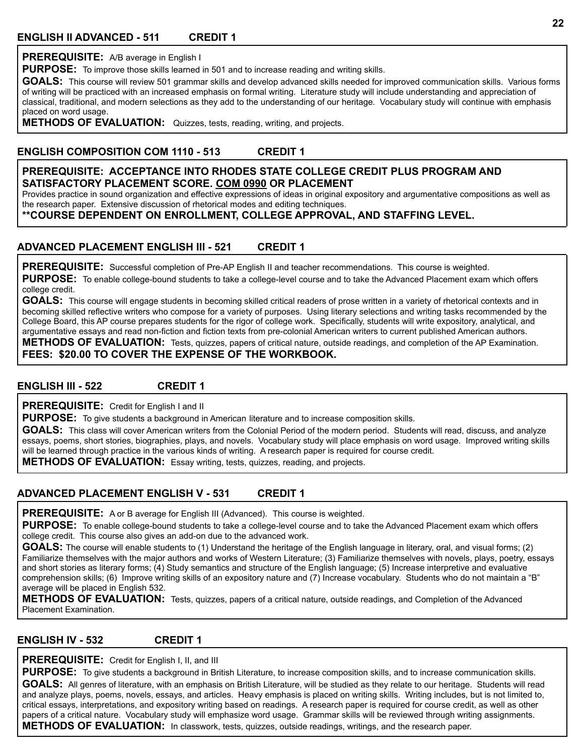## ENGLISH II ADVANCED - 511 CREDIT 1

**PREREQUISITE:** A/B average in English I

**PURPOSE:** To improve those skills learned in 501 and to increase reading and writing skills.

**GOALS:** This course will review 501 grammar skills and develop advanced skills needed for improved communication skills. Various forms of writing will be practiced with an increased emphasis on formal writing. Literature study will include understanding and appreciation of classical, traditional, and modern selections as they add to the understanding of our heritage. Vocabulary study will continue with emphasis placed on word usage.

**METHODS OF EVALUATION:** Quizzes, tests, reading, writing, and projects.

## ENGLISH COMPOSITION COM 1110 - 513 CREDIT 1

**PREREQUISITE: ACCEPTANCE INTO RHODES STATE COLLEGE CREDIT PLUS PROGRAM AND SATISFACTORY PLACEMENT SCORE. <u>COM 0990</u> OR PLACEMENT**

Provides practice in sound organization and effective expressions of ideas in original expository and argumentative compositions as well as the research paper. Extensive discussion of rhetorical modes and editing techniques.

**\*\*COURSE DEPENDENT ON ENROLLMENT, COLLEGE APPROVAL, AND STAFFING LEVEL.**

## ADVANCED PLACEMENT ENGLISH III - 521 CREDIT 1

**PREREQUISITE:** Successful completion of Pre-AP English II and teacher recommendations. This course is weighted.

**PURPOSE:** To enable college-bound students to take a college-level course and to take the Advanced Placement exam which offers college credit.

**GOALS:** This course will engage students in becoming skilled critical readers of prose written in a variety of rhetorical contexts and in becoming skilled reflective writers who compose for a variety of purposes. Using literary selections and writing tasks recommended by the College Board, this AP course prepares students for the rigor of college work. Specifically, students will write expository, analytical, and argumentative essays and read non-fiction and fiction texts from pre-colonial American writers to current published American authors.

**METHODS OF EVALUATION:** Tests, quizzes, papers of critical nature, outside readings, and completion of the AP Examination.

**FEES: $20.00 TO COVER THE EXPENSE OF THE WORKBOOK.**

## ENGLISH III - 522 CREDIT 1

**PREREQUISITE:** Credit for English I and II

**PURPOSE:** To give students a background in American literature and to increase composition skills.

**GOALS:** This class will cover American writers from the Colonial Period of the modern period. Students will read, discuss, and analyze essays, poems, short stories, biographies, plays, and novels. Vocabulary study will place emphasis on word usage. Improved writing skills will be learned through practice in the various kinds of writing. A research paper is required for course credit.

**METHODS OF EVALUATION:** Essay writing, tests, quizzes, reading, and projects.

## ADVANCED PLACEMENT ENGLISH V - 531 CREDIT 1

**PREREQUISITE:** A or B average for English III (Advanced). This course is weighted.

**PURPOSE:** To enable college-bound students to take a college-level course and to take the Advanced Placement exam which offers college credit. This course also gives an add-on due to the advanced work.

**GOALS:** The course will enable students to (1) Understand the heritage of the English language in literary, oral, and visual forms; (2) Familiarize themselves with the major authors and works of Western Literature; (3) Familiarize themselves with novels, plays, poetry, essays and short stories as literary forms; (4) Study semantics and structure of the English language; (5) Increase interpretive and evaluative comprehension skills; (6) Improve writing skills of an expository nature and (7) Increase vocabulary. Students who do not maintain a "B" average will be placed in English 532.

**METHODS OF EVALUATION:** Tests, quizzes, papers of a critical nature, outside readings, and Completion of the Advanced Placement Examination.

## ENGLISH IV - 532 CREDIT 1

**PREREQUISITE:** Credit for English I, II, and III

**PURPOSE:** To give students a background in British Literature, to increase composition skills, and to increase communication skills.

**GOALS:** All genres of literature, with an emphasis on British Literature, will be studied as they relate to our heritage. Students will read and analyze plays, poems, novels, essays, and articles. Heavy emphasis is placed on writing skills. Writing includes, but is not limited to, critical essays, interpretations, and expository writing based on readings. A research paper is required for course credit, as well as other papers of a critical nature. Vocabulary study will emphasize word usage. Grammar skills will be reviewed through writing assignments.

**METHODS OF EVALUATION:** In classwork, tests, quizzes, outside readings, writings, and the research paper.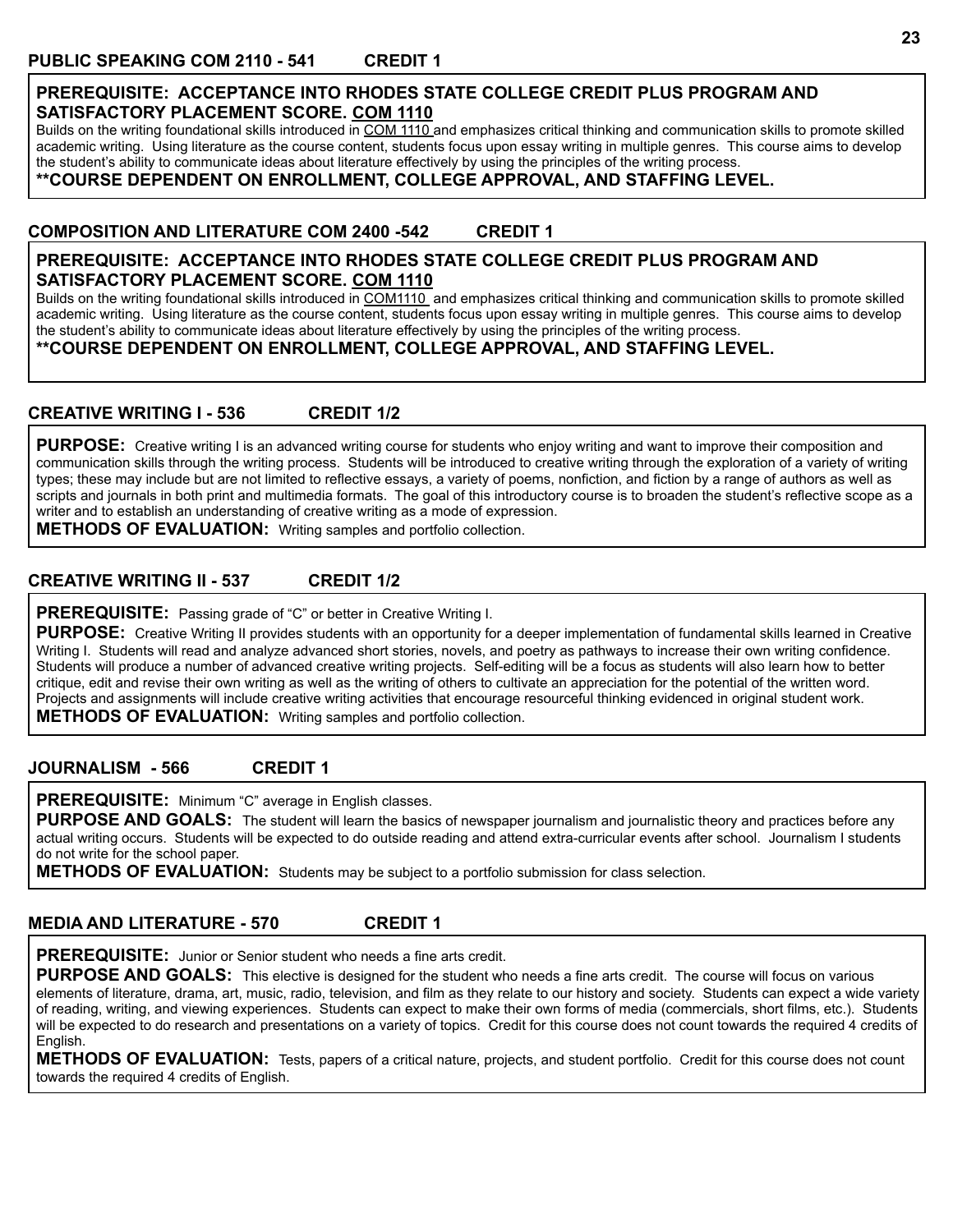## PUBLIC SPEAKING COM 2110 - 541 CREDIT 1

**PREREQUISITE: ACCEPTANCE INTO RHODES STATE COLLEGE CREDIT PLUS PROGRAM AND SATISFACTORY PLACEMENT SCORE. COM 1110**

Builds on the writing foundational skills introduced in COM 1110 and emphasizes critical thinking and communication skills to promote skilled academic writing. Using literature as the course content, students focus upon essay writing in multiple genres. This course aims to develop the student's ability to communicate ideas about literature effectively by using the principles of the writing process.

****COURSE DEPENDENT ON ENROLLMENT, COLLEGE APPROVAL, AND STAFFING LEVEL.**

## COMPOSITION AND LITERATURE COM 2400 -542 CREDIT 1

**PREREQUISITE: ACCEPTANCE INTO RHODES STATE COLLEGE CREDIT PLUS PROGRAM AND SATISFACTORY PLACEMENT SCORE. COM 1110**

Builds on the writing foundational skills introduced in COM1110 and emphasizes critical thinking and communication skills to promote skilled academic writing. Using literature as the course content, students focus upon essay writing in multiple genres. This course aims to develop the student's ability to communicate ideas about literature effectively by using the principles of the writing process.

****COURSE DEPENDENT ON ENROLLMENT, COLLEGE APPROVAL, AND STAFFING LEVEL.**

## CREATIVE WRITING I - 536 CREDIT 1/2

**PURPOSE:** Creative writing I is an advanced writing course for students who enjoy writing and want to improve their composition and communication skills through the writing process. Students will be introduced to creative writing through the exploration of a variety of writing types; these may include but are not limited to reflective essays, a variety of poems, nonfiction, and fiction by a range of authors as well as scripts and journals in both print and multimedia formats. The goal of this introductory course is to broaden the student's reflective scope as a writer and to establish an understanding of creative writing as a mode of expression.

**METHODS OF EVALUATION:** Writing samples and portfolio collection.

## CREATIVE WRITING II - 537 CREDIT 1/2

**PREREQUISITE:** Passing grade of "C" or better in Creative Writing I.

**PURPOSE:** Creative Writing II provides students with an opportunity for a deeper implementation of fundamental skills learned in Creative Writing I. Students will read and analyze advanced short stories, novels, and poetry as pathways to increase their own writing confidence. Students will produce a number of advanced creative writing projects. Self-editing will be a focus as students will also learn how to better critique, edit and revise their own writing as well as the writing of others to cultivate an appreciation for the potential of the written word. Projects and assignments will include creative writing activities that encourage resourceful thinking evidenced in original student work.

**METHODS OF EVALUATION:** Writing samples and portfolio collection.

## JOURNALISM - 566 CREDIT 1

**PREREQUISITE:** Minimum "C" average in English classes.

**PURPOSE AND GOALS:** The student will learn the basics of newspaper journalism and journalistic theory and practices before any actual writing occurs. Students will be expected to do outside reading and attend extra-curricular events after school. Journalism I students do not write for the school paper.

**METHODS OF EVALUATION:** Students may be subject to a portfolio submission for class selection.

## MEDIA AND LITERATURE - 570 CREDIT 1

**PREREQUISITE:** Junior or Senior student who needs a fine arts credit.

**PURPOSE AND GOALS:** This elective is designed for the student who needs a fine arts credit. The course will focus on various elements of literature, drama, art, music, radio, television, and film as they relate to our history and society. Students can expect a wide variety of reading, writing, and viewing experiences. Students can expect to make their own forms of media (commercials, short films, etc.). Students will be expected to do research and presentations on a variety of topics. Credit for this course does not count towards the required 4 credits of English.

**METHODS OF EVALUATION:** Tests, papers of a critical nature, projects, and student portfolio. Credit for this course does not count towards the required 4 credits of English.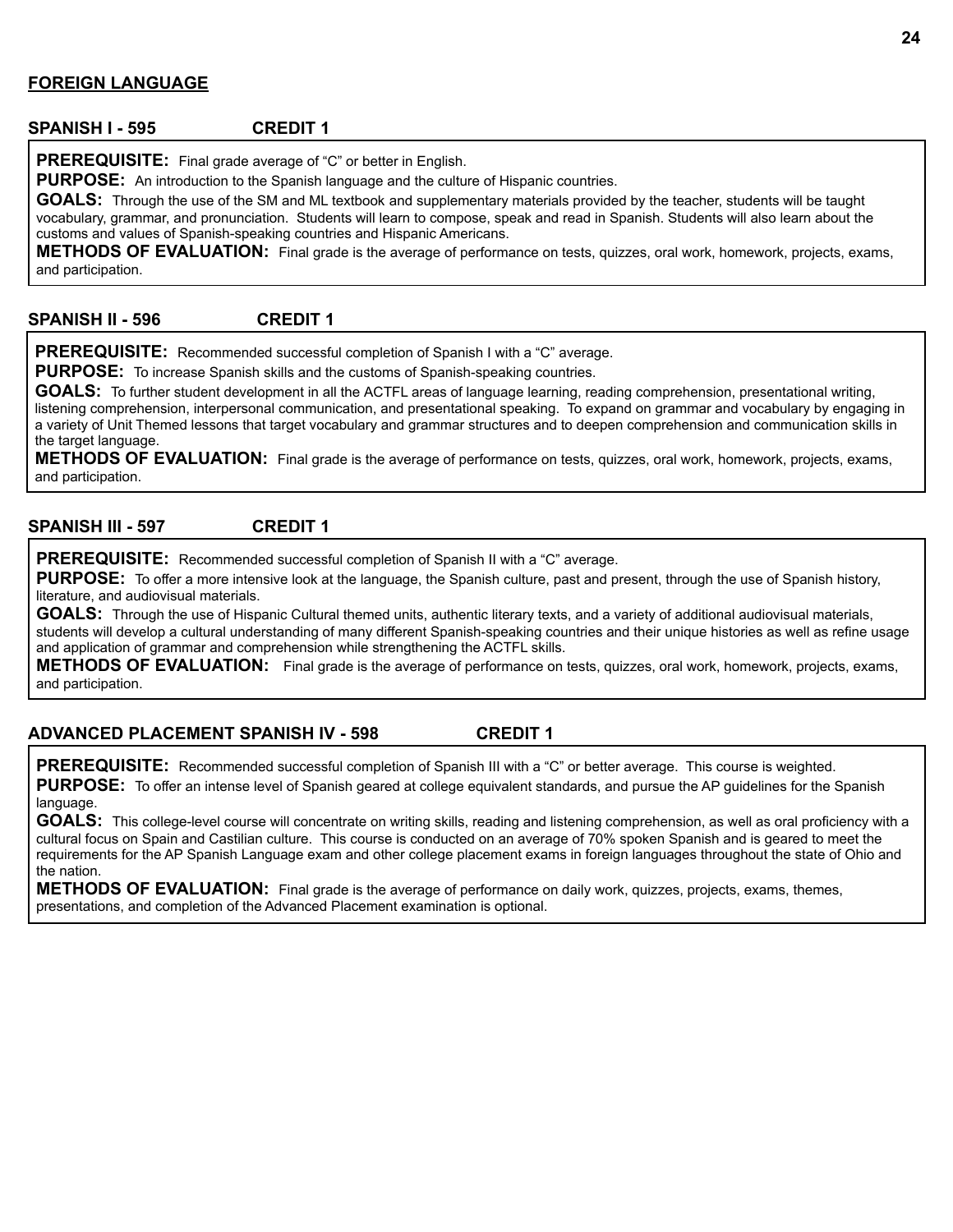## FOREIGN LANGUAGE

### SPANISH I - 595 CREDIT 1

**PREREQUISITE:** Final grade average of "C" or better in English.

**PURPOSE:** An introduction to the Spanish language and the culture of Hispanic countries.

**GOALS:** Through the use of the SM and ML textbook and supplementary materials provided by the teacher, students will be taught vocabulary, grammar, and pronunciation. Students will learn to compose, speak and read in Spanish. Students will also learn about the customs and values of Spanish-speaking countries and Hispanic Americans.

**METHODS OF EVALUATION:** Final grade is the average of performance on tests, quizzes, oral work, homework, projects, exams, and participation.

### SPANISH II - 596 CREDIT 1

**PREREQUISITE:** Recommended successful completion of Spanish I with a "C" average.

**PURPOSE:** To increase Spanish skills and the customs of Spanish-speaking countries.

**GOALS:** To further student development in all the ACTFL areas of language learning, reading comprehension, presentational writing, listening comprehension, interpersonal communication, and presentational speaking. To expand on grammar and vocabulary by engaging in a variety of Unit Themed lessons that target vocabulary and grammar structures and to deepen comprehension and communication skills in the target language.

**METHODS OF EVALUATION:** Final grade is the average of performance on tests, quizzes, oral work, homework, projects, exams, and participation.

### SPANISH III - 597 CREDIT 1

**PREREQUISITE:** Recommended successful completion of Spanish II with a "C" average.

**PURPOSE:** To offer a more intensive look at the language, the Spanish culture, past and present, through the use of Spanish history, literature, and audiovisual materials.

**GOALS:** Through the use of Hispanic Cultural themed units, authentic literary texts, and a variety of additional audiovisual materials, students will develop a cultural understanding of many different Spanish-speaking countries and their unique histories as well as refine usage and application of grammar and comprehension while strengthening the ACTFL skills.

**METHODS OF EVALUATION:** Final grade is the average of performance on tests, quizzes, oral work, homework, projects, exams, and participation.

### ADVANCED PLACEMENT SPANISH IV - 598 CREDIT 1

**PREREQUISITE:** Recommended successful completion of Spanish III with a "C" or better average. This course is weighted.

**PURPOSE:** To offer an intense level of Spanish geared at college equivalent standards, and pursue the AP guidelines for the Spanish language.

**GOALS:** This college-level course will concentrate on writing skills, reading and listening comprehension, as well as oral proficiency with a cultural focus on Spain and Castilian culture. This course is conducted on an average of 70% spoken Spanish and is geared to meet the requirements for the AP Spanish Language exam and other college placement exams in foreign languages throughout the state of Ohio and the nation.

**METHODS OF EVALUATION:** Final grade is the average of performance on daily work, quizzes, projects, exams, themes, presentations, and completion of the Advanced Placement examination is optional.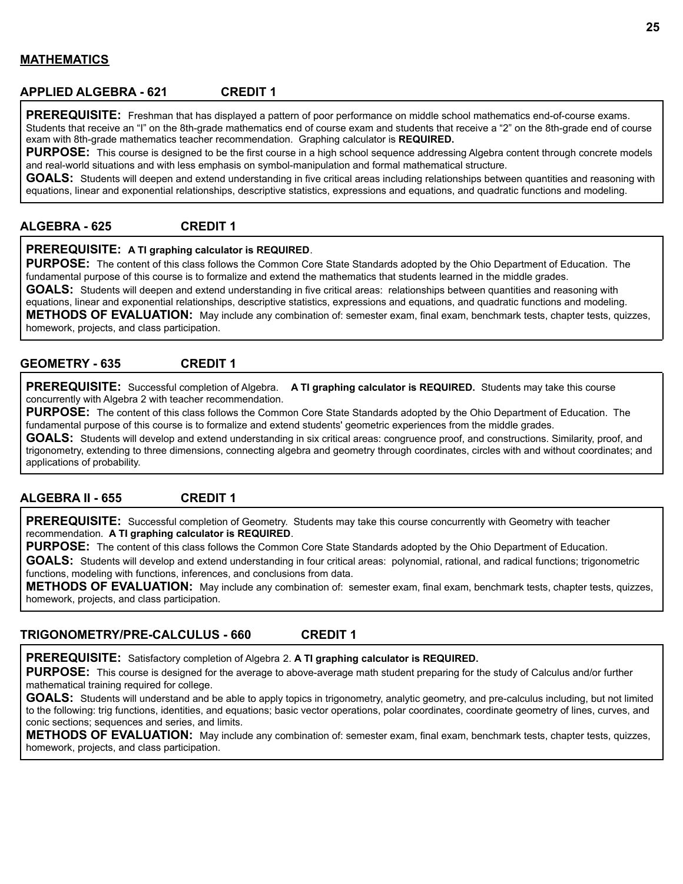## MATHEMATICS

### APPLIED ALGEBRA - 621 CREDIT 1

**PREREQUISITE:** Freshman that has displayed a pattern of poor performance on middle school mathematics end-of-course exams. Students that receive an "I" on the 8th-grade mathematics end of course exam and students that receive a "2" on the 8th-grade end of course exam with 8th-grade mathematics teacher recommendation. Graphing calculator is **REQUIRED.**

**PURPOSE:** This course is designed to be the first course in a high school sequence addressing Algebra content through concrete models and real-world situations and with less emphasis on symbol-manipulation and formal mathematical structure.

**GOALS:** Students will deepen and extend understanding in five critical areas including relationships between quantities and reasoning with equations, linear and exponential relationships, descriptive statistics, expressions and equations, and quadratic functions and modeling.

### ALGEBRA - 625 CREDIT 1

**PREREQUISITE: A TI graphing calculator is REQUIRED**.

**PURPOSE:** The content of this class follows the Common Core State Standards adopted by the Ohio Department of Education. The fundamental purpose of this course is to formalize and extend the mathematics that students learned in the middle grades.

**GOALS:** Students will deepen and extend understanding in five critical areas: relationships between quantities and reasoning with equations, linear and exponential relationships, descriptive statistics, expressions and equations, and quadratic functions and modeling.

**METHODS OF EVALUATION:** May include any combination of: semester exam, final exam, benchmark tests, chapter tests, quizzes, homework, projects, and class participation.

### GEOMETRY - 635 CREDIT 1

**PREREQUISITE:** Successful completion of Algebra. **A TI graphing calculator is REQUIRED.** Students may take this course concurrently with Algebra 2 with teacher recommendation.

**PURPOSE:** The content of this class follows the Common Core State Standards adopted by the Ohio Department of Education. The fundamental purpose of this course is to formalize and extend students' geometric experiences from the middle grades.

**GOALS:** Students will develop and extend understanding in six critical areas: congruence proof, and constructions. Similarity, proof, and trigonometry, extending to three dimensions, connecting algebra and geometry through coordinates, circles with and without coordinates; and applications of probability.

### ALGEBRA II - 655 CREDIT 1

**PREREQUISITE:** Successful completion of Geometry. Students may take this course concurrently with Geometry with teacher recommendation. **A TI graphing calculator is REQUIRED**.

**PURPOSE:** The content of this class follows the Common Core State Standards adopted by the Ohio Department of Education.

**GOALS:** Students will develop and extend understanding in four critical areas: polynomial, rational, and radical functions; trigonometric functions, modeling with functions, inferences, and conclusions from data.

**METHODS OF EVALUATION:** May include any combination of: semester exam, final exam, benchmark tests, chapter tests, quizzes, homework, projects, and class participation.

### TRIGONOMETRY/PRE-CALCULUS - 660 CREDIT 1

**PREREQUISITE:** Satisfactory completion of Algebra 2. **A TI graphing calculator is REQUIRED.**

**PURPOSE:** This course is designed for the average to above-average math student preparing for the study of Calculus and/or further mathematical training required for college.

**GOALS:** Students will understand and be able to apply topics in trigonometry, analytic geometry, and pre-calculus including, but not limited to the following: trig functions, identities, and equations; basic vector operations, polar coordinates, coordinate geometry of lines, curves, and conic sections; sequences and series, and limits.

**METHODS OF EVALUATION:** May include any combination of: semester exam, final exam, benchmark tests, chapter tests, quizzes, homework, projects, and class participation.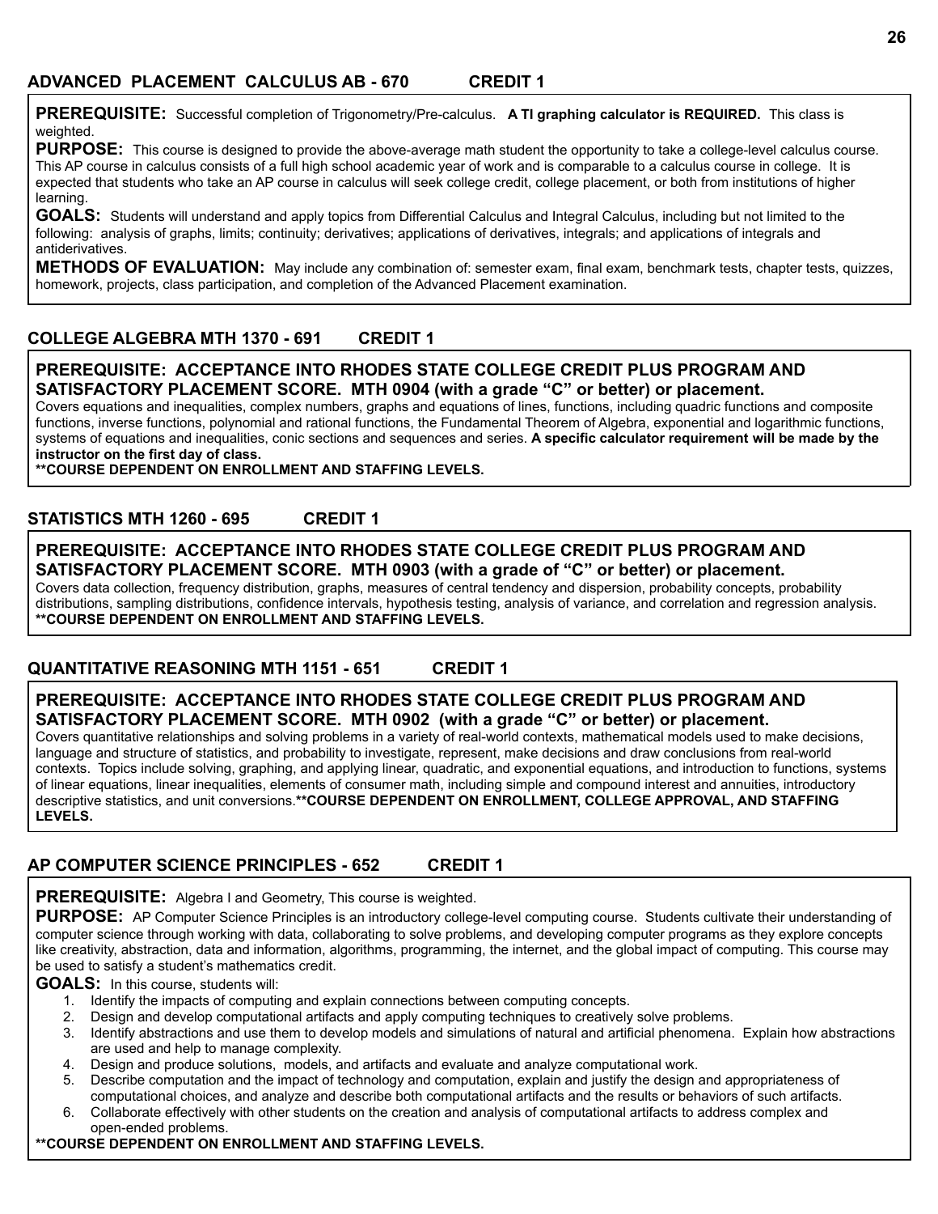## ADVANCED PLACEMENT CALCULUS AB - 670 CREDIT 1

**PREREQUISITE:** Successful completion of Trigonometry/Pre-calculus. **A TI graphing calculator is REQUIRED.** This class is weighted.

**PURPOSE:** This course is designed to provide the above-average math student the opportunity to take a college-level calculus course. This AP course in calculus consists of a full high school academic year of work and is comparable to a calculus course in college. It is expected that students who take an AP course in calculus will seek college credit, college placement, or both from institutions of higher learning.

**GOALS:** Students will understand and apply topics from Differential Calculus and Integral Calculus, including but not limited to the following: analysis of graphs, limits; continuity; derivatives; applications of derivatives, integrals; and applications of integrals and antiderivatives.

**METHODS OF EVALUATION:** May include any combination of: semester exam, final exam, benchmark tests, chapter tests, quizzes, homework, projects, class participation, and completion of the Advanced Placement examination.

## COLLEGE ALGEBRA MTH 1370 - 691 CREDIT 1

**PREREQUISITE: ACCEPTANCE INTO RHODES STATE COLLEGE CREDIT PLUS PROGRAM AND SATISFACTORY PLACEMENT SCORE. MTH 0904 (with a grade "C" or better) or placement.**

Covers equations and inequalities, complex numbers, graphs and equations of lines, functions, including quadric functions and composite functions, inverse functions, polynomial and rational functions, the Fundamental Theorem of Algebra, exponential and logarithmic functions, systems of equations and inequalities, conic sections and sequences and series. **A specific calculator requirement will be made by the instructor on the first day of class.**

**\*\*COURSE DEPENDENT ON ENROLLMENT AND STAFFING LEVELS.**

## STATISTICS MTH 1260 - 695 CREDIT 1

**PREREQUISITE: ACCEPTANCE INTO RHODES STATE COLLEGE CREDIT PLUS PROGRAM AND SATISFACTORY PLACEMENT SCORE. MTH 0903 (with a grade of "C" or better) or placement.**

Covers data collection, frequency distribution, graphs, measures of central tendency and dispersion, probability concepts, probability distributions, sampling distributions, confidence intervals, hypothesis testing, analysis of variance, and correlation and regression analysis.

**\*\*COURSE DEPENDENT ON ENROLLMENT AND STAFFING LEVELS.**

## QUANTITATIVE REASONING MTH 1151 - 651 CREDIT 1

**PREREQUISITE: ACCEPTANCE INTO RHODES STATE COLLEGE CREDIT PLUS PROGRAM AND SATISFACTORY PLACEMENT SCORE. MTH 0902 (with a grade "C" or better) or placement.**

Covers quantitative relationships and solving problems in a variety of real-world contexts, mathematical models used to make decisions, language and structure of statistics, and probability to investigate, represent, make decisions and draw conclusions from real-world contexts. Topics include solving, graphing, and applying linear, quadratic, and exponential equations, and introduction to functions, systems of linear equations, linear inequalities, elements of consumer math, including simple and compound interest and annuities, introductory descriptive statistics, and unit conversions.**\*\*COURSE DEPENDENT ON ENROLLMENT, COLLEGE APPROVAL, AND STAFFING LEVELS.**

## AP COMPUTER SCIENCE PRINCIPLES - 652 CREDIT 1

**PREREQUISITE:** Algebra I and Geometry, This course is weighted.

**PURPOSE:** AP Computer Science Principles is an introductory college-level computing course. Students cultivate their understanding of computer science through working with data, collaborating to solve problems, and developing computer programs as they explore concepts like creativity, abstraction, data and information, algorithms, programming, the internet, and the global impact of computing. This course may be used to satisfy a student's mathematics credit.

**GOALS:** In this course, students will:

1. Identify the impacts of computing and explain connections between computing concepts.
2. Design and develop computational artifacts and apply computing techniques to creatively solve problems.
3. Identify abstractions and use them to develop models and simulations of natural and artificial phenomena. Explain how abstractions are used and help to manage complexity.
4. Design and produce solutions, models, and artifacts and evaluate and analyze computational work.
5. Describe computation and the impact of technology and computation, explain and justify the design and appropriateness of computational choices, and analyze and describe both computational artifacts and the results or behaviors of such artifacts.
6. Collaborate effectively with other students on the creation and analysis of computational artifacts to address complex and open-ended problems.

**\*\*COURSE DEPENDENT ON ENROLLMENT AND STAFFING LEVELS.**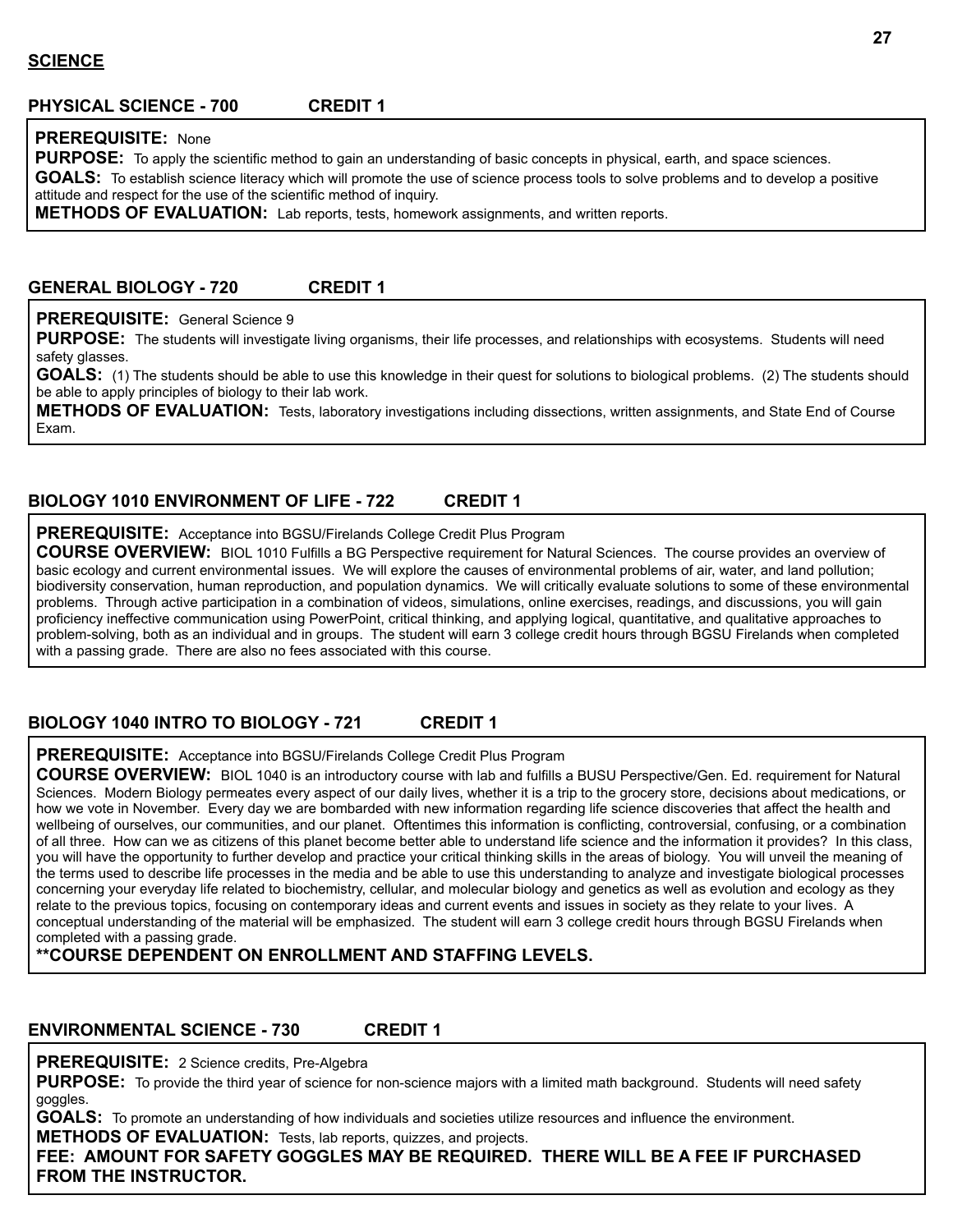## SCIENCE

### PHYSICAL SCIENCE - 700 CREDIT 1

**PREREQUISITE:** None
**PURPOSE:** To apply the scientific method to gain an understanding of basic concepts in physical, earth, and space sciences.
**GOALS:** To establish science literacy which will promote the use of science process tools to solve problems and to develop a positive attitude and respect for the use of the scientific method of inquiry.
**METHODS OF EVALUATION:** Lab reports, tests, homework assignments, and written reports.

### GENERAL BIOLOGY - 720 CREDIT 1

**PREREQUISITE:** General Science 9
**PURPOSE:** The students will investigate living organisms, their life processes, and relationships with ecosystems. Students will need safety glasses.
**GOALS:** (1) The students should be able to use this knowledge in their quest for solutions to biological problems. (2) The students should be able to apply principles of biology to their lab work.
**METHODS OF EVALUATION:** Tests, laboratory investigations including dissections, written assignments, and State End of Course Exam.

### BIOLOGY 1010 ENVIRONMENT OF LIFE - 722 CREDIT 1

**PREREQUISITE:** Acceptance into BGSU/Firelands College Credit Plus Program
**COURSE OVERVIEW:** BIOL 1010 Fulfills a BG Perspective requirement for Natural Sciences. The course provides an overview of basic ecology and current environmental issues. We will explore the causes of environmental problems of air, water, and land pollution; biodiversity conservation, human reproduction, and population dynamics. We will critically evaluate solutions to some of these environmental problems. Through active participation in a combination of videos, simulations, online exercises, readings, and discussions, you will gain proficiency ineffective communication using PowerPoint, critical thinking, and applying logical, quantitative, and qualitative approaches to problem-solving, both as an individual and in groups. The student will earn 3 college credit hours through BGSU Firelands when completed with a passing grade. There are also no fees associated with this course.

### BIOLOGY 1040 INTRO TO BIOLOGY - 721 CREDIT 1

**PREREQUISITE:** Acceptance into BGSU/Firelands College Credit Plus Program
**COURSE OVERVIEW:** BIOL 1040 is an introductory course with lab and fulfills a BUSU Perspective/Gen. Ed. requirement for Natural Sciences. Modern Biology permeates every aspect of our daily lives, whether it is a trip to the grocery store, decisions about medications, or how we vote in November. Every day we are bombarded with new information regarding life science discoveries that affect the health and wellbeing of ourselves, our communities, and our planet. Oftentimes this information is conflicting, controversial, confusing, or a combination of all three. How can we as citizens of this planet become better able to understand life science and the information it provides? In this class, you will have the opportunity to further develop and practice your critical thinking skills in the areas of biology. You will unveil the meaning of the terms used to describe life processes in the media and be able to use this understanding to analyze and investigate biological processes concerning your everyday life related to biochemistry, cellular, and molecular biology and genetics as well as evolution and ecology as they relate to the previous topics, focusing on contemporary ideas and current events and issues in society as they relate to your lives. A conceptual understanding of the material will be emphasized. The student will earn 3 college credit hours through BGSU Firelands when completed with a passing grade.
****COURSE DEPENDENT ON ENROLLMENT AND STAFFING LEVELS.**

### ENVIRONMENTAL SCIENCE - 730 CREDIT 1

**PREREQUISITE:** 2 Science credits, Pre-Algebra
**PURPOSE:** To provide the third year of science for non-science majors with a limited math background. Students will need safety goggles.
**GOALS:** To promote an understanding of how individuals and societies utilize resources and influence the environment.
**METHODS OF EVALUATION:** Tests, lab reports, quizzes, and projects.
**FEE: AMOUNT FOR SAFETY GOGGLES MAY BE REQUIRED. THERE WILL BE A FEE IF PURCHASED FROM THE INSTRUCTOR.**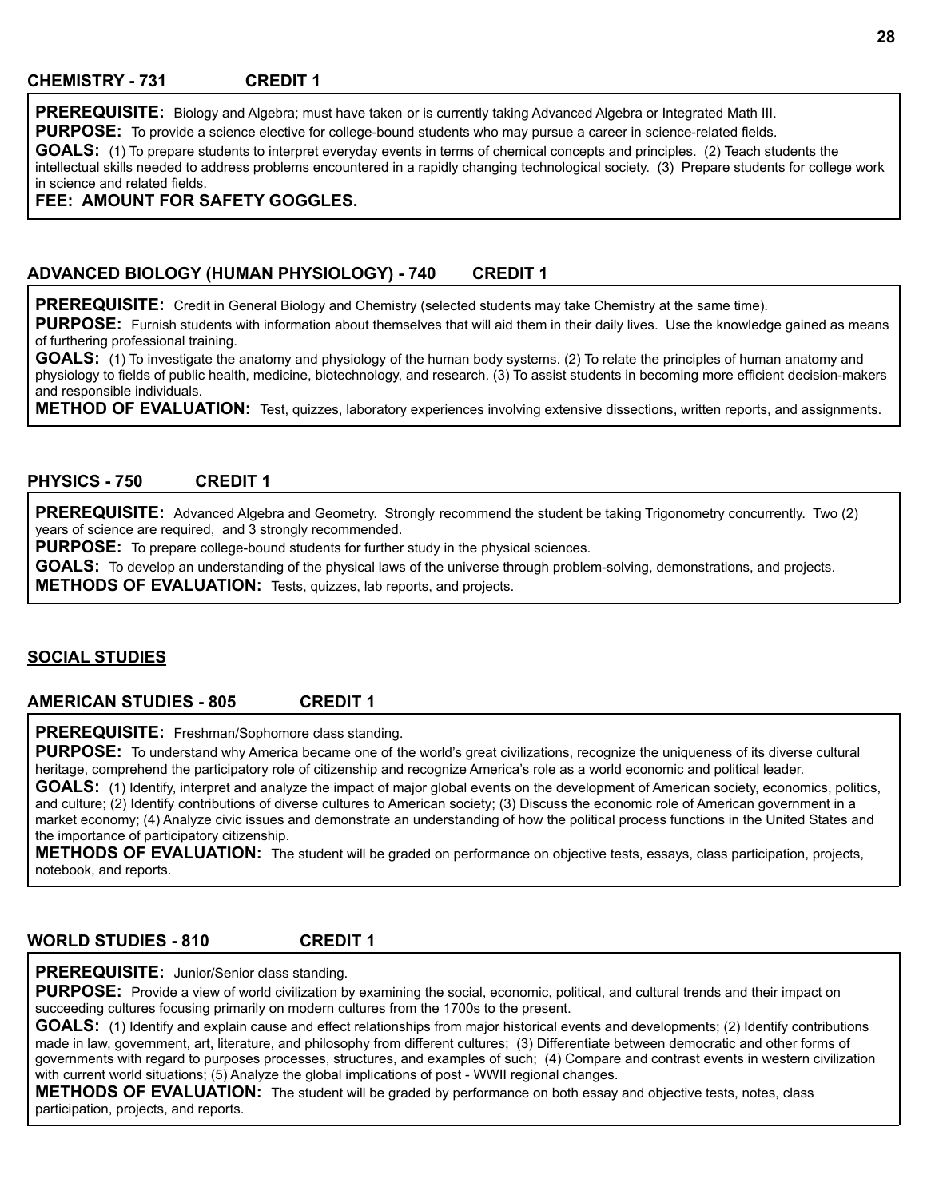### CHEMISTRY - 731 CREDIT 1

**PREREQUISITE:** Biology and Algebra; must have taken or is currently taking Advanced Algebra or Integrated Math III.

**PURPOSE:** To provide a science elective for college-bound students who may pursue a career in science-related fields.

**GOALS:** (1) To prepare students to interpret everyday events in terms of chemical concepts and principles. (2) Teach students the intellectual skills needed to address problems encountered in a rapidly changing technological society. (3) Prepare students for college work in science and related fields.

**FEE: AMOUNT FOR SAFETY GOGGLES.**

### ADVANCED BIOLOGY (HUMAN PHYSIOLOGY) - 740 CREDIT 1

**PREREQUISITE:** Credit in General Biology and Chemistry (selected students may take Chemistry at the same time).

**PURPOSE:** Furnish students with information about themselves that will aid them in their daily lives. Use the knowledge gained as means of furthering professional training.

**GOALS:** (1) To investigate the anatomy and physiology of the human body systems. (2) To relate the principles of human anatomy and physiology to fields of public health, medicine, biotechnology, and research. (3) To assist students in becoming more efficient decision-makers and responsible individuals.

**METHOD OF EVALUATION:** Test, quizzes, laboratory experiences involving extensive dissections, written reports, and assignments.

### PHYSICS - 750 CREDIT 1

**PREREQUISITE:** Advanced Algebra and Geometry. Strongly recommend the student be taking Trigonometry concurrently. Two (2) years of science are required, and 3 strongly recommended.

**PURPOSE:** To prepare college-bound students for further study in the physical sciences.

**GOALS:** To develop an understanding of the physical laws of the universe through problem-solving, demonstrations, and projects.

**METHODS OF EVALUATION:** Tests, quizzes, lab reports, and projects.

## SOCIAL STUDIES

### AMERICAN STUDIES - 805 CREDIT 1

**PREREQUISITE:** Freshman/Sophomore class standing.

**PURPOSE:** To understand why America became one of the world's great civilizations, recognize the uniqueness of its diverse cultural heritage, comprehend the participatory role of citizenship and recognize America's role as a world economic and political leader.

**GOALS:** (1) Identify, interpret and analyze the impact of major global events on the development of American society, economics, politics, and culture; (2) Identify contributions of diverse cultures to American society; (3) Discuss the economic role of American government in a market economy; (4) Analyze civic issues and demonstrate an understanding of how the political process functions in the United States and the importance of participatory citizenship.

**METHODS OF EVALUATION:** The student will be graded on performance on objective tests, essays, class participation, projects, notebook, and reports.

### WORLD STUDIES - 810 CREDIT 1

**PREREQUISITE:** Junior/Senior class standing.

**PURPOSE:** Provide a view of world civilization by examining the social, economic, political, and cultural trends and their impact on succeeding cultures focusing primarily on modern cultures from the 1700s to the present.

**GOALS:** (1) Identify and explain cause and effect relationships from major historical events and developments; (2) Identify contributions made in law, government, art, literature, and philosophy from different cultures; (3) Differentiate between democratic and other forms of governments with regard to purposes processes, structures, and examples of such; (4) Compare and contrast events in western civilization with current world situations; (5) Analyze the global implications of post - WWII regional changes.

**METHODS OF EVALUATION:** The student will be graded by performance on both essay and objective tests, notes, class participation, projects, and reports.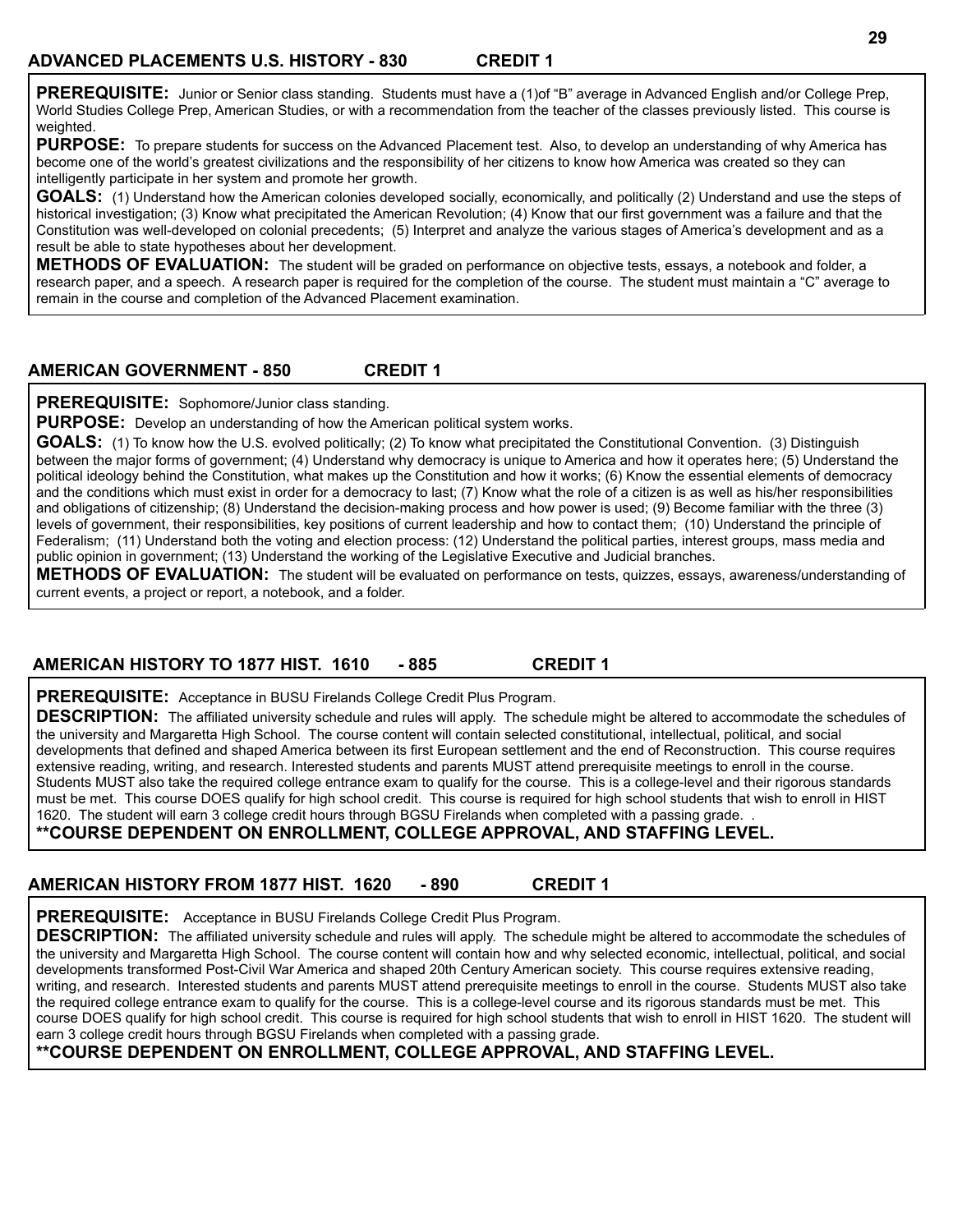## ADVANCED PLACEMENTS U.S. HISTORY - 830 CREDIT 1

**PREREQUISITE:** Junior or Senior class standing. Students must have a (1)of “B” average in Advanced English and/or College Prep, World Studies College Prep, American Studies, or with a recommendation from the teacher of the classes previously listed. This course is weighted.

**PURPOSE:** To prepare students for success on the Advanced Placement test. Also, to develop an understanding of why America has become one of the world’s greatest civilizations and the responsibility of her citizens to know how America was created so they can intelligently participate in her system and promote her growth.

**GOALS:** (1) Understand how the American colonies developed socially, economically, and politically (2) Understand and use the steps of historical investigation; (3) Know what precipitated the American Revolution; (4) Know that our first government was a failure and that the Constitution was well-developed on colonial precedents; (5) Interpret and analyze the various stages of America’s development and as a result be able to state hypotheses about her development.

**METHODS OF EVALUATION:** The student will be graded on performance on objective tests, essays, a notebook and folder, a research paper, and a speech. A research paper is required for the completion of the course. The student must maintain a “C” average to remain in the course and completion of the Advanced Placement examination.

## AMERICAN GOVERNMENT - 850 CREDIT 1

**PREREQUISITE:** Sophomore/Junior class standing.

**PURPOSE:** Develop an understanding of how the American political system works.

**GOALS:** (1) To know how the U.S. evolved politically; (2) To know what precipitated the Constitutional Convention. (3) Distinguish between the major forms of government; (4) Understand why democracy is unique to America and how it operates here; (5) Understand the political ideology behind the Constitution, what makes up the Constitution and how it works; (6) Know the essential elements of democracy and the conditions which must exist in order for a democracy to last; (7) Know what the role of a citizen is as well as his/her responsibilities and obligations of citizenship; (8) Understand the decision-making process and how power is used; (9) Become familiar with the three (3) levels of government, their responsibilities, key positions of current leadership and how to contact them; (10) Understand the principle of Federalism; (11) Understand both the voting and election process: (12) Understand the political parties, interest groups, mass media and public opinion in government; (13) Understand the working of the Legislative Executive and Judicial branches.

**METHODS OF EVALUATION:** The student will be evaluated on performance on tests, quizzes, essays, awareness/understanding of current events, a project or report, a notebook, and a folder.

## AMERICAN HISTORY TO 1877 HIST. 1610 - 885 CREDIT 1

**PREREQUISITE:** Acceptance in BUSU Firelands College Credit Plus Program.

**DESCRIPTION:** The affiliated university schedule and rules will apply. The schedule might be altered to accommodate the schedules of the university and Margaretta High School. The course content will contain selected constitutional, intellectual, political, and social developments that defined and shaped America between its first European settlement and the end of Reconstruction. This course requires extensive reading, writing, and research. Interested students and parents MUST attend prerequisite meetings to enroll in the course. Students MUST also take the required college entrance exam to qualify for the course. This is a college-level and their rigorous standards must be met. This course DOES qualify for high school credit. This course is required for high school students that wish to enroll in HIST 1620. The student will earn 3 college credit hours through BGSU Firelands when completed with a passing grade. .

**\*\*COURSE DEPENDENT ON ENROLLMENT, COLLEGE APPROVAL, AND STAFFING LEVEL.**

## AMERICAN HISTORY FROM 1877 HIST. 1620 - 890 CREDIT 1

**PREREQUISITE:** Acceptance in BUSU Firelands College Credit Plus Program.

**DESCRIPTION:** The affiliated university schedule and rules will apply. The schedule might be altered to accommodate the schedules of the university and Margaretta High School. The course content will contain how and why selected economic, intellectual, political, and social developments transformed Post-Civil War America and shaped 20th Century American society. This course requires extensive reading, writing, and research. Interested students and parents MUST attend prerequisite meetings to enroll in the course. Students MUST also take the required college entrance exam to qualify for the course. This is a college-level course and its rigorous standards must be met. This course DOES qualify for high school credit. This course is required for high school students that wish to enroll in HIST 1620. The student will earn 3 college credit hours through BGSU Firelands when completed with a passing grade.

**\*\*COURSE DEPENDENT ON ENROLLMENT, COLLEGE APPROVAL, AND STAFFING LEVEL.**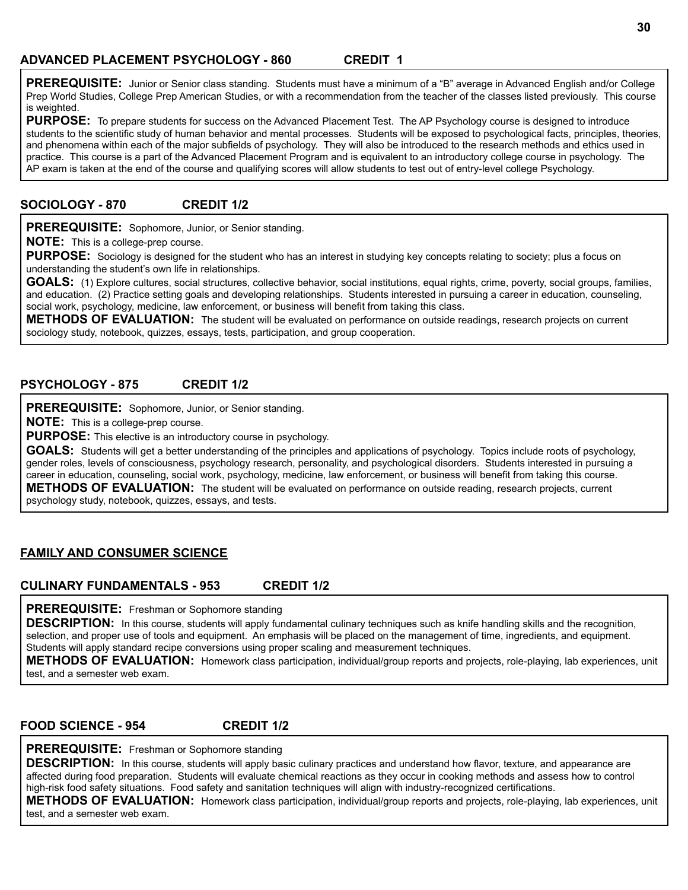### ADVANCED PLACEMENT PSYCHOLOGY - 860 CREDIT 1

**PREREQUISITE:** Junior or Senior class standing. Students must have a minimum of a "B" average in Advanced English and/or College Prep World Studies, College Prep American Studies, or with a recommendation from the teacher of the classes listed previously. This course is weighted.

**PURPOSE:** To prepare students for success on the Advanced Placement Test. The AP Psychology course is designed to introduce students to the scientific study of human behavior and mental processes. Students will be exposed to psychological facts, principles, theories, and phenomena within each of the major subfields of psychology. They will also be introduced to the research methods and ethics used in practice. This course is a part of the Advanced Placement Program and is equivalent to an introductory college course in psychology. The AP exam is taken at the end of the course and qualifying scores will allow students to test out of entry-level college Psychology.

### SOCIOLOGY - 870 CREDIT 1/2

**PREREQUISITE:** Sophomore, Junior, or Senior standing.

**NOTE:** This is a college-prep course.

**PURPOSE:** Sociology is designed for the student who has an interest in studying key concepts relating to society; plus a focus on understanding the student's own life in relationships.

**GOALS:** (1) Explore cultures, social structures, collective behavior, social institutions, equal rights, crime, poverty, social groups, families, and education. (2) Practice setting goals and developing relationships. Students interested in pursuing a career in education, counseling, social work, psychology, medicine, law enforcement, or business will benefit from taking this class.

**METHODS OF EVALUATION:** The student will be evaluated on performance on outside readings, research projects on current sociology study, notebook, quizzes, essays, tests, participation, and group cooperation.

### PSYCHOLOGY - 875 CREDIT 1/2

**PREREQUISITE:** Sophomore, Junior, or Senior standing.

**NOTE:** This is a college-prep course.

**PURPOSE:** This elective is an introductory course in psychology.

**GOALS:** Students will get a better understanding of the principles and applications of psychology. Topics include roots of psychology, gender roles, levels of consciousness, psychology research, personality, and psychological disorders. Students interested in pursuing a career in education, counseling, social work, psychology, medicine, law enforcement, or business will benefit from taking this course.

**METHODS OF EVALUATION:** The student will be evaluated on performance on outside reading, research projects, current psychology study, notebook, quizzes, essays, and tests.

## FAMILY AND CONSUMER SCIENCE

### CULINARY FUNDAMENTALS - 953 CREDIT 1/2

**PREREQUISITE:** Freshman or Sophomore standing

**DESCRIPTION:** In this course, students will apply fundamental culinary techniques such as knife handling skills and the recognition, selection, and proper use of tools and equipment. An emphasis will be placed on the management of time, ingredients, and equipment. Students will apply standard recipe conversions using proper scaling and measurement techniques.

**METHODS OF EVALUATION:** Homework class participation, individual/group reports and projects, role-playing, lab experiences, unit test, and a semester web exam.

### FOOD SCIENCE - 954 CREDIT 1/2

**PREREQUISITE:** Freshman or Sophomore standing

**DESCRIPTION:** In this course, students will apply basic culinary practices and understand how flavor, texture, and appearance are affected during food preparation. Students will evaluate chemical reactions as they occur in cooking methods and assess how to control high-risk food safety situations. Food safety and sanitation techniques will align with industry-recognized certifications.

**METHODS OF EVALUATION:** Homework class participation, individual/group reports and projects, role-playing, lab experiences, unit test, and a semester web exam.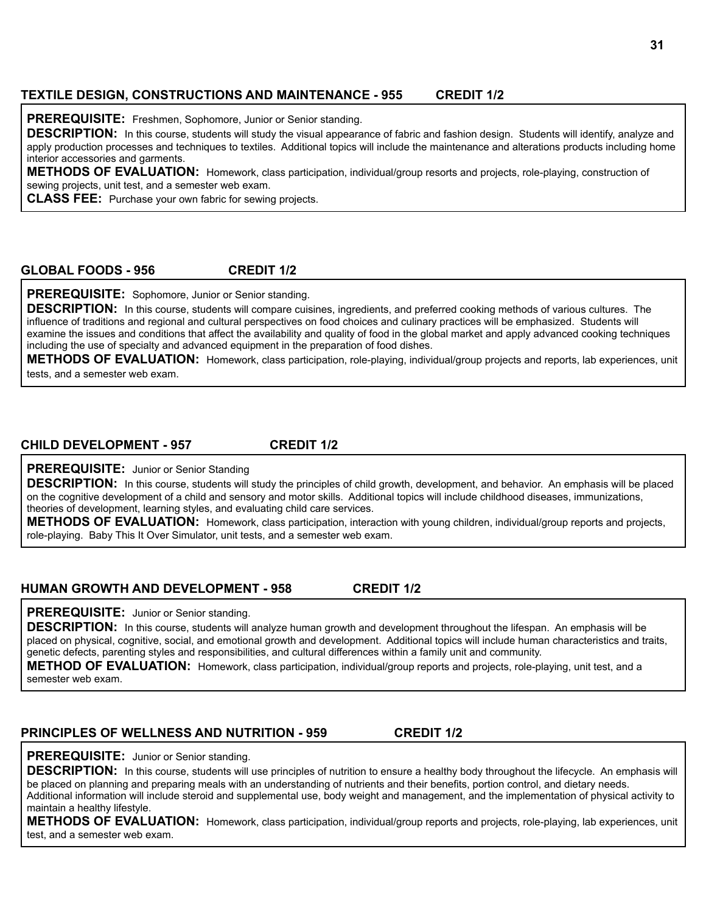## TEXTILE DESIGN, CONSTRUCTIONS AND MAINTENANCE - 955 CREDIT 1/2

**PREREQUISITE:** Freshmen, Sophomore, Junior or Senior standing.

**DESCRIPTION:** In this course, students will study the visual appearance of fabric and fashion design. Students will identify, analyze and apply production processes and techniques to textiles. Additional topics will include the maintenance and alterations products including home interior accessories and garments.

**METHODS OF EVALUATION:** Homework, class participation, individual/group resorts and projects, role-playing, construction of sewing projects, unit test, and a semester web exam.

**CLASS FEE:** Purchase your own fabric for sewing projects.

## GLOBAL FOODS - 956 CREDIT 1/2

**PREREQUISITE:** Sophomore, Junior or Senior standing.

**DESCRIPTION:** In this course, students will compare cuisines, ingredients, and preferred cooking methods of various cultures. The influence of traditions and regional and cultural perspectives on food choices and culinary practices will be emphasized. Students will examine the issues and conditions that affect the availability and quality of food in the global market and apply advanced cooking techniques including the use of specialty and advanced equipment in the preparation of food dishes.

**METHODS OF EVALUATION:** Homework, class participation, role-playing, individual/group projects and reports, lab experiences, unit tests, and a semester web exam.

## CHILD DEVELOPMENT - 957 CREDIT 1/2

**PREREQUISITE:** Junior or Senior Standing

**DESCRIPTION:** In this course, students will study the principles of child growth, development, and behavior. An emphasis will be placed on the cognitive development of a child and sensory and motor skills. Additional topics will include childhood diseases, immunizations, theories of development, learning styles, and evaluating child care services.

**METHODS OF EVALUATION:** Homework, class participation, interaction with young children, individual/group reports and projects, role-playing. Baby This It Over Simulator, unit tests, and a semester web exam.

## HUMAN GROWTH AND DEVELOPMENT - 958 CREDIT 1/2

**PREREQUISITE:** Junior or Senior standing.

**DESCRIPTION:** In this course, students will analyze human growth and development throughout the lifespan. An emphasis will be placed on physical, cognitive, social, and emotional growth and development. Additional topics will include human characteristics and traits, genetic defects, parenting styles and responsibilities, and cultural differences within a family unit and community.

**METHOD OF EVALUATION:** Homework, class participation, individual/group reports and projects, role-playing, unit test, and a semester web exam.

## PRINCIPLES OF WELLNESS AND NUTRITION - 959 CREDIT 1/2

**PREREQUISITE:** Junior or Senior standing.

**DESCRIPTION:** In this course, students will use principles of nutrition to ensure a healthy body throughout the lifecycle. An emphasis will be placed on planning and preparing meals with an understanding of nutrients and their benefits, portion control, and dietary needs. Additional information will include steroid and supplemental use, body weight and management, and the implementation of physical activity to maintain a healthy lifestyle.

**METHODS OF EVALUATION:** Homework, class participation, individual/group reports and projects, role-playing, lab experiences, unit test, and a semester web exam.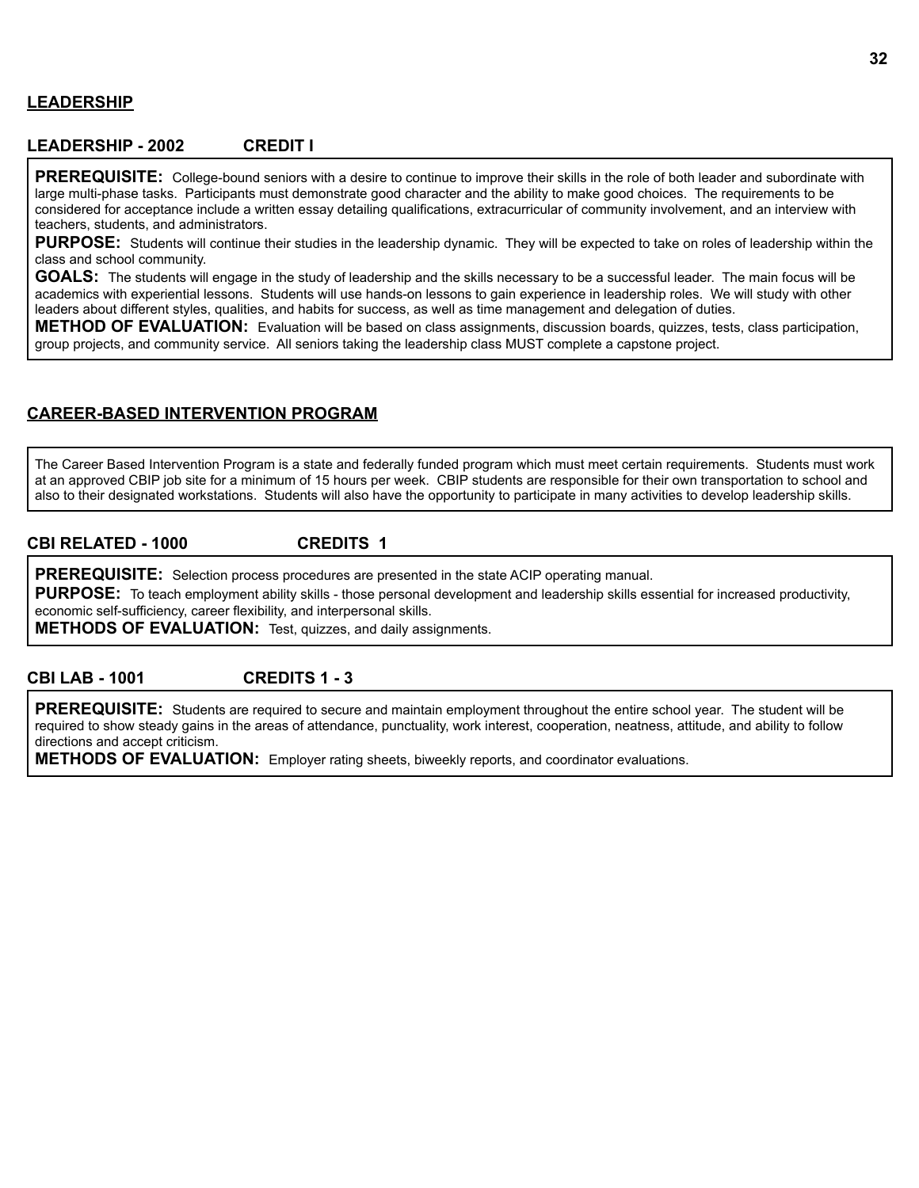## LEADERSHIP

### LEADERSHIP - 2002 CREDIT I

**PREREQUISITE:** College-bound seniors with a desire to continue to improve their skills in the role of both leader and subordinate with large multi-phase tasks. Participants must demonstrate good character and the ability to make good choices. The requirements to be considered for acceptance include a written essay detailing qualifications, extracurricular of community involvement, and an interview with teachers, students, and administrators.

**PURPOSE:** Students will continue their studies in the leadership dynamic. They will be expected to take on roles of leadership within the class and school community.

**GOALS:** The students will engage in the study of leadership and the skills necessary to be a successful leader. The main focus will be academics with experiential lessons. Students will use hands-on lessons to gain experience in leadership roles. We will study with other leaders about different styles, qualities, and habits for success, as well as time management and delegation of duties.

**METHOD OF EVALUATION:** Evaluation will be based on class assignments, discussion boards, quizzes, tests, class participation, group projects, and community service. All seniors taking the leadership class MUST complete a capstone project.

## CAREER-BASED INTERVENTION PROGRAM

The Career Based Intervention Program is a state and federally funded program which must meet certain requirements. Students must work at an approved CBIP job site for a minimum of 15 hours per week. CBIP students are responsible for their own transportation to school and also to their designated workstations. Students will also have the opportunity to participate in many activities to develop leadership skills.

### CBI RELATED - 1000 CREDITS 1

**PREREQUISITE:** Selection process procedures are presented in the state ACIP operating manual.

**PURPOSE:** To teach employment ability skills - those personal development and leadership skills essential for increased productivity, economic self-sufficiency, career flexibility, and interpersonal skills.

**METHODS OF EVALUATION:** Test, quizzes, and daily assignments.

### CBI LAB - 1001 CREDITS 1 - 3

**PREREQUISITE:** Students are required to secure and maintain employment throughout the entire school year. The student will be required to show steady gains in the areas of attendance, punctuality, work interest, cooperation, neatness, attitude, and ability to follow directions and accept criticism.

**METHODS OF EVALUATION:** Employer rating sheets, biweekly reports, and coordinator evaluations.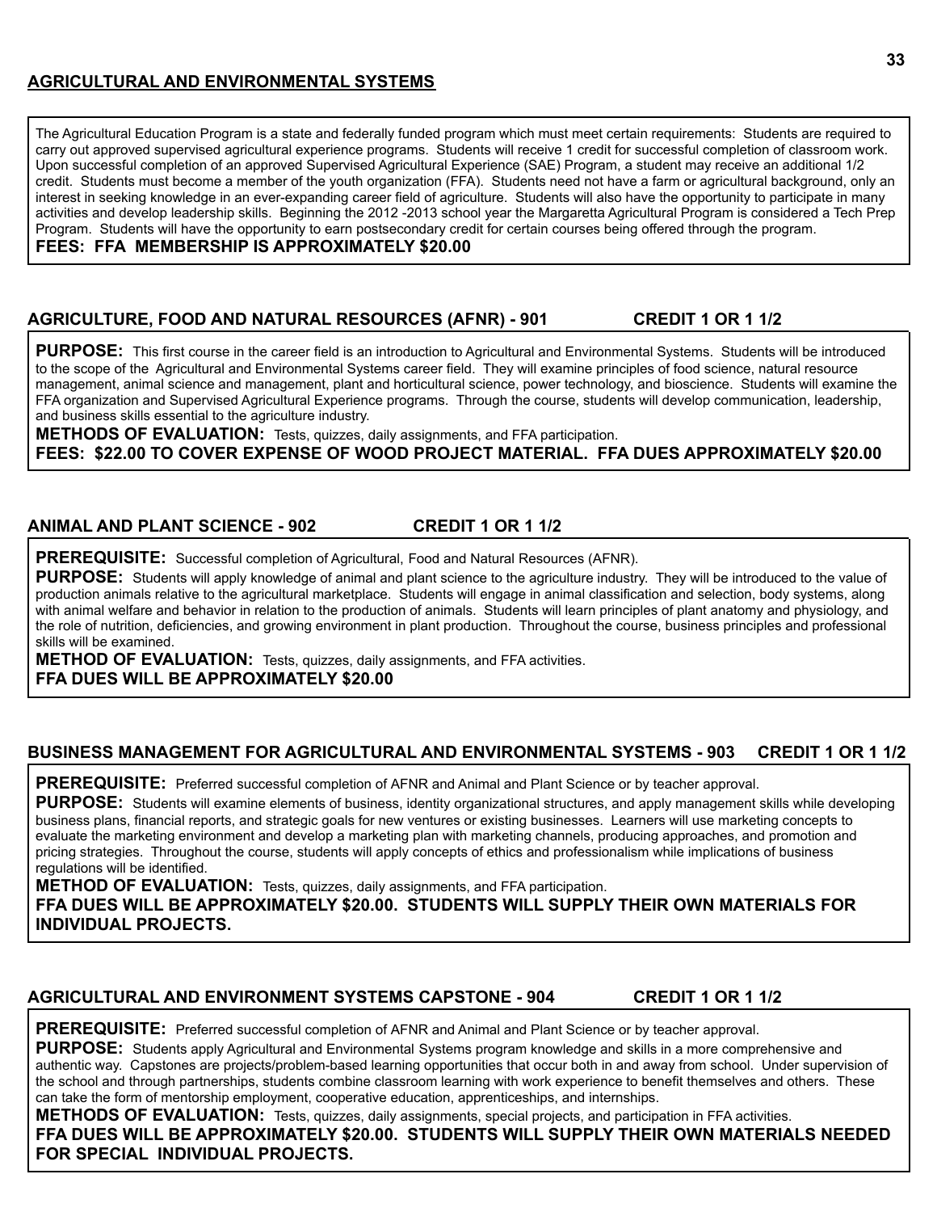## AGRICULTURAL AND ENVIRONMENTAL SYSTEMS

The Agricultural Education Program is a state and federally funded program which must meet certain requirements: Students are required to carry out approved supervised agricultural experience programs. Students will receive 1 credit for successful completion of classroom work. Upon successful completion of an approved Supervised Agricultural Experience (SAE) Program, a student may receive an additional 1/2 credit. Students must become a member of the youth organization (FFA). Students need not have a farm or agricultural background, only an interest in seeking knowledge in an ever-expanding career field of agriculture. Students will also have the opportunity to participate in many activities and develop leadership skills. Beginning the 2012 -2013 school year the Margaretta Agricultural Program is considered a Tech Prep Program. Students will have the opportunity to earn postsecondary credit for certain courses being offered through the program.

**FEES: FFA MEMBERSHIP IS APPROXIMATELY $20.00**

### AGRICULTURE, FOOD AND NATURAL RESOURCES (AFNR) - 901 — CREDIT 1 OR 1 1/2

**PURPOSE:** This first course in the career field is an introduction to Agricultural and Environmental Systems. Students will be introduced to the scope of the Agricultural and Environmental Systems career field. They will examine principles of food science, natural resource management, animal science and management, plant and horticultural science, power technology, and bioscience. Students will examine the FFA organization and Supervised Agricultural Experience programs. Through the course, students will develop communication, leadership, and business skills essential to the agriculture industry.

**METHODS OF EVALUATION:** Tests, quizzes, daily assignments, and FFA participation.

**FEES: $22.00 TO COVER EXPENSE OF WOOD PROJECT MATERIAL. FFA DUES APPROXIMATELY $20.00**

### ANIMAL AND PLANT SCIENCE - 902 — CREDIT 1 OR 1 1/2

**PREREQUISITE:** Successful completion of Agricultural, Food and Natural Resources (AFNR).

**PURPOSE:** Students will apply knowledge of animal and plant science to the agriculture industry. They will be introduced to the value of production animals relative to the agricultural marketplace. Students will engage in animal classification and selection, body systems, along with animal welfare and behavior in relation to the production of animals. Students will learn principles of plant anatomy and physiology, and the role of nutrition, deficiencies, and growing environment in plant production. Throughout the course, business principles and professional skills will be examined.

**METHOD OF EVALUATION:** Tests, quizzes, daily assignments, and FFA activities.

**FFA DUES WILL BE APPROXIMATELY $20.00**

### BUSINESS MANAGEMENT FOR AGRICULTURAL AND ENVIRONMENTAL SYSTEMS - 903 — CREDIT 1 OR 1 1/2

**PREREQUISITE:** Preferred successful completion of AFNR and Animal and Plant Science or by teacher approval.

**PURPOSE:** Students will examine elements of business, identity organizational structures, and apply management skills while developing business plans, financial reports, and strategic goals for new ventures or existing businesses. Learners will use marketing concepts to evaluate the marketing environment and develop a marketing plan with marketing channels, producing approaches, and promotion and pricing strategies. Throughout the course, students will apply concepts of ethics and professionalism while implications of business regulations will be identified.

**METHOD OF EVALUATION:** Tests, quizzes, daily assignments, and FFA participation.

**FFA DUES WILL BE APPROXIMATELY $20.00. STUDENTS WILL SUPPLY THEIR OWN MATERIALS FOR INDIVIDUAL PROJECTS.**

### AGRICULTURAL AND ENVIRONMENT SYSTEMS CAPSTONE - 904 — CREDIT 1 OR 1 1/2

**PREREQUISITE:** Preferred successful completion of AFNR and Animal and Plant Science or by teacher approval.

**PURPOSE:** Students apply Agricultural and Environmental Systems program knowledge and skills in a more comprehensive and authentic way. Capstones are projects/problem-based learning opportunities that occur both in and away from school. Under supervision of the school and through partnerships, students combine classroom learning with work experience to benefit themselves and others. These can take the form of mentorship employment, cooperative education, apprenticeships, and internships.

**METHODS OF EVALUATION:** Tests, quizzes, daily assignments, special projects, and participation in FFA activities.

**FFA DUES WILL BE APPROXIMATELY $20.00. STUDENTS WILL SUPPLY THEIR OWN MATERIALS NEEDED FOR SPECIAL INDIVIDUAL PROJECTS.**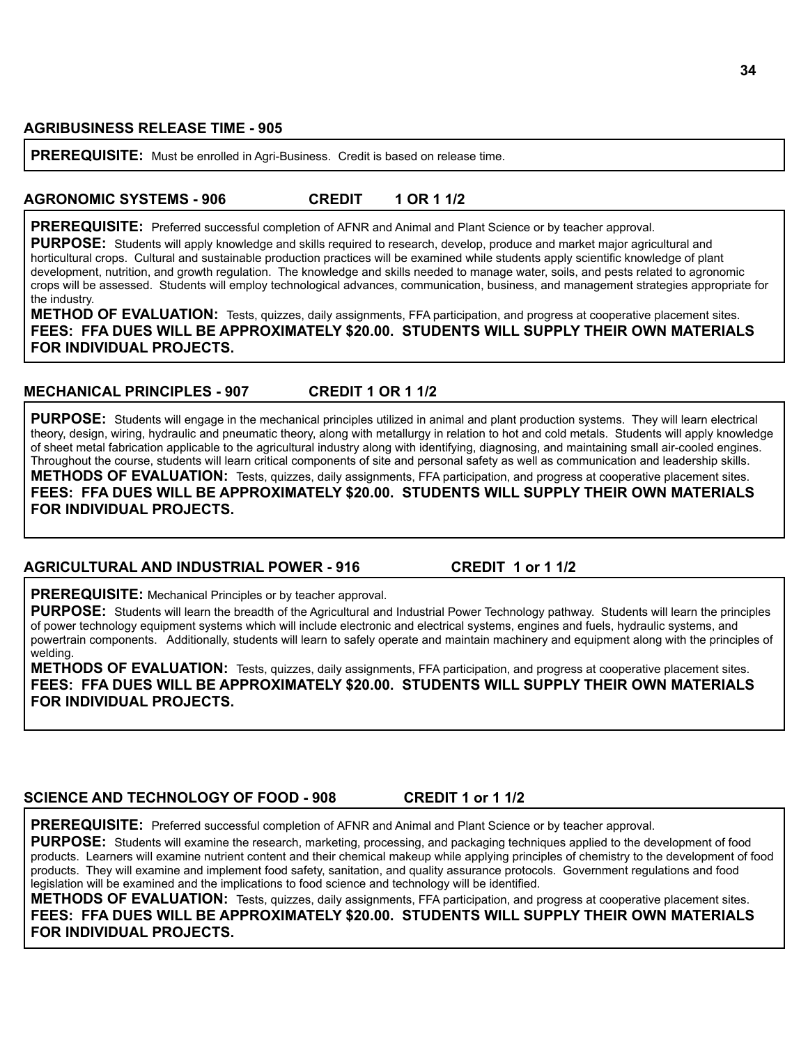### AGRIBUSINESS RELEASE TIME - 905

**PREREQUISITE:** Must be enrolled in Agri-Business. Credit is based on release time.

### AGRONOMIC SYSTEMS - 906 CREDIT 1 OR 1 1/2

**PREREQUISITE:** Preferred successful completion of AFNR and Animal and Plant Science or by teacher approval.

**PURPOSE:** Students will apply knowledge and skills required to research, develop, produce and market major agricultural and horticultural crops. Cultural and sustainable production practices will be examined while students apply scientific knowledge of plant development, nutrition, and growth regulation. The knowledge and skills needed to manage water, soils, and pests related to agronomic crops will be assessed. Students will employ technological advances, communication, business, and management strategies appropriate for the industry.

**METHOD OF EVALUATION:** Tests, quizzes, daily assignments, FFA participation, and progress at cooperative placement sites.

**FEES: FFA DUES WILL BE APPROXIMATELY $20.00. STUDENTS WILL SUPPLY THEIR OWN MATERIALS FOR INDIVIDUAL PROJECTS.**

### MECHANICAL PRINCIPLES - 907 CREDIT 1 OR 1 1/2

**PURPOSE:** Students will engage in the mechanical principles utilized in animal and plant production systems. They will learn electrical theory, design, wiring, hydraulic and pneumatic theory, along with metallurgy in relation to hot and cold metals. Students will apply knowledge of sheet metal fabrication applicable to the agricultural industry along with identifying, diagnosing, and maintaining small air-cooled engines. Throughout the course, students will learn critical components of site and personal safety as well as communication and leadership skills.

**METHODS OF EVALUATION:** Tests, quizzes, daily assignments, FFA participation, and progress at cooperative placement sites.

**FEES: FFA DUES WILL BE APPROXIMATELY $20.00. STUDENTS WILL SUPPLY THEIR OWN MATERIALS FOR INDIVIDUAL PROJECTS.**

### AGRICULTURAL AND INDUSTRIAL POWER - 916 CREDIT 1 or 1 1/2

**PREREQUISITE:** Mechanical Principles or by teacher approval.

**PURPOSE:** Students will learn the breadth of the Agricultural and Industrial Power Technology pathway. Students will learn the principles of power technology equipment systems which will include electronic and electrical systems, engines and fuels, hydraulic systems, and powertrain components. Additionally, students will learn to safely operate and maintain machinery and equipment along with the principles of welding.

**METHODS OF EVALUATION:** Tests, quizzes, daily assignments, FFA participation, and progress at cooperative placement sites.

**FEES: FFA DUES WILL BE APPROXIMATELY $20.00. STUDENTS WILL SUPPLY THEIR OWN MATERIALS FOR INDIVIDUAL PROJECTS.**

### SCIENCE AND TECHNOLOGY OF FOOD - 908 CREDIT 1 or 1 1/2

**PREREQUISITE:** Preferred successful completion of AFNR and Animal and Plant Science or by teacher approval.

**PURPOSE:** Students will examine the research, marketing, processing, and packaging techniques applied to the development of food products. Learners will examine nutrient content and their chemical makeup while applying principles of chemistry to the development of food products. They will examine and implement food safety, sanitation, and quality assurance protocols. Government regulations and food legislation will be examined and the implications to food science and technology will be identified.

**METHODS OF EVALUATION:** Tests, quizzes, daily assignments, FFA participation, and progress at cooperative placement sites.

**FEES: FFA DUES WILL BE APPROXIMATELY $20.00. STUDENTS WILL SUPPLY THEIR OWN MATERIALS FOR INDIVIDUAL PROJECTS.**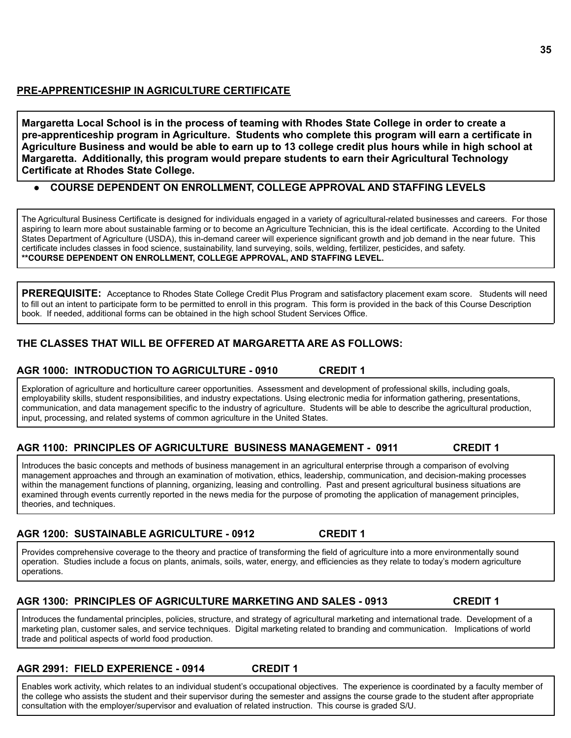## PRE-APPRENTICESHIP IN AGRICULTURE CERTIFICATE

**Margaretta Local School is in the process of teaming with Rhodes State College in order to create a pre-apprenticeship program in Agriculture. Students who complete this program will earn a certificate in Agriculture Business and would be able to earn up to 13 college credit plus hours while in high school at Margaretta. Additionally, this program would prepare students to earn their Agricultural Technology Certificate at Rhodes State College.**

- **COURSE DEPENDENT ON ENROLLMENT, COLLEGE APPROVAL AND STAFFING LEVELS**

The Agricultural Business Certificate is designed for individuals engaged in a variety of agricultural-related businesses and careers. For those aspiring to learn more about sustainable farming or to become an Agriculture Technician, this is the ideal certificate. According to the United States Department of Agriculture (USDA), this in-demand career will experience significant growth and job demand in the near future. This certificate includes classes in food science, sustainability, land surveying, soils, welding, fertilizer, pesticides, and safety.
**\*\*COURSE DEPENDENT ON ENROLLMENT, COLLEGE APPROVAL, AND STAFFING LEVEL.**

**PREREQUISITE:** Acceptance to Rhodes State College Credit Plus Program and satisfactory placement exam score. Students will need to fill out an intent to participate form to be permitted to enroll in this program. This form is provided in the back of this Course Description book. If needed, additional forms can be obtained in the high school Student Services Office.

### THE CLASSES THAT WILL BE OFFERED AT MARGARETTA ARE AS FOLLOWS:

### AGR 1000: INTRODUCTION TO AGRICULTURE - 0910 CREDIT 1

Exploration of agriculture and horticulture career opportunities. Assessment and development of professional skills, including goals, employability skills, student responsibilities, and industry expectations. Using electronic media for information gathering, presentations, communication, and data management specific to the industry of agriculture. Students will be able to describe the agricultural production, input, processing, and related systems of common agriculture in the United States.

### AGR 1100: PRINCIPLES OF AGRICULTURE BUSINESS MANAGEMENT - 0911 CREDIT 1

Introduces the basic concepts and methods of business management in an agricultural enterprise through a comparison of evolving management approaches and through an examination of motivation, ethics, leadership, communication, and decision-making processes within the management functions of planning, organizing, leasing and controlling. Past and present agricultural business situations are examined through events currently reported in the news media for the purpose of promoting the application of management principles, theories, and techniques.

### AGR 1200: SUSTAINABLE AGRICULTURE - 0912 CREDIT 1

Provides comprehensive coverage to the theory and practice of transforming the field of agriculture into a more environmentally sound operation. Studies include a focus on plants, animals, soils, water, energy, and efficiencies as they relate to today's modern agriculture operations.

### AGR 1300: PRINCIPLES OF AGRICULTURE MARKETING AND SALES - 0913 CREDIT 1

Introduces the fundamental principles, policies, structure, and strategy of agricultural marketing and international trade. Development of a marketing plan, customer sales, and service techniques. Digital marketing related to branding and communication. Implications of world trade and political aspects of world food production.

### AGR 2991: FIELD EXPERIENCE - 0914 CREDIT 1

Enables work activity, which relates to an individual student's occupational objectives. The experience is coordinated by a faculty member of the college who assists the student and their supervisor during the semester and assigns the course grade to the student after appropriate consultation with the employer/supervisor and evaluation of related instruction. This course is graded S/U.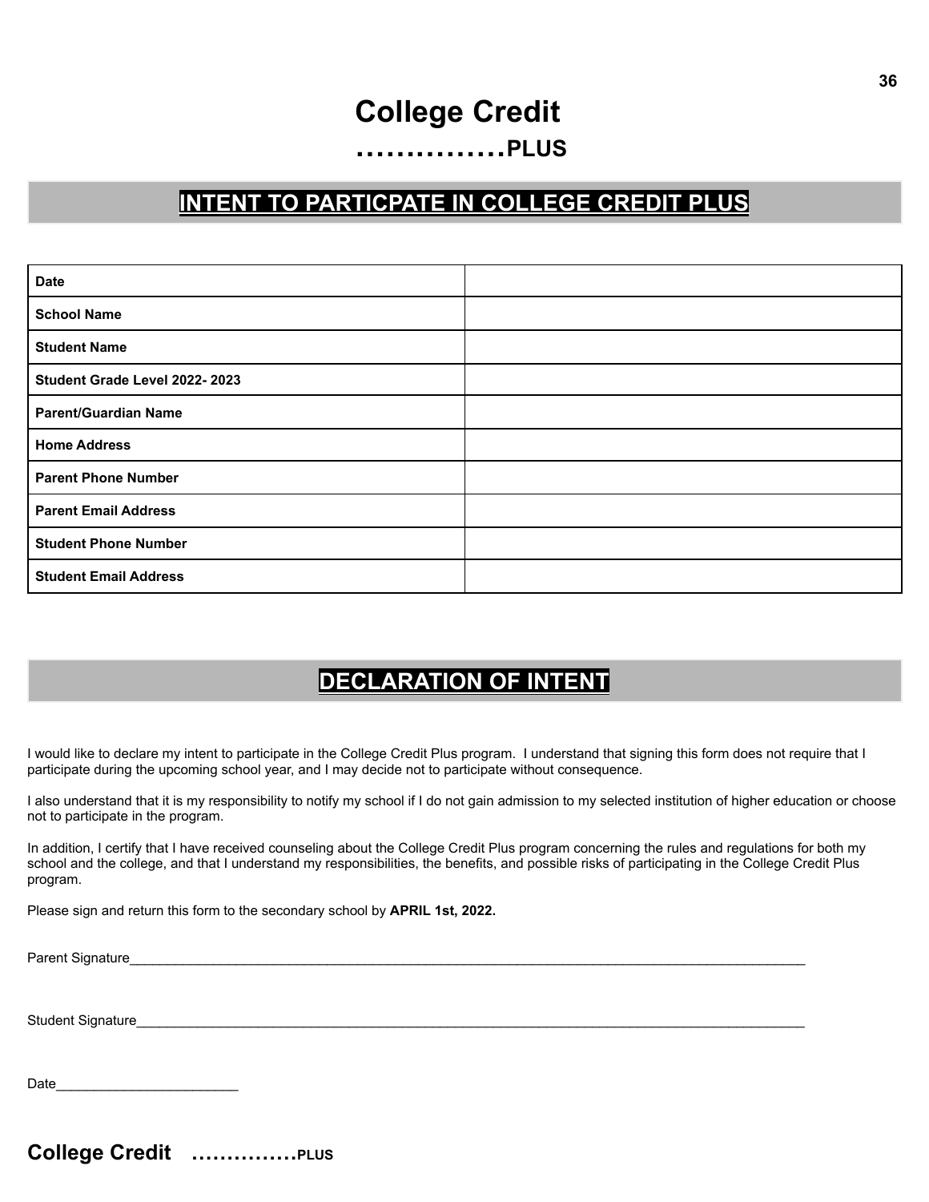# College Credit
## ……………PLUS

## INTENT TO PARTICPATE IN COLLEGE CREDIT PLUS

| | |
|---|---|
| **Date** | |
| **School Name** | |
| **Student Name** | |
| **Student Grade Level 2022- 2023** | |
| **Parent/Guardian Name** | |
| **Home Address** | |
| **Parent Phone Number** | |
| **Parent Email Address** | |
| **Student Phone Number** | |
| **Student Email Address** | |

## DECLARATION OF INTENT

I would like to declare my intent to participate in the College Credit Plus program. I understand that signing this form does not require that I participate during the upcoming school year, and I may decide not to participate without consequence.

I also understand that it is my responsibility to notify my school if I do not gain admission to my selected institution of higher education or choose not to participate in the program.

In addition, I certify that I have received counseling about the College Credit Plus program concerning the rules and regulations for both my school and the college, and that I understand my responsibilities, the benefits, and possible risks of participating in the College Credit Plus program.

Please sign and return this form to the secondary school by **APRIL 1st, 2022.**

Parent Signature_______________________________________________________________________________________

Student Signature______________________________________________________________________________________

Date________________________

**College Credit ……………PLUS**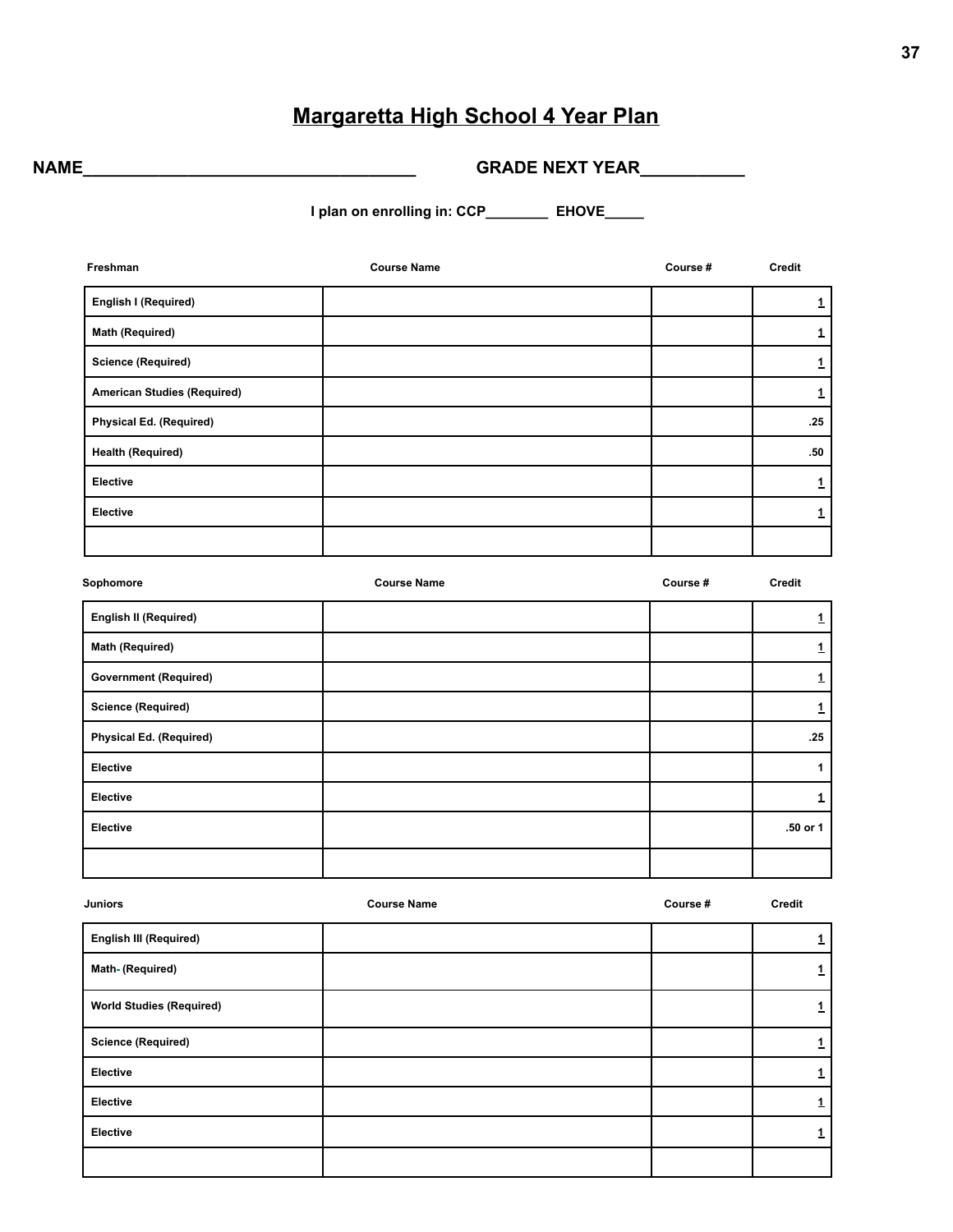# Margaretta High School 4 Year Plan

**NAME___________________________________ GRADE NEXT YEAR___________**

**I plan on enrolling in: CCP________ EHOVE_____**

| Freshman | Course Name | Course # | Credit |
|---|---|---|---|
| English I (Required) | | | 1 |
| Math (Required) | | | 1 |
| Science (Required) | | | 1 |
| American Studies (Required) | | | 1 |
| Physical Ed. (Required) | | | .25 |
| Health (Required) | | | .50 |
| Elective | | | 1 |
| Elective | | | 1 |
| | | | |

| Sophomore | Course Name | Course # | Credit |
|---|---|---|---|
| English II (Required) | | | 1 |
| Math (Required) | | | 1 |
| Government (Required) | | | 1 |
| Science (Required) | | | 1 |
| Physical Ed. (Required) | | | .25 |
| Elective | | | 1 |
| Elective | | | 1 |
| Elective | | | .50 or 1 |
| | | | |

| Juniors | Course Name | Course # | Credit |
|---|---|---|---|
| English III (Required) | | | 1 |
| Math- (Required) | | | 1 |
| World Studies (Required) | | | 1 |
| Science (Required) | | | 1 |
| Elective | | | 1 |
| Elective | | | 1 |
| Elective | | | 1 |
| | | | |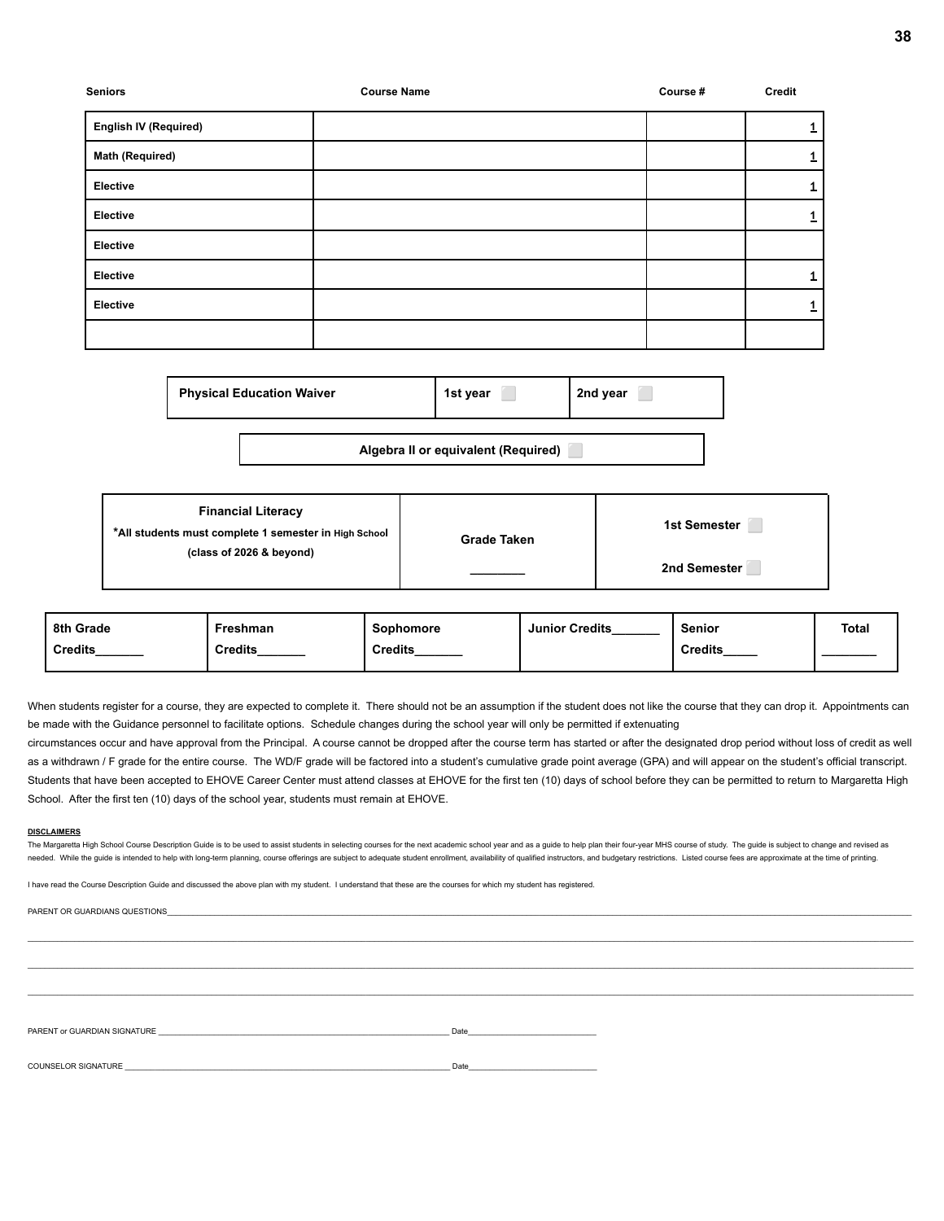| Seniors | Course Name | Course # | Credit |
|---|---|---|---|
| **English IV (Required)** | | | 1 |
| **Math (Required)** | | | 1 |
| **Elective** | | | 1 |
| **Elective** | | | 1 |
| **Elective** | | | |
| **Elective** | | | 1 |
| **Elective** | | | 1 |
| | | | |

| | | |
|---|---|---|
| **Physical Education Waiver** | **1st year** ⬜ | **2nd year** ⬜ |

| |
|---|
| **Algebra II or equivalent (Required)** ⬜ |

| | | |
|---|---|---|
| **Financial Literacy** *All students must complete 1 semester in High School (class of 2026 & beyond) | **Grade Taken** ________ | **1st Semester** ⬜ **2nd Semester** ⬜ |

| | | | | | |
|---|---|---|---|---|---|
| **8th Grade Credits_______** | **Freshman Credits_______** | **Sophomore Credits_______** | **Junior Credits_______** | **Senior Credits_____** | **Total ________** |

When students register for a course, they are expected to complete it. There should not be an assumption if the student does not like the course that they can drop it. Appointments can be made with the Guidance personnel to facilitate options. Schedule changes during the school year will only be permitted if extenuating circumstances occur and have approval from the Principal. A course cannot be dropped after the course term has started or after the designated drop period without loss of credit as well as a withdrawn / F grade for the entire course. The WD/F grade will be factored into a student's cumulative grade point average (GPA) and will appear on the student's official transcript. Students that have been accepted to EHOVE Career Center must attend classes at EHOVE for the first ten (10) days of school before they can be permitted to return to Margaretta High School. After the first ten (10) days of the school year, students must remain at EHOVE.

**DISCLAIMERS**

The Margaretta High School Course Description Guide is to be used to assist students in selecting courses for the next academic school year and as a guide to help plan their four-year MHS course of study. The guide is subject to change and revised as needed. While the guide is intended to help with long-term planning, course offerings are subject to adequate student enrollment, availability of qualified instructors, and budgetary restrictions. Listed course fees are approximate at the time of printing.

I have read the Course Description Guide and discussed the above plan with my student. I understand that these are the courses for which my student has registered.

PARENT OR GUARDIANS QUESTIONS________________________________________________

________________________________________________

________________________________________________

________________________________________________

PARENT or GUARDIAN SIGNATURE ________________________________________ Date____________________

COUNSELOR SIGNATURE ________________________________________ Date____________________